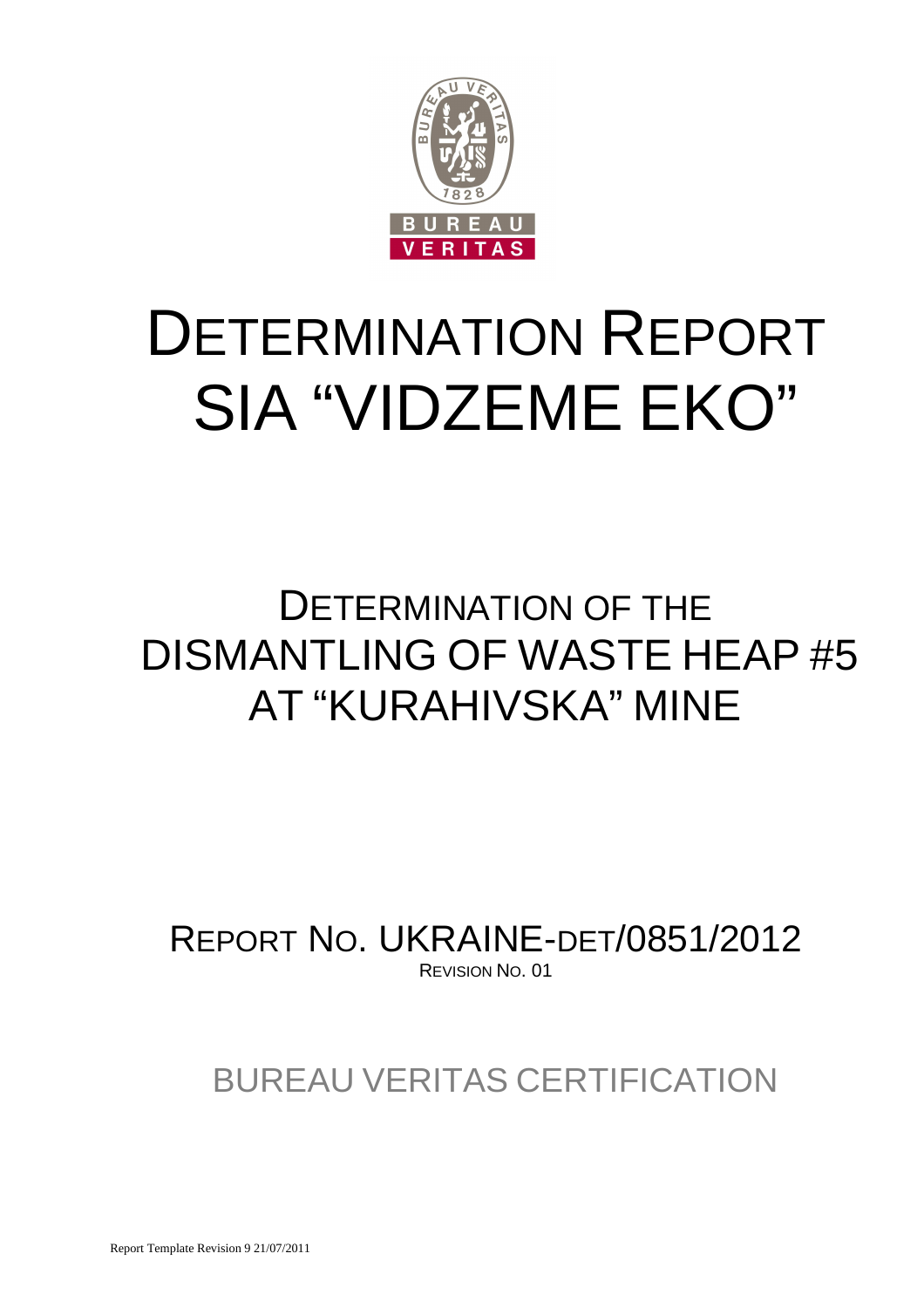# DETERMINATION REPORT
# SIA "VIDZEME EKO"

## DETERMINATION OF THE DISMANTLING OF WASTE HEAP #5 AT "KURAHIVSKA" MINE

REPORT NO. UKRAINE-DET/0851/2012
REVISION NO. 01

BUREAU VERITAS CERTIFICATION

Report Template Revision 9 21/07/2011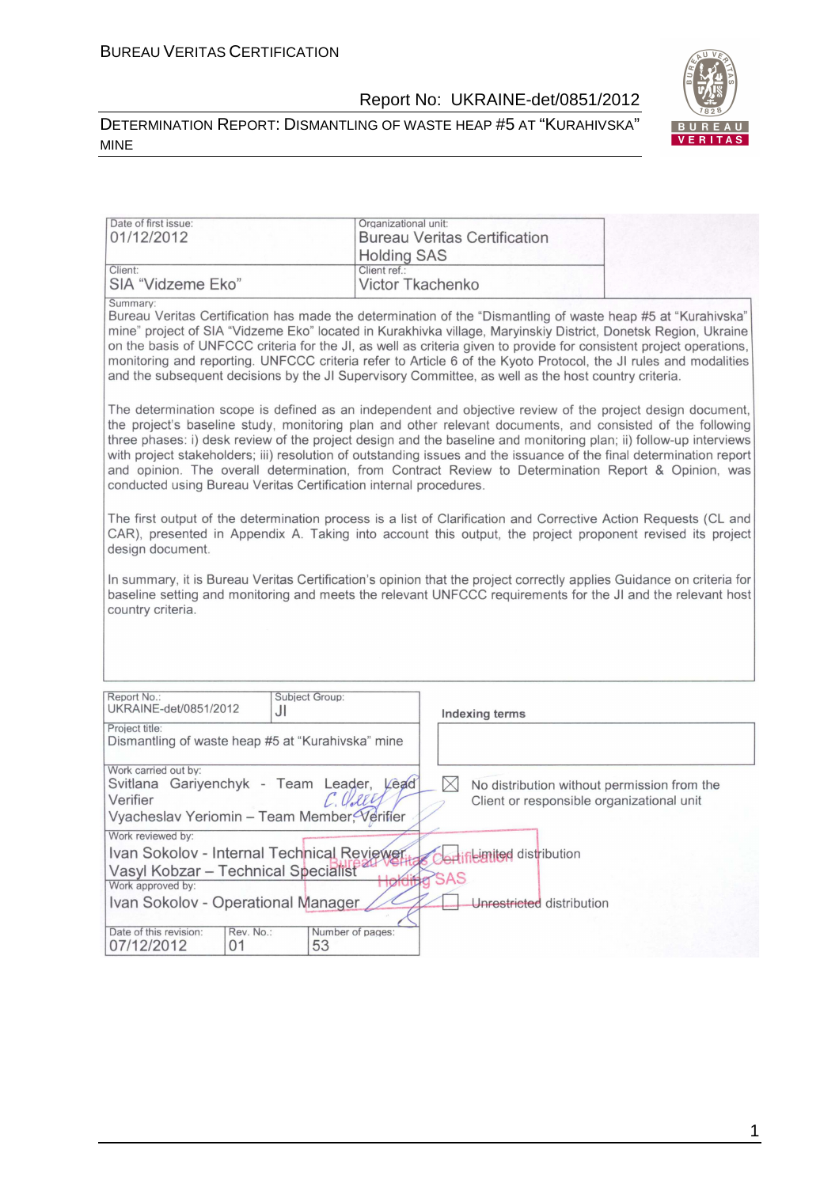| Date of first issue: 01/12/2012 | Organizational unit: Bureau Veritas Certification Holding SAS |
|---|---|
| Client: SIA "Vidzeme Eko" | Client ref.: Victor Tkachenko |

Summary:

Bureau Veritas Certification has made the determination of the "Dismantling of waste heap #5 at "Kurahivska" mine" project of SIA "Vidzeme Eko" located in Kurakhivka village, Maryinskiy District, Donetsk Region, Ukraine on the basis of UNFCCC criteria for the JI, as well as criteria given to provide for consistent project operations, monitoring and reporting. UNFCCC criteria refer to Article 6 of the Kyoto Protocol, the JI rules and modalities and the subsequent decisions by the JI Supervisory Committee, as well as the host country criteria.

The determination scope is defined as an independent and objective review of the project design document, the project's baseline study, monitoring plan and other relevant documents, and consisted of the following three phases: i) desk review of the project design and the baseline and monitoring plan; ii) follow-up interviews with project stakeholders; iii) resolution of outstanding issues and the issuance of the final determination report and opinion. The overall determination, from Contract Review to Determination Report & Opinion, was conducted using Bureau Veritas Certification internal procedures.

The first output of the determination process is a list of Clarification and Corrective Action Requests (CL and CAR), presented in Appendix A. Taking into account this output, the project proponent revised its project design document.

In summary, it is Bureau Veritas Certification's opinion that the project correctly applies Guidance on criteria for baseline setting and monitoring and meets the relevant UNFCCC requirements for the JI and the relevant host country criteria.

| Report No.: UKRAINE-det/0851/2012 | Subject Group: JI | Indexing terms |
|---|---|---|
| Project title: Dismantling of waste heap #5 at "Kurahivska" mine | | |
| Work carried out by: Svitlana Gariyenchyk - Team Leader, Lead Verifier; Vyacheslav Yeriomin – Team Member, Verifier | | ☒ No distribution without permission from the Client or responsible organizational unit |
| Work reviewed by: Ivan Sokolov - Internal Technical Reviewer; Vasyl Kobzar – Technical Specialist | | ☐ Limited distribution |
| Work approved by: Ivan Sokolov - Operational Manager | | ☐ Unrestricted distribution |
| Date of this revision: 07/12/2012 | Rev. No.: 01 | Number of pages: 53 |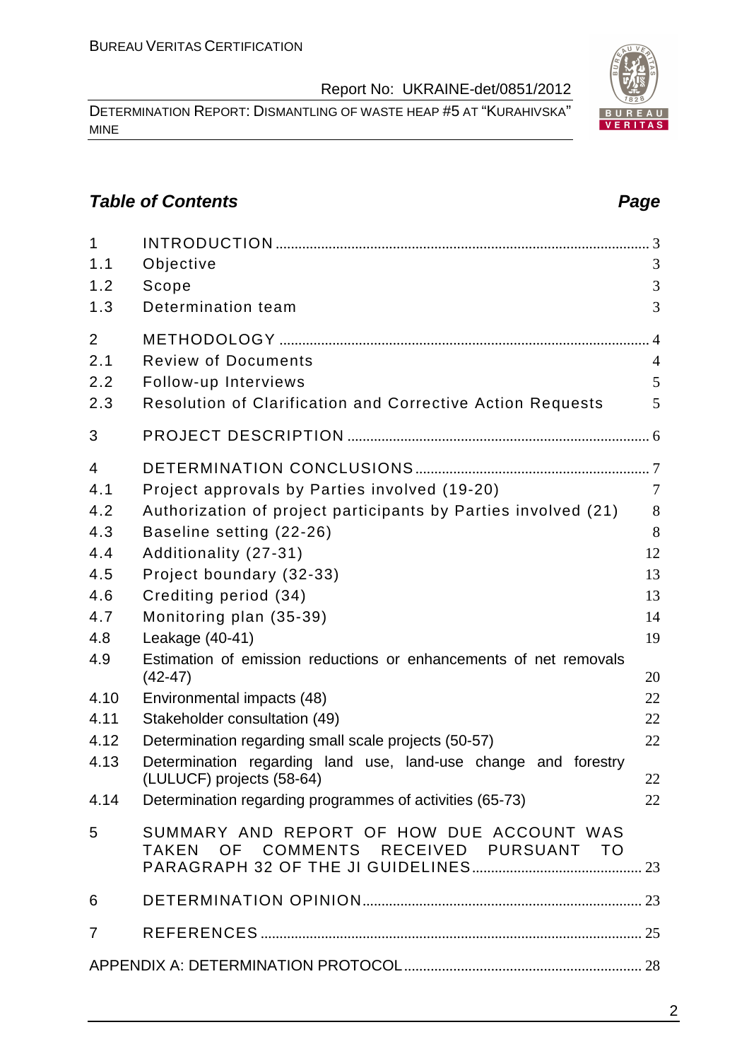## *Table of Contents* *Page*

| | | |
|---|---|---|
| 1 | INTRODUCTION | 3 |
| 1.1 | Objective | 3 |
| 1.2 | Scope | 3 |
| 1.3 | Determination team | 3 |
| 2 | METHODOLOGY | 4 |
| 2.1 | Review of Documents | 4 |
| 2.2 | Follow-up Interviews | 5 |
| 2.3 | Resolution of Clarification and Corrective Action Requests | 5 |
| 3 | PROJECT DESCRIPTION | 6 |
| 4 | DETERMINATION CONCLUSIONS | 7 |
| 4.1 | Project approvals by Parties involved (19-20) | 7 |
| 4.2 | Authorization of project participants by Parties involved (21) | 8 |
| 4.3 | Baseline setting (22-26) | 8 |
| 4.4 | Additionality (27-31) | 12 |
| 4.5 | Project boundary (32-33) | 13 |
| 4.6 | Crediting period (34) | 13 |
| 4.7 | Monitoring plan (35-39) | 14 |
| 4.8 | Leakage (40-41) | 19 |
| 4.9 | Estimation of emission reductions or enhancements of net removals (42-47) | 20 |
| 4.10 | Environmental impacts (48) | 22 |
| 4.11 | Stakeholder consultation (49) | 22 |
| 4.12 | Determination regarding small scale projects (50-57) | 22 |
| 4.13 | Determination regarding land use, land-use change and forestry (LULUCF) projects (58-64) | 22 |
| 4.14 | Determination regarding programmes of activities (65-73) | 22 |
| 5 | SUMMARY AND REPORT OF HOW DUE ACCOUNT WAS TAKEN OF COMMENTS RECEIVED PURSUANT TO PARAGRAPH 32 OF THE JI GUIDELINES | 23 |
| 6 | DETERMINATION OPINION | 23 |
| 7 | REFERENCES | 25 |
| | APPENDIX A: DETERMINATION PROTOCOL | 28 |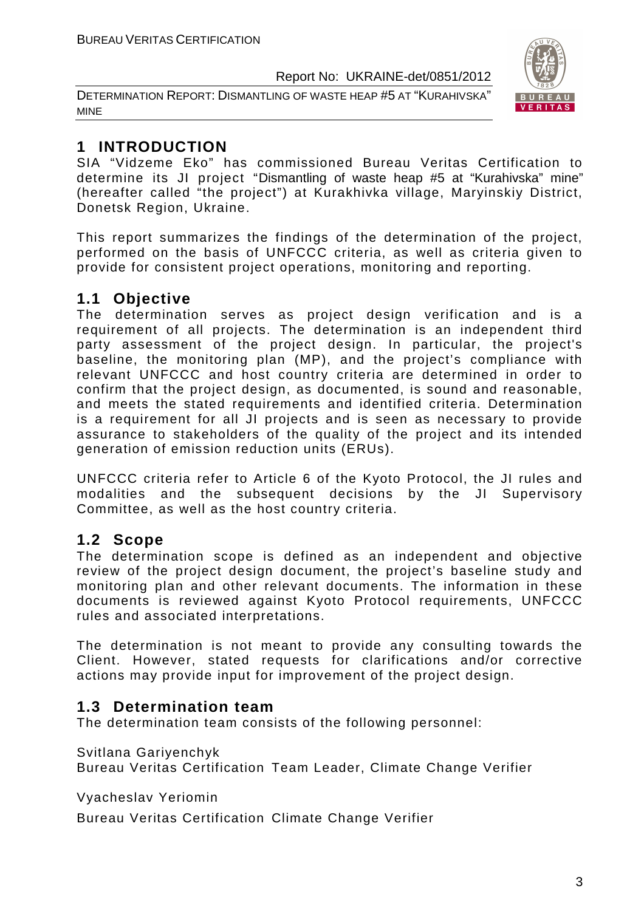# 1 INTRODUCTION

SIA "Vidzeme Eko" has commissioned Bureau Veritas Certification to determine its JI project "Dismantling of waste heap #5 at "Kurahivska" mine" (hereafter called "the project") at Kurakhivka village, Maryinskiy District, Donetsk Region, Ukraine.

This report summarizes the findings of the determination of the project, performed on the basis of UNFCCC criteria, as well as criteria given to provide for consistent project operations, monitoring and reporting.

## 1.1 Objective

The determination serves as project design verification and is a requirement of all projects. The determination is an independent third party assessment of the project design. In particular, the project's baseline, the monitoring plan (MP), and the project's compliance with relevant UNFCCC and host country criteria are determined in order to confirm that the project design, as documented, is sound and reasonable, and meets the stated requirements and identified criteria. Determination is a requirement for all JI projects and is seen as necessary to provide assurance to stakeholders of the quality of the project and its intended generation of emission reduction units (ERUs).

UNFCCC criteria refer to Article 6 of the Kyoto Protocol, the JI rules and modalities and the subsequent decisions by the JI Supervisory Committee, as well as the host country criteria.

## 1.2 Scope

The determination scope is defined as an independent and objective review of the project design document, the project's baseline study and monitoring plan and other relevant documents. The information in these documents is reviewed against Kyoto Protocol requirements, UNFCCC rules and associated interpretations.

The determination is not meant to provide any consulting towards the Client. However, stated requests for clarifications and/or corrective actions may provide input for improvement of the project design.

## 1.3 Determination team

The determination team consists of the following personnel:

Svitlana Gariyenchyk
Bureau Veritas Certification Team Leader, Climate Change Verifier

Vyacheslav Yeriomin

Bureau Veritas Certification Climate Change Verifier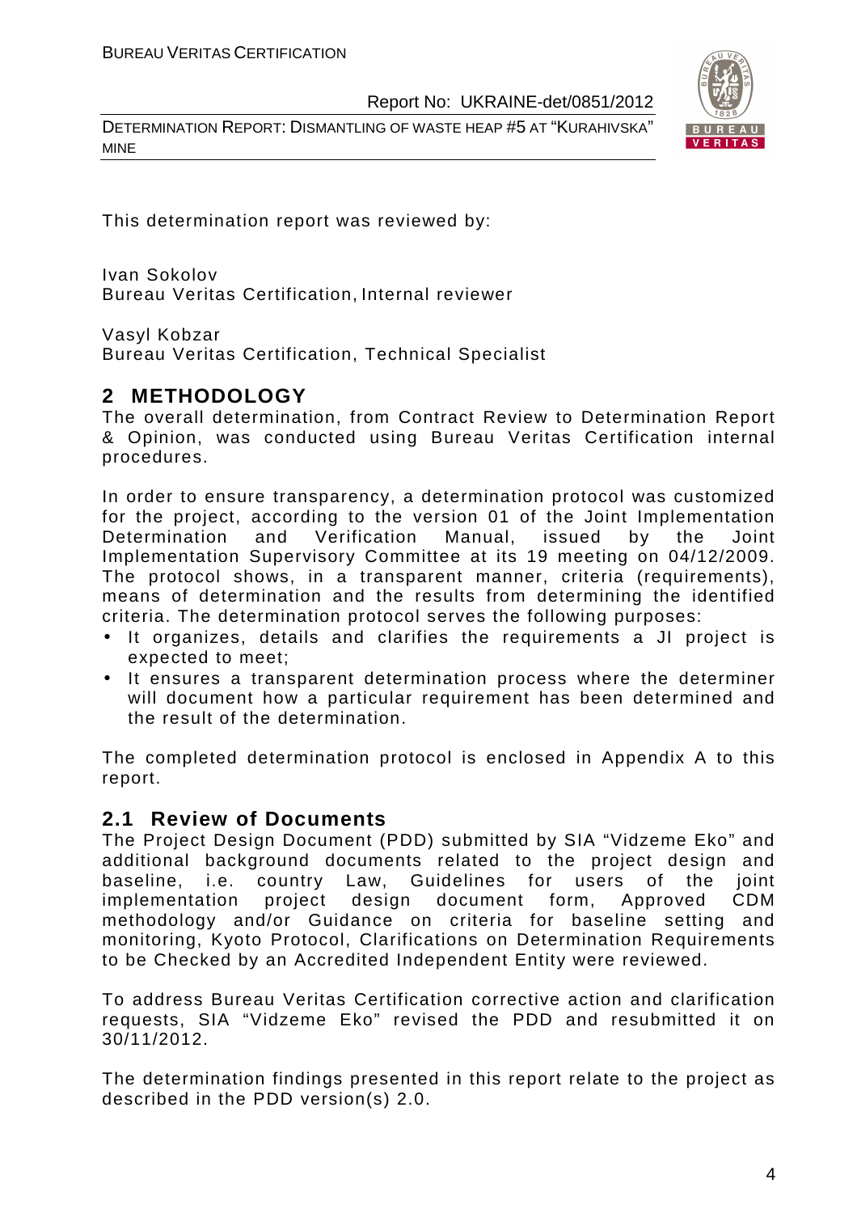This determination report was reviewed by:

Ivan Sokolov
Bureau Veritas Certification, Internal reviewer

Vasyl Kobzar
Bureau Veritas Certification, Technical Specialist

# 2 METHODOLOGY

The overall determination, from Contract Review to Determination Report & Opinion, was conducted using Bureau Veritas Certification internal procedures.

In order to ensure transparency, a determination protocol was customized for the project, according to the version 01 of the Joint Implementation Determination and Verification Manual, issued by the Joint Implementation Supervisory Committee at its 19 meeting on 04/12/2009. The protocol shows, in a transparent manner, criteria (requirements), means of determination and the results from determining the identified criteria. The determination protocol serves the following purposes:

- It organizes, details and clarifies the requirements a JI project is expected to meet;
- It ensures a transparent determination process where the determiner will document how a particular requirement has been determined and the result of the determination.

The completed determination protocol is enclosed in Appendix A to this report.

## 2.1 Review of Documents

The Project Design Document (PDD) submitted by SIA "Vidzeme Eko" and additional background documents related to the project design and baseline, i.e. country Law, Guidelines for users of the joint implementation project design document form, Approved CDM methodology and/or Guidance on criteria for baseline setting and monitoring, Kyoto Protocol, Clarifications on Determination Requirements to be Checked by an Accredited Independent Entity were reviewed.

To address Bureau Veritas Certification corrective action and clarification requests, SIA "Vidzeme Eko" revised the PDD and resubmitted it on 30/11/2012.

The determination findings presented in this report relate to the project as described in the PDD version(s) 2.0.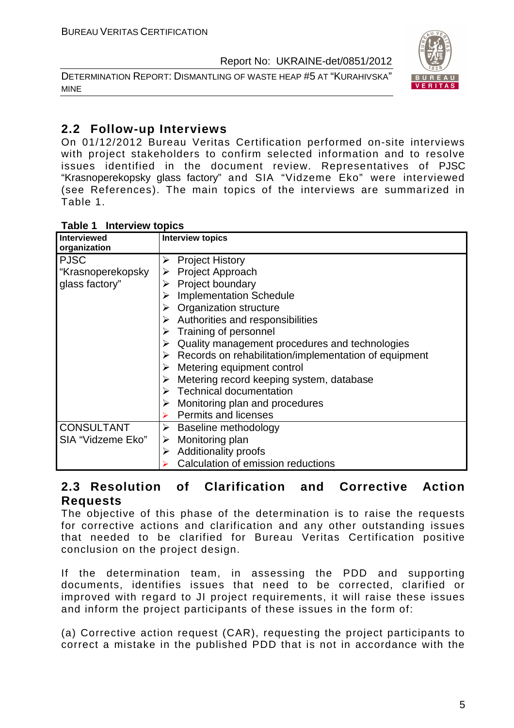## 2.2 Follow-up Interviews

On 01/12/2012 Bureau Veritas Certification performed on-site interviews with project stakeholders to confirm selected information and to resolve issues identified in the document review. Representatives of PJSC "Krasnoperekopsky glass factory" and SIA "Vidzeme Eko" were interviewed (see References). The main topics of the interviews are summarized in Table 1.

**Table 1 Interview topics**

| Interviewed organization | Interview topics |
|---|---|
| PJSC "Krasnoperekopsky glass factory" | ➢ Project History<br>➢ Project Approach<br>➢ Project boundary<br>➢ Implementation Schedule<br>➢ Organization structure<br>➢ Authorities and responsibilities<br>➢ Training of personnel<br>➢ Quality management procedures and technologies<br>➢ Records on rehabilitation/implementation of equipment<br>➢ Metering equipment control<br>➢ Metering record keeping system, database<br>➢ Technical documentation<br>➢ Monitoring plan and procedures<br>➢ Permits and licenses |
| CONSULTANT SIA "Vidzeme Eko" | ➢ Baseline methodology<br>➢ Monitoring plan<br>➢ Additionality proofs<br>➢ Calculation of emission reductions |

## 2.3 Resolution of Clarification and Corrective Action Requests

The objective of this phase of the determination is to raise the requests for corrective actions and clarification and any other outstanding issues that needed to be clarified for Bureau Veritas Certification positive conclusion on the project design.

If the determination team, in assessing the PDD and supporting documents, identifies issues that need to be corrected, clarified or improved with regard to JI project requirements, it will raise these issues and inform the project participants of these issues in the form of:

(a) Corrective action request (CAR), requesting the project participants to correct a mistake in the published PDD that is not in accordance with the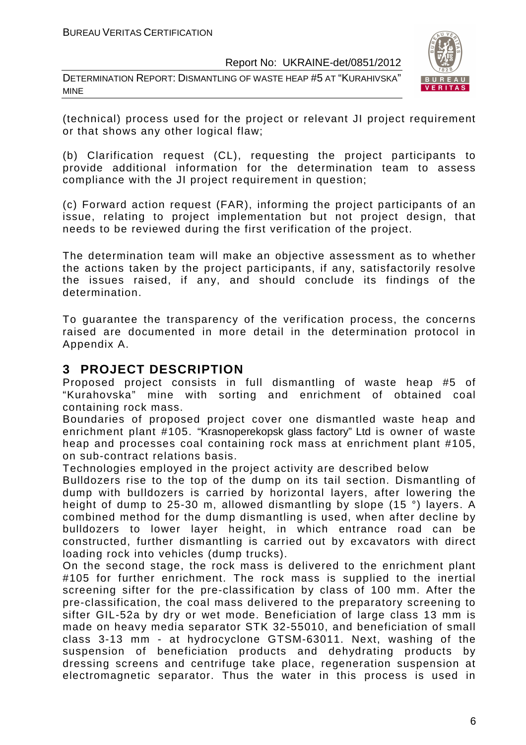(technical) process used for the project or relevant JI project requirement or that shows any other logical flaw;

(b) Clarification request (CL), requesting the project participants to provide additional information for the determination team to assess compliance with the JI project requirement in question;

(c) Forward action request (FAR), informing the project participants of an issue, relating to project implementation but not project design, that needs to be reviewed during the first verification of the project.

The determination team will make an objective assessment as to whether the actions taken by the project participants, if any, satisfactorily resolve the issues raised, if any, and should conclude its findings of the determination.

To guarantee the transparency of the verification process, the concerns raised are documented in more detail in the determination protocol in Appendix A.

# 3 PROJECT DESCRIPTION

Proposed project consists in full dismantling of waste heap #5 of "Kurahovska" mine with sorting and enrichment of obtained coal containing rock mass.

Boundaries of proposed project cover one dismantled waste heap and enrichment plant #105. "Krasnoperekopsk glass factory" Ltd is owner of waste heap and processes coal containing rock mass at enrichment plant #105, on sub-contract relations basis.

Technologies employed in the project activity are described below

Bulldozers rise to the top of the dump on its tail section. Dismantling of dump with bulldozers is carried by horizontal layers, after lowering the height of dump to 25-30 m, allowed dismantling by slope (15 °) layers. A combined method for the dump dismantling is used, when after decline by bulldozers to lower layer height, in which entrance road can be constructed, further dismantling is carried out by excavators with direct loading rock into vehicles (dump trucks).

On the second stage, the rock mass is delivered to the enrichment plant #105 for further enrichment. The rock mass is supplied to the inertial screening sifter for the pre-classification by class of 100 mm. After the pre-classification, the coal mass delivered to the preparatory screening to sifter GIL-52a by dry or wet mode. Beneficiation of large class 13 mm is made on heavy media separator STK 32-55010, and beneficiation of small class 3-13 mm - at hydrocyclone GTSM-63011. Next, washing of the suspension of beneficiation products and dehydrating products by dressing screens and centrifuge take place, regeneration suspension at electromagnetic separator. Thus the water in this process is used in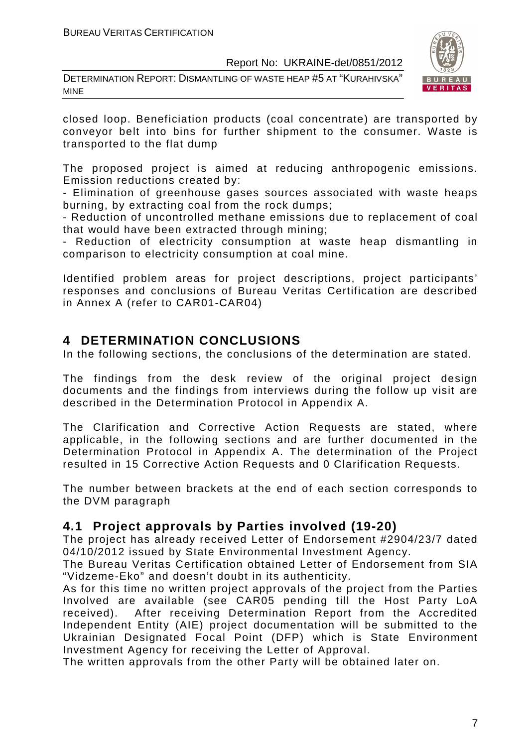closed loop. Beneficiation products (coal concentrate) are transported by conveyor belt into bins for further shipment to the consumer. Waste is transported to the flat dump

The proposed project is aimed at reducing anthropogenic emissions. Emission reductions created by:

- Elimination of greenhouse gases sources associated with waste heaps burning, by extracting coal from the rock dumps;
- Reduction of uncontrolled methane emissions due to replacement of coal that would have been extracted through mining;
- Reduction of electricity consumption at waste heap dismantling in comparison to electricity consumption at coal mine.

Identified problem areas for project descriptions, project participants' responses and conclusions of Bureau Veritas Certification are described in Annex A (refer to CAR01-CAR04)

# 4 DETERMINATION CONCLUSIONS

In the following sections, the conclusions of the determination are stated.

The findings from the desk review of the original project design documents and the findings from interviews during the follow up visit are described in the Determination Protocol in Appendix A.

The Clarification and Corrective Action Requests are stated, where applicable, in the following sections and are further documented in the Determination Protocol in Appendix A. The determination of the Project resulted in 15 Corrective Action Requests and 0 Clarification Requests.

The number between brackets at the end of each section corresponds to the DVM paragraph

## 4.1 Project approvals by Parties involved (19-20)

The project has already received Letter of Endorsement #2904/23/7 dated 04/10/2012 issued by State Environmental Investment Agency.

The Bureau Veritas Certification obtained Letter of Endorsement from SIA "Vidzeme-Eko" and doesn't doubt in its authenticity.

As for this time no written project approvals of the project from the Parties Involved are available (see CAR05 pending till the Host Party LoA received). After receiving Determination Report from the Accredited Independent Entity (AIE) project documentation will be submitted to the Ukrainian Designated Focal Point (DFP) which is State Environment Investment Agency for receiving the Letter of Approval.

The written approvals from the other Party will be obtained later on.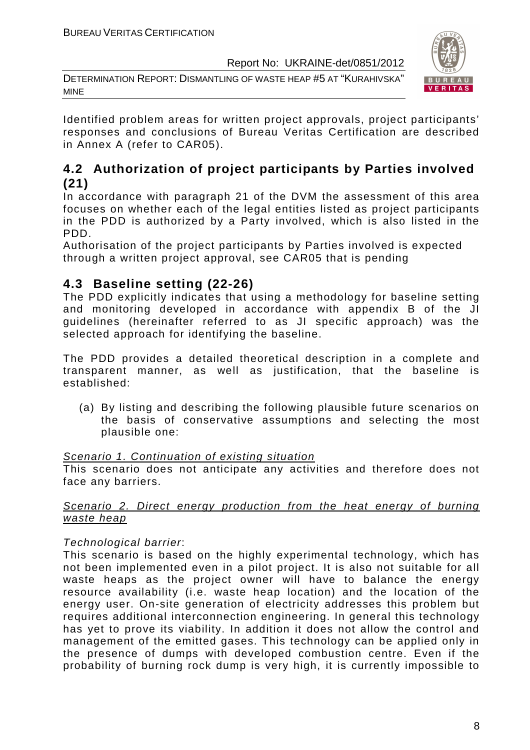Identified problem areas for written project approvals, project participants' responses and conclusions of Bureau Veritas Certification are described in Annex A (refer to CAR05).

## 4.2 Authorization of project participants by Parties involved (21)

In accordance with paragraph 21 of the DVM the assessment of this area focuses on whether each of the legal entities listed as project participants in the PDD is authorized by a Party involved, which is also listed in the PDD.

Authorisation of the project participants by Parties involved is expected through a written project approval, see CAR05 that is pending

## 4.3 Baseline setting (22-26)

The PDD explicitly indicates that using a methodology for baseline setting and monitoring developed in accordance with appendix B of the JI guidelines (hereinafter referred to as JI specific approach) was the selected approach for identifying the baseline.

The PDD provides a detailed theoretical description in a complete and transparent manner, as well as justification, that the baseline is established:

(a) By listing and describing the following plausible future scenarios on the basis of conservative assumptions and selecting the most plausible one:

<u>Scenario 1. Continuation of existing situation</u>

This scenario does not anticipate any activities and therefore does not face any barriers.

<u>Scenario 2. Direct energy production from the heat energy of burning waste heap</u>

*Technological barrier*:

This scenario is based on the highly experimental technology, which has not been implemented even in a pilot project. It is also not suitable for all waste heaps as the project owner will have to balance the energy resource availability (i.e. waste heap location) and the location of the energy user. On-site generation of electricity addresses this problem but requires additional interconnection engineering. In general this technology has yet to prove its viability. In addition it does not allow the control and management of the emitted gases. This technology can be applied only in the presence of dumps with developed combustion centre. Even if the probability of burning rock dump is very high, it is currently impossible to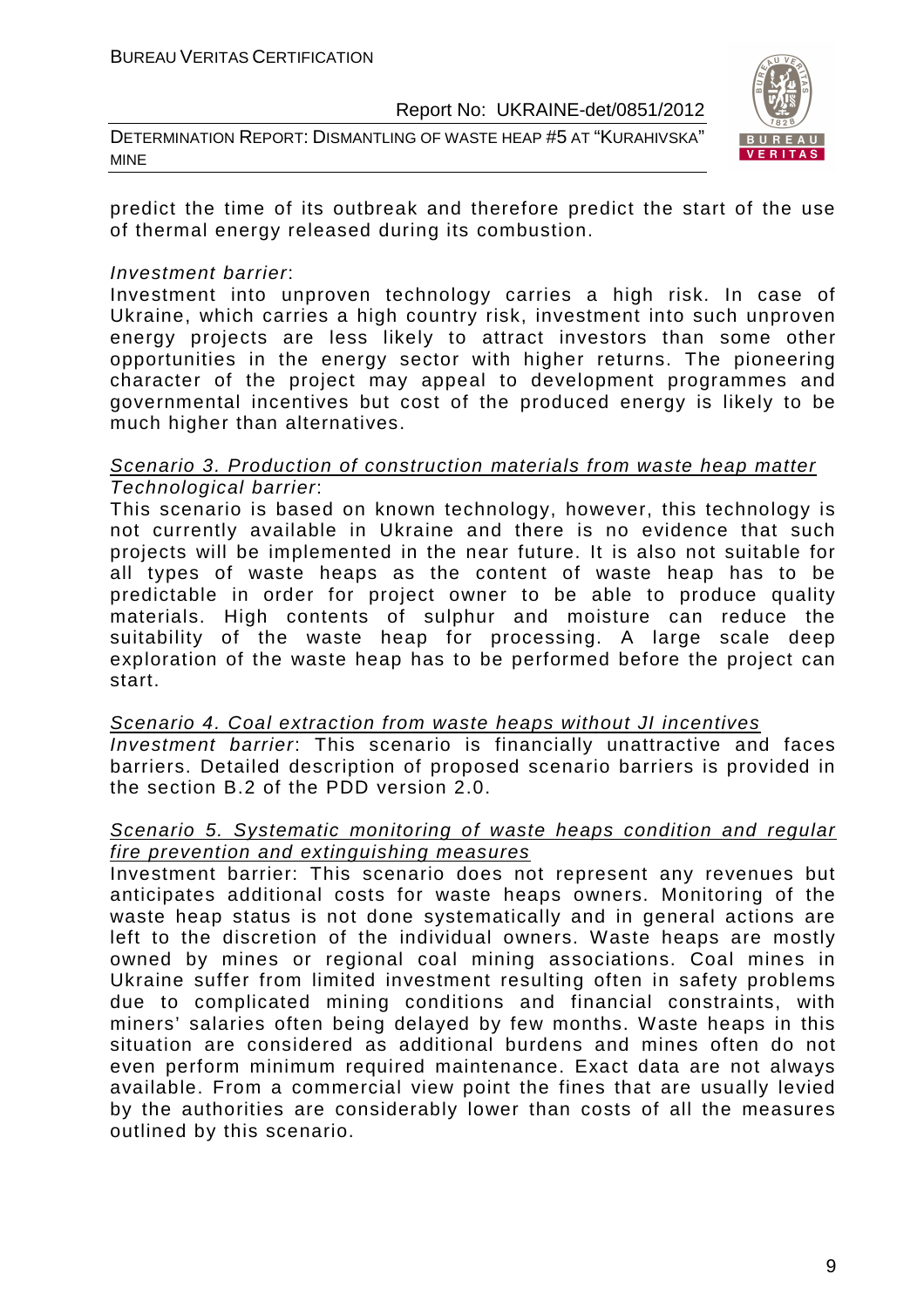predict the time of its outbreak and therefore predict the start of the use of thermal energy released during its combustion.

*Investment barrier*:

Investment into unproven technology carries a high risk. In case of Ukraine, which carries a high country risk, investment into such unproven energy projects are less likely to attract investors than some other opportunities in the energy sector with higher returns. The pioneering character of the project may appeal to development programmes and governmental incentives but cost of the produced energy is likely to be much higher than alternatives.

<u>Scenario 3. Production of construction materials from waste heap matter</u>

*Technological barrier*:

This scenario is based on known technology, however, this technology is not currently available in Ukraine and there is no evidence that such projects will be implemented in the near future. It is also not suitable for all types of waste heaps as the content of waste heap has to be predictable in order for project owner to be able to produce quality materials. High contents of sulphur and moisture can reduce the suitability of the waste heap for processing. A large scale deep exploration of the waste heap has to be performed before the project can start.

<u>Scenario 4. Coal extraction from waste heaps without JI incentives</u>

*Investment barrier*: This scenario is financially unattractive and faces barriers. Detailed description of proposed scenario barriers is provided in the section B.2 of the PDD version 2.0.

<u>Scenario 5. Systematic monitoring of waste heaps condition and regular fire prevention and extinguishing measures</u>

Investment barrier: This scenario does not represent any revenues but anticipates additional costs for waste heaps owners. Monitoring of the waste heap status is not done systematically and in general actions are left to the discretion of the individual owners. Waste heaps are mostly owned by mines or regional coal mining associations. Coal mines in Ukraine suffer from limited investment resulting often in safety problems due to complicated mining conditions and financial constraints, with miners' salaries often being delayed by few months. Waste heaps in this situation are considered as additional burdens and mines often do not even perform minimum required maintenance. Exact data are not always available. From a commercial view point the fines that are usually levied by the authorities are considerably lower than costs of all the measures outlined by this scenario.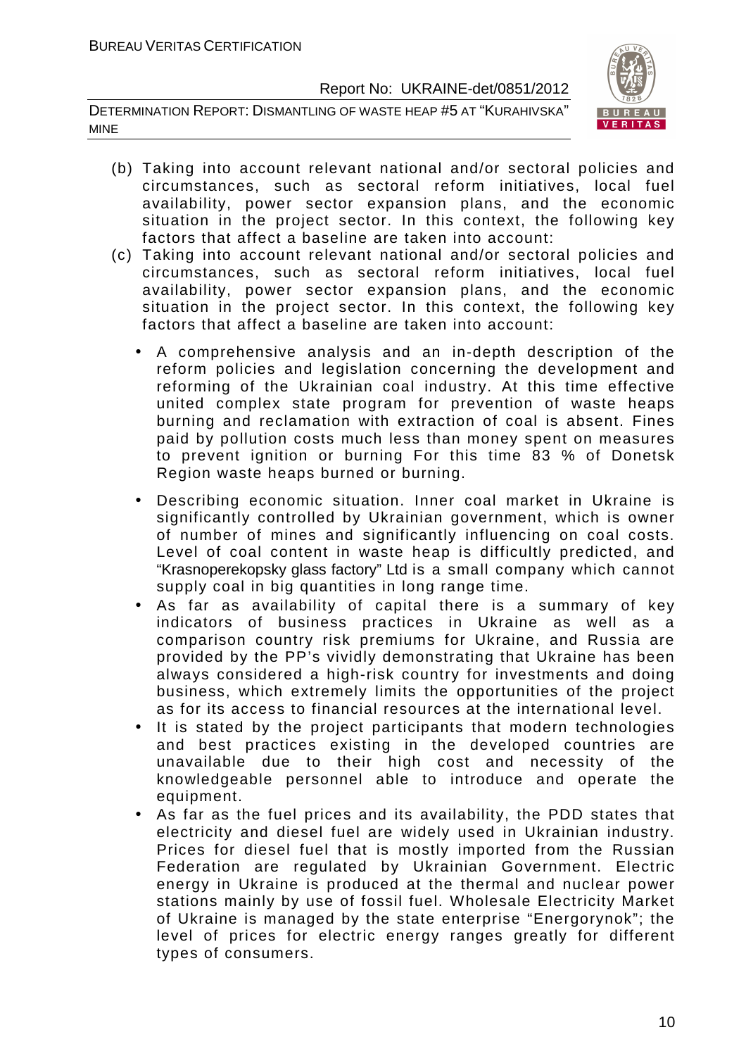(b) Taking into account relevant national and/or sectoral policies and circumstances, such as sectoral reform initiatives, local fuel availability, power sector expansion plans, and the economic situation in the project sector. In this context, the following key factors that affect a baseline are taken into account:

(c) Taking into account relevant national and/or sectoral policies and circumstances, such as sectoral reform initiatives, local fuel availability, power sector expansion plans, and the economic situation in the project sector. In this context, the following key factors that affect a baseline are taken into account:

- A comprehensive analysis and an in-depth description of the reform policies and legislation concerning the development and reforming of the Ukrainian coal industry. At this time effective united complex state program for prevention of waste heaps burning and reclamation with extraction of coal is absent. Fines paid by pollution costs much less than money spent on measures to prevent ignition or burning For this time 83 % of Donetsk Region waste heaps burned or burning.

- Describing economic situation. Inner coal market in Ukraine is significantly controlled by Ukrainian government, which is owner of number of mines and significantly influencing on coal costs. Level of coal content in waste heap is difficultly predicted, and "Krasnoperekopsky glass factory" Ltd is a small company which cannot supply coal in big quantities in long range time.
- As far as availability of capital there is a summary of key indicators of business practices in Ukraine as well as a comparison country risk premiums for Ukraine, and Russia are provided by the PP's vividly demonstrating that Ukraine has been always considered a high-risk country for investments and doing business, which extremely limits the opportunities of the project as for its access to financial resources at the international level.
- It is stated by the project participants that modern technologies and best practices existing in the developed countries are unavailable due to their high cost and necessity of the knowledgeable personnel able to introduce and operate the equipment.
- As far as the fuel prices and its availability, the PDD states that electricity and diesel fuel are widely used in Ukrainian industry. Prices for diesel fuel that is mostly imported from the Russian Federation are regulated by Ukrainian Government. Electric energy in Ukraine is produced at the thermal and nuclear power stations mainly by use of fossil fuel. Wholesale Electricity Market of Ukraine is managed by the state enterprise "Energorynok"; the level of prices for electric energy ranges greatly for different types of consumers.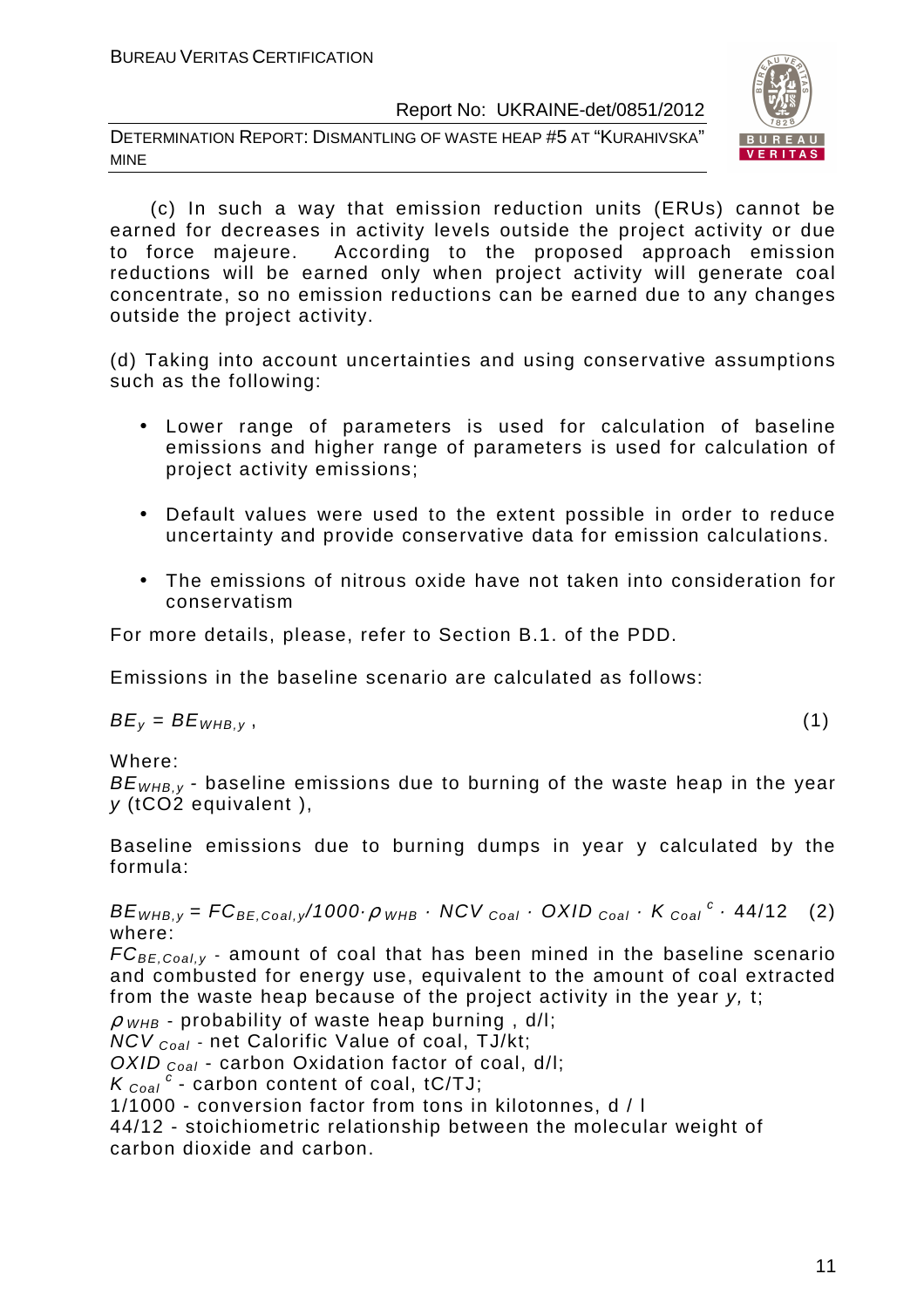(c) In such a way that emission reduction units (ERUs) cannot be earned for decreases in activity levels outside the project activity or due to force majeure. According to the proposed approach emission reductions will be earned only when project activity will generate coal concentrate, so no emission reductions can be earned due to any changes outside the project activity.

(d) Taking into account uncertainties and using conservative assumptions such as the following:

- Lower range of parameters is used for calculation of baseline emissions and higher range of parameters is used for calculation of project activity emissions;
- Default values were used to the extent possible in order to reduce uncertainty and provide conservative data for emission calculations.
- The emissions of nitrous oxide have not taken into consideration for conservatism

For more details, please, refer to Section B.1. of the PDD.

Emissions in the baseline scenario are calculated as follows:

$$BE_y = BE_{WHB,y}\,, \tag{1}$$

Where:

$BE_{WHB,y}$ - baseline emissions due to burning of the waste heap in the year $y$ (tCO2 equivalent ),

Baseline emissions due to burning dumps in year y calculated by the formula:

$$BE_{WHB,y} = FC_{BE,Coal,y}/1000 \cdot \rho_{WHB} \cdot NCV_{Coal} \cdot OXID_{Coal} \cdot K_{Coal}^{c} \cdot 44/12 \tag{2}$$

where:

$FC_{BE,Coal,y}$ - amount of coal that has been mined in the baseline scenario and combusted for energy use, equivalent to the amount of coal extracted from the waste heap because of the project activity in the year $y$, t;

$\rho_{WHB}$ - probability of waste heap burning , d/l;

$NCV_{Coal}$ - net Calorific Value of coal, TJ/kt;

$OXID_{Coal}$ - carbon Oxidation factor of coal, d/l;

$K_{Coal}^{c}$ - carbon content of coal, tC/TJ;

1/1000 - conversion factor from tons in kilotonnes, d / l

44/12 - stoichiometric relationship between the molecular weight of carbon dioxide and carbon.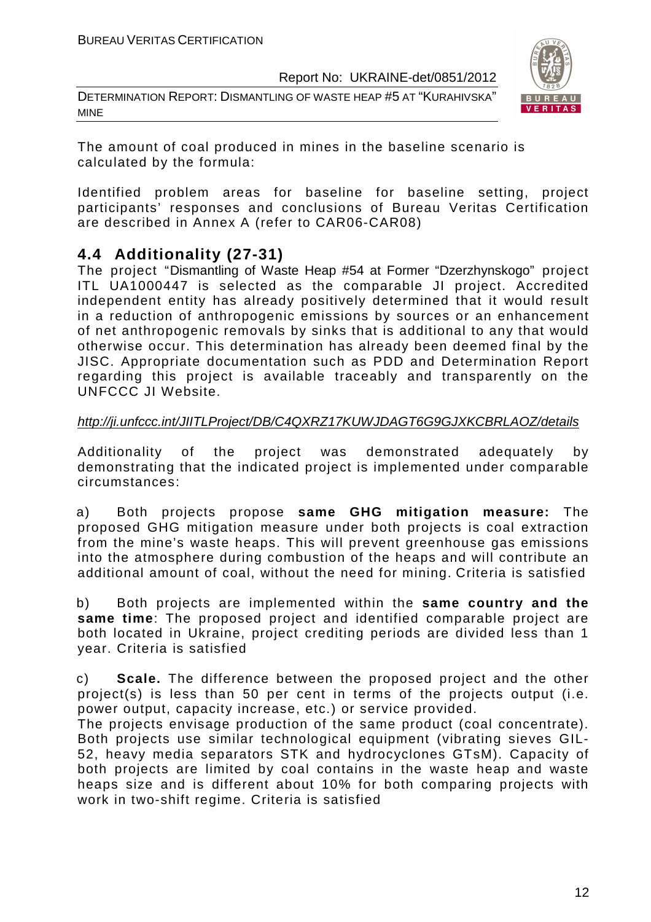The amount of coal produced in mines in the baseline scenario is calculated by the formula:

Identified problem areas for baseline for baseline setting, project participants' responses and conclusions of Bureau Veritas Certification are described in Annex A (refer to CAR06-CAR08)

## 4.4 Additionality (27-31)

The project "Dismantling of Waste Heap #54 at Former "Dzerzhynskogo" project ITL UA1000447 is selected as the comparable JI project. Accredited independent entity has already positively determined that it would result in a reduction of anthropogenic emissions by sources or an enhancement of net anthropogenic removals by sinks that is additional to any that would otherwise occur. This determination has already been deemed final by the JISC. Appropriate documentation such as PDD and Determination Report regarding this project is available traceably and transparently on the UNFCCC JI Website.

*http://ji.unfccc.int/JIITLProject/DB/C4QXRZ17KUWJDAGT6G9GJXKCBRLAOZ/details*

Additionality of the project was demonstrated adequately by demonstrating that the indicated project is implemented under comparable circumstances:

a) Both projects propose **same GHG mitigation measure:** The proposed GHG mitigation measure under both projects is coal extraction from the mine's waste heaps. This will prevent greenhouse gas emissions into the atmosphere during combustion of the heaps and will contribute an additional amount of coal, without the need for mining. Criteria is satisfied

b) Both projects are implemented within the **same country and the same time**: The proposed project and identified comparable project are both located in Ukraine, project crediting periods are divided less than 1 year. Criteria is satisfied

c) **Scale.** The difference between the proposed project and the other project(s) is less than 50 per cent in terms of the projects output (i.e. power output, capacity increase, etc.) or service provided.
The projects envisage production of the same product (coal concentrate). Both projects use similar technological equipment (vibrating sieves GIL-52, heavy media separators STK and hydrocyclones GTsM). Capacity of both projects are limited by coal contains in the waste heap and waste heaps size and is different about 10% for both comparing projects with work in two-shift regime. Criteria is satisfied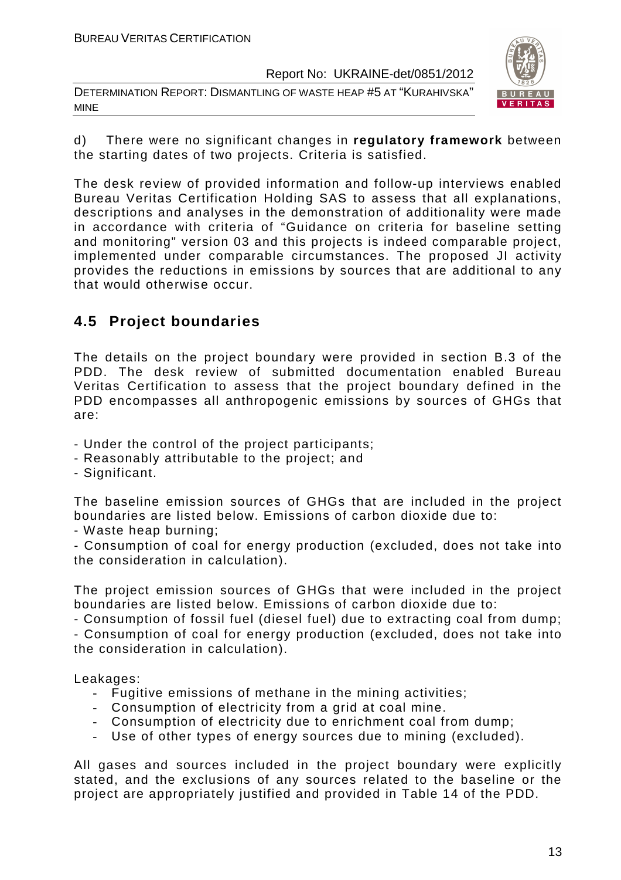d) There were no significant changes in **regulatory framework** between the starting dates of two projects. Criteria is satisfied.

The desk review of provided information and follow-up interviews enabled Bureau Veritas Certification Holding SAS to assess that all explanations, descriptions and analyses in the demonstration of additionality were made in accordance with criteria of "Guidance on criteria for baseline setting and monitoring" version 03 and this projects is indeed comparable project, implemented under comparable circumstances. The proposed JI activity provides the reductions in emissions by sources that are additional to any that would otherwise occur.

## 4.5 Project boundaries

The details on the project boundary were provided in section B.3 of the PDD. The desk review of submitted documentation enabled Bureau Veritas Certification to assess that the project boundary defined in the PDD encompasses all anthropogenic emissions by sources of GHGs that are:

- Under the control of the project participants;
- Reasonably attributable to the project; and
- Significant.

The baseline emission sources of GHGs that are included in the project boundaries are listed below. Emissions of carbon dioxide due to:
- Waste heap burning;
- Consumption of coal for energy production (excluded, does not take into the consideration in calculation).

The project emission sources of GHGs that were included in the project boundaries are listed below. Emissions of carbon dioxide due to:
- Consumption of fossil fuel (diesel fuel) due to extracting coal from dump;
- Consumption of coal for energy production (excluded, does not take into the consideration in calculation).

Leakages:

- Fugitive emissions of methane in the mining activities;
- Consumption of electricity from a grid at coal mine.
- Consumption of electricity due to enrichment coal from dump;
- Use of other types of energy sources due to mining (excluded).

All gases and sources included in the project boundary were explicitly stated, and the exclusions of any sources related to the baseline or the project are appropriately justified and provided in Table 14 of the PDD.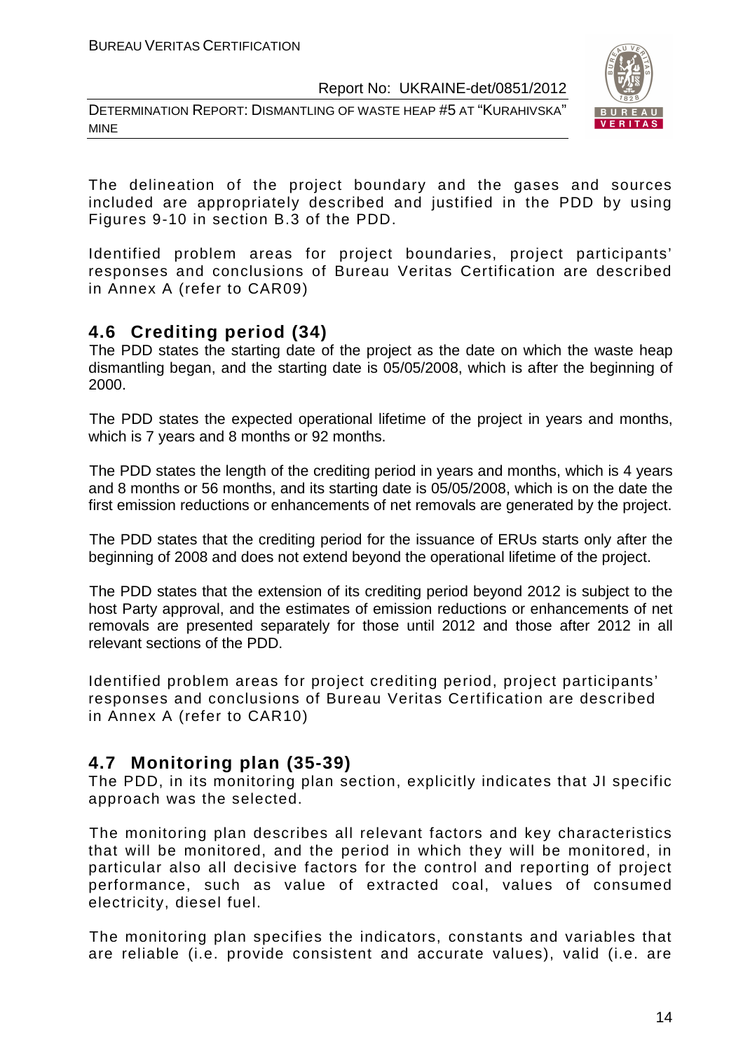The delineation of the project boundary and the gases and sources included are appropriately described and justified in the PDD by using Figures 9-10 in section B.3 of the PDD.

Identified problem areas for project boundaries, project participants' responses and conclusions of Bureau Veritas Certification are described in Annex A (refer to CAR09)

## 4.6 Crediting period (34)

The PDD states the starting date of the project as the date on which the waste heap dismantling began, and the starting date is 05/05/2008, which is after the beginning of 2000.

The PDD states the expected operational lifetime of the project in years and months, which is 7 years and 8 months or 92 months.

The PDD states the length of the crediting period in years and months, which is 4 years and 8 months or 56 months, and its starting date is 05/05/2008, which is on the date the first emission reductions or enhancements of net removals are generated by the project.

The PDD states that the crediting period for the issuance of ERUs starts only after the beginning of 2008 and does not extend beyond the operational lifetime of the project.

The PDD states that the extension of its crediting period beyond 2012 is subject to the host Party approval, and the estimates of emission reductions or enhancements of net removals are presented separately for those until 2012 and those after 2012 in all relevant sections of the PDD.

Identified problem areas for project crediting period, project participants' responses and conclusions of Bureau Veritas Certification are described in Annex A (refer to CAR10)

## 4.7 Monitoring plan (35-39)

The PDD, in its monitoring plan section, explicitly indicates that JI specific approach was the selected.

The monitoring plan describes all relevant factors and key characteristics that will be monitored, and the period in which they will be monitored, in particular also all decisive factors for the control and reporting of project performance, such as value of extracted coal, values of consumed electricity, diesel fuel.

The monitoring plan specifies the indicators, constants and variables that are reliable (i.e. provide consistent and accurate values), valid (i.e. are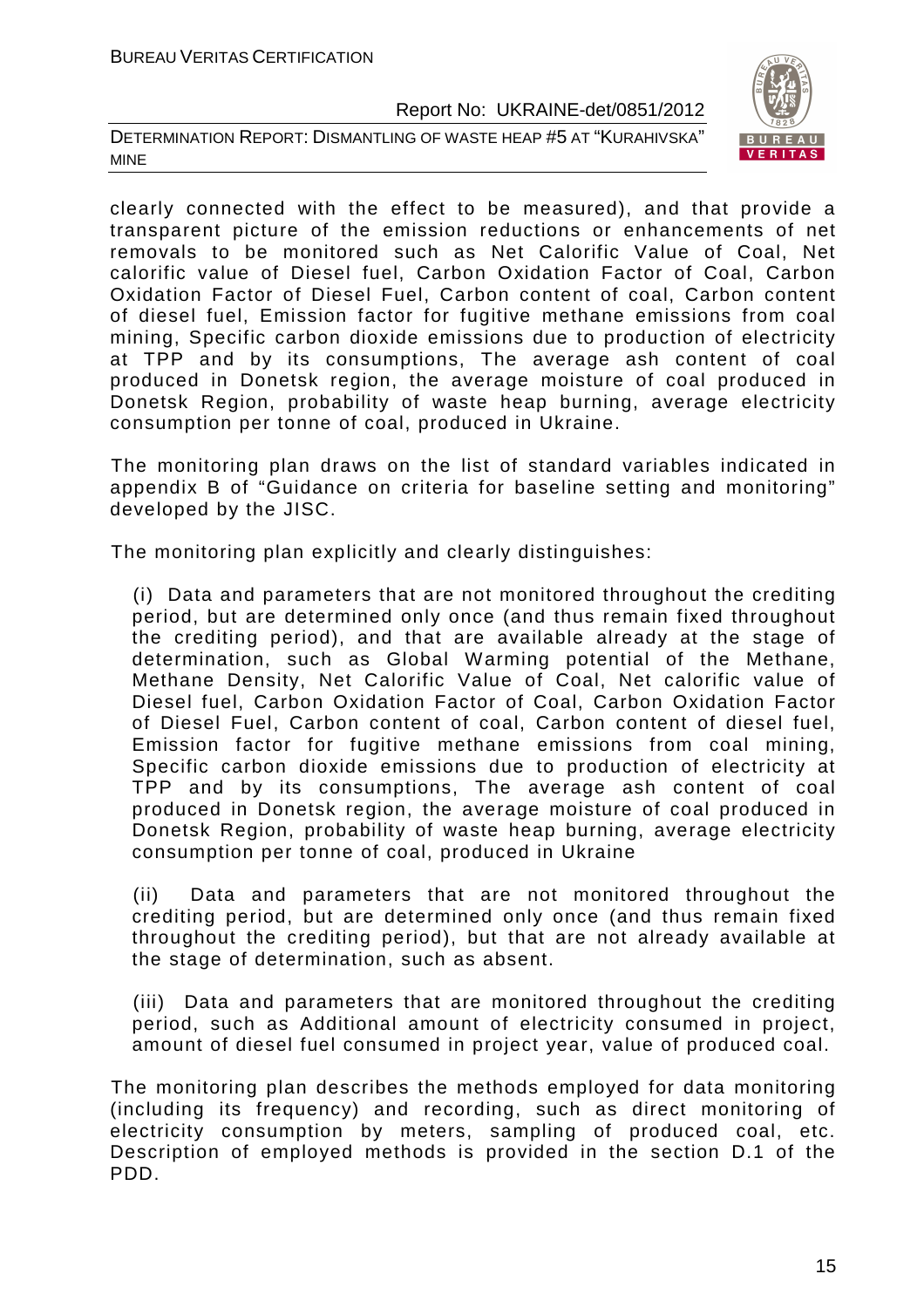clearly connected with the effect to be measured), and that provide a transparent picture of the emission reductions or enhancements of net removals to be monitored such as Net Calorific Value of Coal, Net calorific value of Diesel fuel, Carbon Oxidation Factor of Coal, Carbon Oxidation Factor of Diesel Fuel, Carbon content of coal, Carbon content of diesel fuel, Emission factor for fugitive methane emissions from coal mining, Specific carbon dioxide emissions due to production of electricity at TPP and by its consumptions, The average ash content of coal produced in Donetsk region, the average moisture of coal produced in Donetsk Region, probability of waste heap burning, average electricity consumption per tonne of coal, produced in Ukraine.

The monitoring plan draws on the list of standard variables indicated in appendix B of "Guidance on criteria for baseline setting and monitoring" developed by the JISC.

The monitoring plan explicitly and clearly distinguishes:

(i) Data and parameters that are not monitored throughout the crediting period, but are determined only once (and thus remain fixed throughout the crediting period), and that are available already at the stage of determination, such as Global Warming potential of the Methane, Methane Density, Net Calorific Value of Coal, Net calorific value of Diesel fuel, Carbon Oxidation Factor of Coal, Carbon Oxidation Factor of Diesel Fuel, Carbon content of coal, Carbon content of diesel fuel, Emission factor for fugitive methane emissions from coal mining, Specific carbon dioxide emissions due to production of electricity at TPP and by its consumptions, The average ash content of coal produced in Donetsk region, the average moisture of coal produced in Donetsk Region, probability of waste heap burning, average electricity consumption per tonne of coal, produced in Ukraine

(ii) Data and parameters that are not monitored throughout the crediting period, but are determined only once (and thus remain fixed throughout the crediting period), but that are not already available at the stage of determination, such as absent.

(iii) Data and parameters that are monitored throughout the crediting period, such as Additional amount of electricity consumed in project, amount of diesel fuel consumed in project year, value of produced coal.

The monitoring plan describes the methods employed for data monitoring (including its frequency) and recording, such as direct monitoring of electricity consumption by meters, sampling of produced coal, etc. Description of employed methods is provided in the section D.1 of the PDD.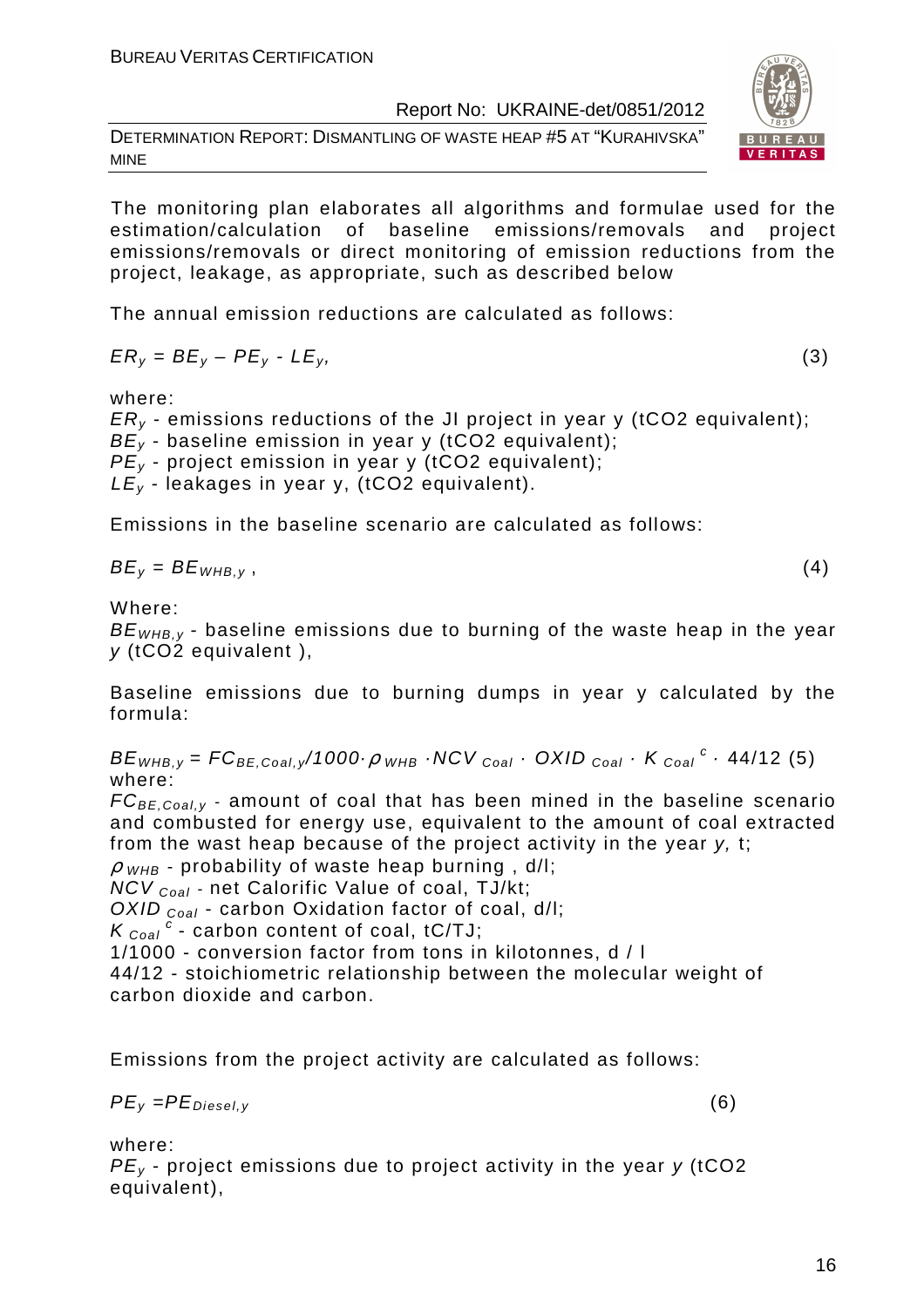The monitoring plan elaborates all algorithms and formulae used for the estimation/calculation of baseline emissions/removals and project emissions/removals or direct monitoring of emission reductions from the project, leakage, as appropriate, such as described below

The annual emission reductions are calculated as follows:

$$ER_y = BE_y – PE_y - LE_y, \quad (3)$$

where:
$ER_y$ - emissions reductions of the JI project in year y (tCO2 equivalent);
$BE_y$ - baseline emission in year y (tCO2 equivalent);
$PE_y$ - project emission in year y (tCO2 equivalent);
$LE_y$ - leakages in year y, (tCO2 equivalent).

Emissions in the baseline scenario are calculated as follows:

$$BE_y = BE_{WHB,y}\ , \quad (4)$$

Where:
$BE_{WHB,y}$ - baseline emissions due to burning of the waste heap in the year $y$ (tCO2 equivalent ),

Baseline emissions due to burning dumps in year y calculated by the formula:

$$BE_{WHB,y} = FC_{BE,Coal,y}/1000 \cdot \rho_{WHB} \cdot NCV_{Coal} \cdot OXID_{Coal} \cdot K_{Coal}^{c} \cdot 44/12 \quad (5)$$

where:
$FC_{BE,Coal,y}$ - amount of coal that has been mined in the baseline scenario and combusted for energy use, equivalent to the amount of coal extracted from the wast heap because of the project activity in the year $y$, t;
$\rho_{WHB}$ - probability of waste heap burning , d/l;
$NCV_{Coal}$ - net Calorific Value of coal, TJ/kt;
$OXID_{Coal}$ - carbon Oxidation factor of coal, d/l;
$K_{Coal}^{c}$ - carbon content of coal, tC/TJ;
1/1000 - conversion factor from tons in kilotonnes, d / l
44/12 - stoichiometric relationship between the molecular weight of carbon dioxide and carbon.

Emissions from the project activity are calculated as follows:

$$PE_y = PE_{Diesel,y} \quad (6)$$

where:
$PE_y$ - project emissions due to project activity in the year $y$ (tCO2 equivalent),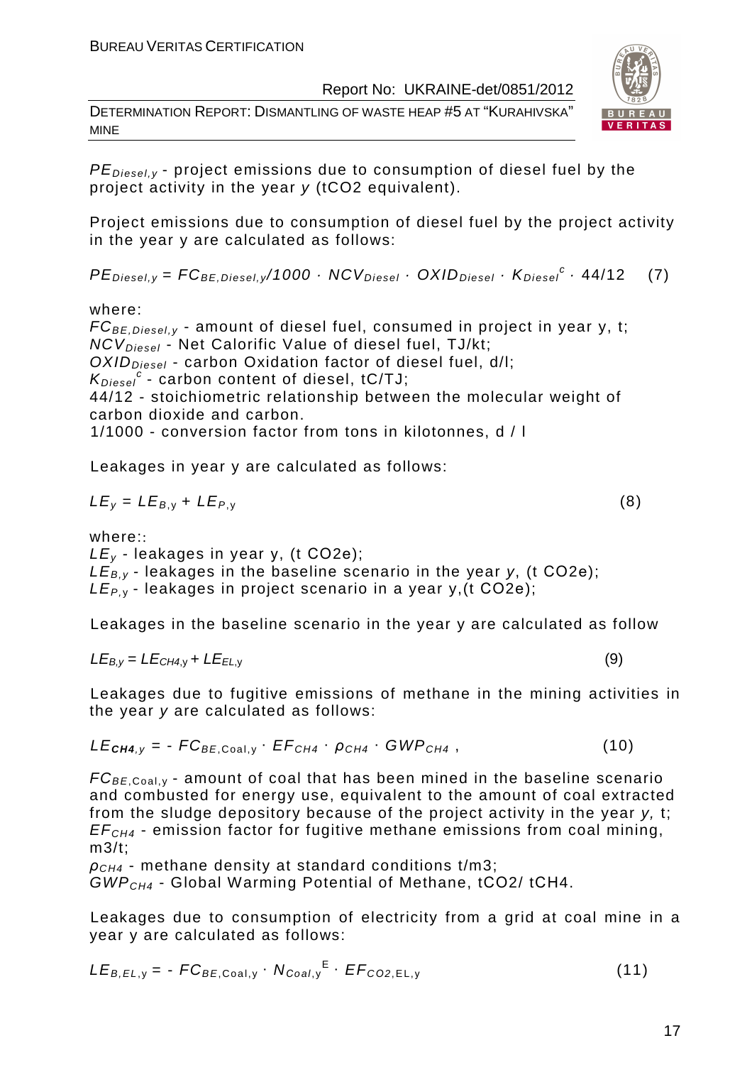$PE_{Diesel,y}$ - project emissions due to consumption of diesel fuel by the project activity in the year *y* (tCO2 equivalent).

Project emissions due to consumption of diesel fuel by the project activity in the year y are calculated as follows:

$$PE_{Diesel,y} = FC_{BE,Diesel,y}/1000 \cdot NCV_{Diesel} \cdot OXID_{Diesel} \cdot K_{Diesel}^{c} \cdot 44/12 \quad (7)$$

where:
$FC_{BE,Diesel,y}$ - amount of diesel fuel, consumed in project in year y, t;
$NCV_{Diesel}$ - Net Calorific Value of diesel fuel, TJ/kt;
$OXID_{Diesel}$ - carbon Oxidation factor of diesel fuel, d/l;
$K_{Diesel}^{c}$ - carbon content of diesel, tC/TJ;
44/12 - stoichiometric relationship between the molecular weight of carbon dioxide and carbon.
1/1000 - conversion factor from tons in kilotonnes, d / l

Leakages in year y are calculated as follows:

$$LE_{y} = LE_{B,y} + LE_{P,y} \quad (8)$$

where::
$LE_{y}$ - leakages in year y, (t CO2e);
$LE_{B,y}$ - leakages in the baseline scenario in the year *y*, (t CO2e);
$LE_{P,y}$ - leakages in project scenario in a year y,(t CO2e);

Leakages in the baseline scenario in the year y are calculated as follow

$$LE_{B,y} = LE_{CH4,y} + LE_{EL,y} \quad (9)$$

Leakages due to fugitive emissions of methane in the mining activities in the year *y* are calculated as follows:

$$LE_{CH4,y} = - FC_{BE,Coal,y} \cdot EF_{CH4} \cdot \rho_{CH4} \cdot GWP_{CH4} \,, \quad (10)$$

$FC_{BE,Coal,y}$ - amount of coal that has been mined in the baseline scenario and combusted for energy use, equivalent to the amount of coal extracted from the sludge depository because of the project activity in the year *y,* t;
$EF_{CH4}$ - emission factor for fugitive methane emissions from coal mining, m3/t;
$\rho_{CH4}$ - methane density at standard conditions t/m3;
$GWP_{CH4}$ - Global Warming Potential of Methane, tCO2/ tCH4.

Leakages due to consumption of electricity from a grid at coal mine in a year y are calculated as follows:

$$LE_{B,EL,y} = - FC_{BE,Coal,y} \cdot N_{Coal,y}^{E} \cdot EF_{CO2,EL,y} \quad (11)$$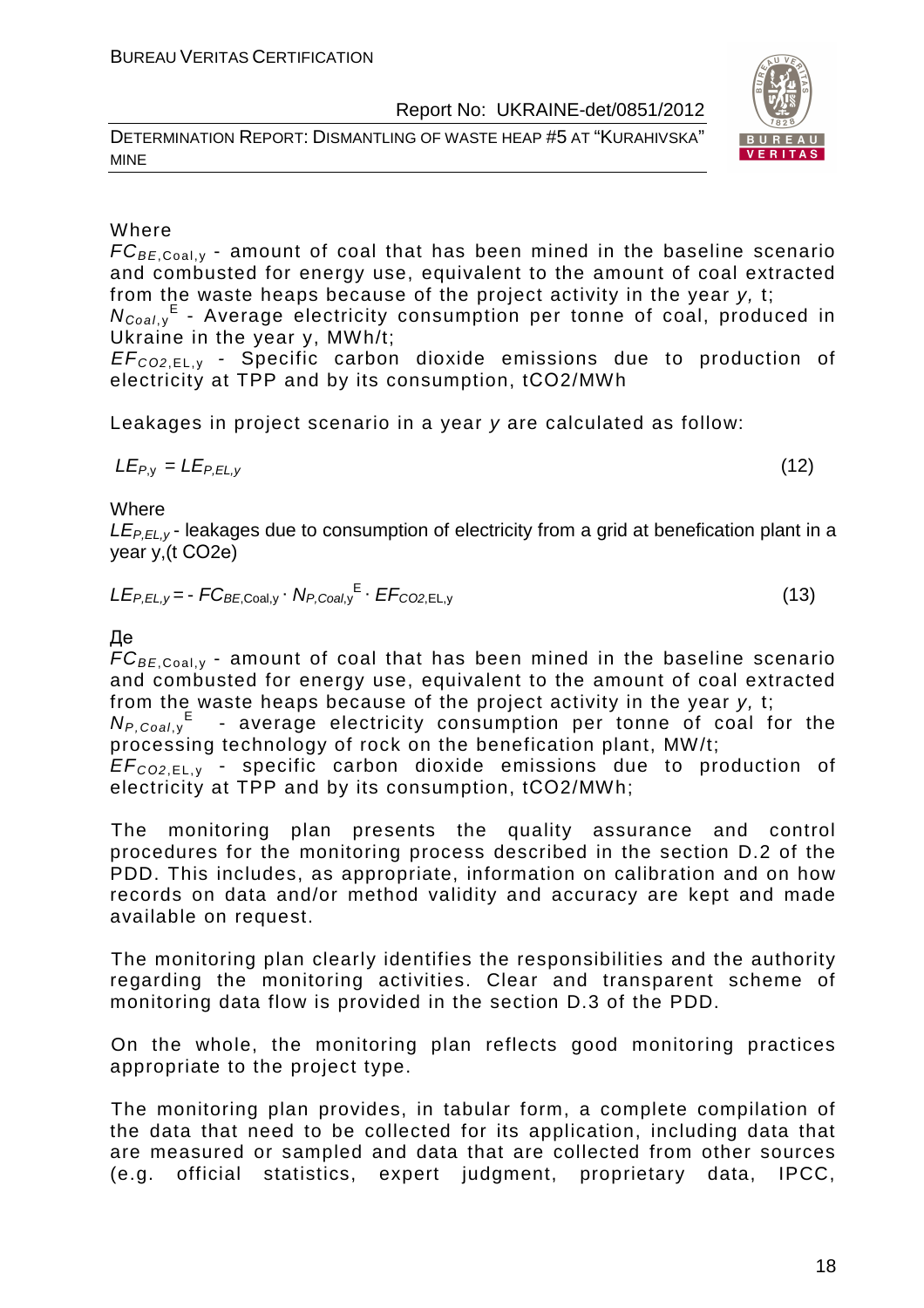Where

$FC_{BE,\text{Coal},y}$ - amount of coal that has been mined in the baseline scenario and combusted for energy use, equivalent to the amount of coal extracted from the waste heaps because of the project activity in the year *y,* t;

$N_{Coal,y}^{E}$ - Average electricity consumption per tonne of coal, produced in Ukraine in the year y, MWh/t;

$EF_{CO2,\text{EL},y}$ - Specific carbon dioxide emissions due to production of electricity at TPP and by its consumption, tCO2/MWh

Leakages in project scenario in a year *y* are calculated as follow:

$$LE_{P,y} = LE_{P,EL,y} \tag{12}$$

Where

$LE_{P,EL,y}$ - leakages due to consumption of electricity from a grid at benefication plant in a year y,(t CO2e)

$$LE_{P,EL,y} = - FC_{BE,\text{Coal},y} \cdot N_{P,Coal,y}^{E} \cdot EF_{CO2,\text{EL},y} \tag{13}$$

Де

$FC_{BE,\text{Coal},y}$ - amount of coal that has been mined in the baseline scenario and combusted for energy use, equivalent to the amount of coal extracted from the waste heaps because of the project activity in the year *y,* t;

$N_{P,Coal,y}^{E}$ - average electricity consumption per tonne of coal for the processing technology of rock on the benefication plant, MW/t;

$EF_{CO2,\text{EL},y}$ - specific carbon dioxide emissions due to production of electricity at TPP and by its consumption, tCO2/MWh;

The monitoring plan presents the quality assurance and control procedures for the monitoring process described in the section D.2 of the PDD. This includes, as appropriate, information on calibration and on how records on data and/or method validity and accuracy are kept and made available on request.

The monitoring plan clearly identifies the responsibilities and the authority regarding the monitoring activities. Clear and transparent scheme of monitoring data flow is provided in the section D.3 of the PDD.

On the whole, the monitoring plan reflects good monitoring practices appropriate to the project type.

The monitoring plan provides, in tabular form, a complete compilation of the data that need to be collected for its application, including data that are measured or sampled and data that are collected from other sources (e.g. official statistics, expert judgment, proprietary data, IPCC,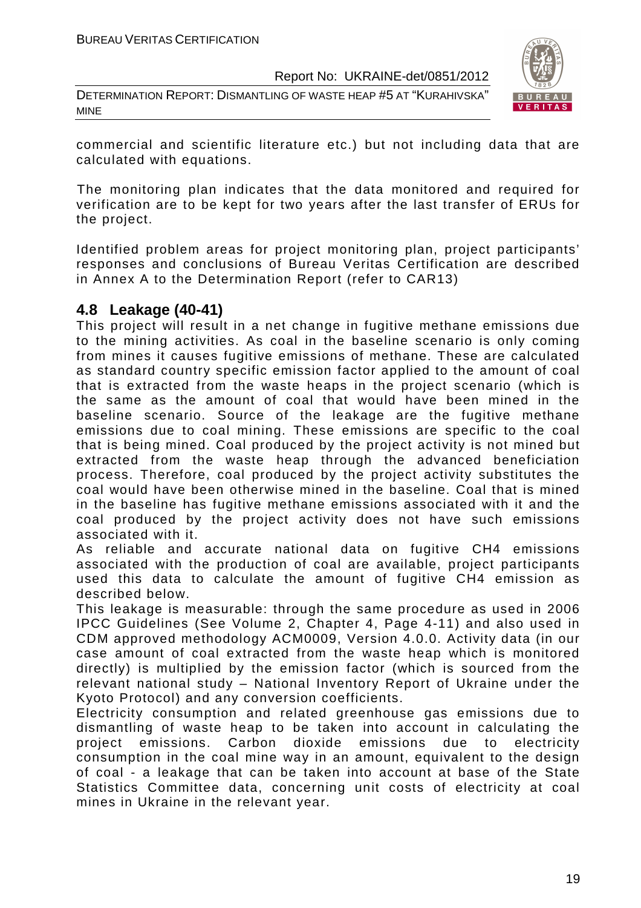commercial and scientific literature etc.) but not including data that are calculated with equations.

The monitoring plan indicates that the data monitored and required for verification are to be kept for two years after the last transfer of ERUs for the project.

Identified problem areas for project monitoring plan, project participants' responses and conclusions of Bureau Veritas Certification are described in Annex A to the Determination Report (refer to CAR13)

## 4.8 Leakage (40-41)

This project will result in a net change in fugitive methane emissions due to the mining activities. As coal in the baseline scenario is only coming from mines it causes fugitive emissions of methane. These are calculated as standard country specific emission factor applied to the amount of coal that is extracted from the waste heaps in the project scenario (which is the same as the amount of coal that would have been mined in the baseline scenario. Source of the leakage are the fugitive methane emissions due to coal mining. These emissions are specific to the coal that is being mined. Coal produced by the project activity is not mined but extracted from the waste heap through the advanced beneficiation process. Therefore, coal produced by the project activity substitutes the coal would have been otherwise mined in the baseline. Coal that is mined in the baseline has fugitive methane emissions associated with it and the coal produced by the project activity does not have such emissions associated with it.

As reliable and accurate national data on fugitive $CH_4$ emissions associated with the production of coal are available, project participants used this data to calculate the amount of fugitive $CH_4$ emission as described below.

This leakage is measurable: through the same procedure as used in 2006 IPCC Guidelines (See Volume 2, Chapter 4, Page 4-11) and also used in CDM approved methodology ACM0009, Version 4.0.0. Activity data (in our case amount of coal extracted from the waste heap which is monitored directly) is multiplied by the emission factor (which is sourced from the relevant national study – National Inventory Report of Ukraine under the Kyoto Protocol) and any conversion coefficients.

Electricity consumption and related greenhouse gas emissions due to dismantling of waste heap to be taken into account in calculating the project emissions. Carbon dioxide emissions due to electricity consumption in the coal mine way in an amount, equivalent to the design of coal - a leakage that can be taken into account at base of the State Statistics Committee data, concerning unit costs of electricity at coal mines in Ukraine in the relevant year.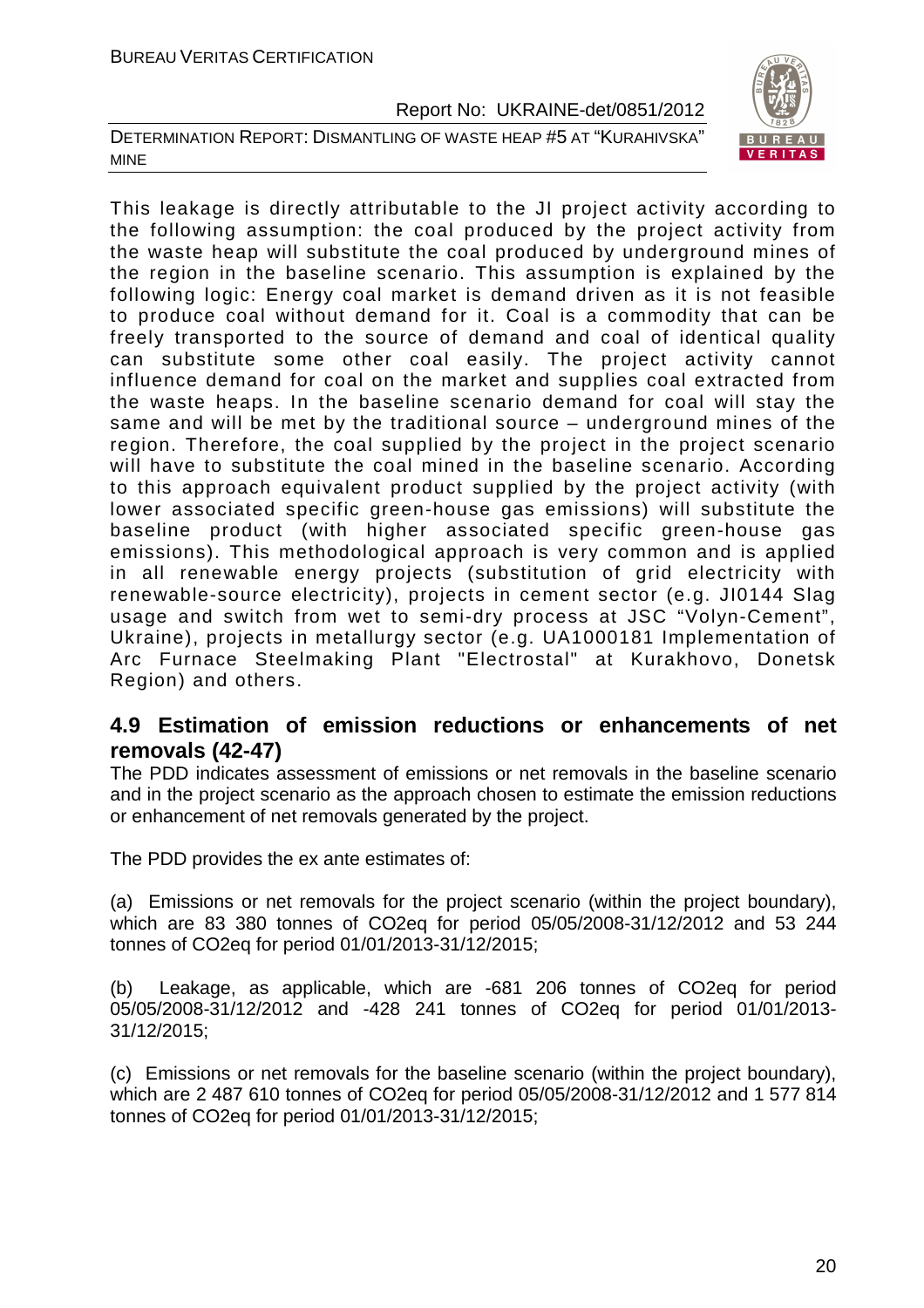This leakage is directly attributable to the JI project activity according to the following assumption: the coal produced by the project activity from the waste heap will substitute the coal produced by underground mines of the region in the baseline scenario. This assumption is explained by the following logic: Energy coal market is demand driven as it is not feasible to produce coal without demand for it. Coal is a commodity that can be freely transported to the source of demand and coal of identical quality can substitute some other coal easily. The project activity cannot influence demand for coal on the market and supplies coal extracted from the waste heaps. In the baseline scenario demand for coal will stay the same and will be met by the traditional source – underground mines of the region. Therefore, the coal supplied by the project in the project scenario will have to substitute the coal mined in the baseline scenario. According to this approach equivalent product supplied by the project activity (with lower associated specific green-house gas emissions) will substitute the baseline product (with higher associated specific green-house gas emissions). This methodological approach is very common and is applied in all renewable energy projects (substitution of grid electricity with renewable-source electricity), projects in cement sector (e.g. JI0144 Slag usage and switch from wet to semi-dry process at JSC "Volyn-Cement", Ukraine), projects in metallurgy sector (e.g. UA1000181 Implementation of Arc Furnace Steelmaking Plant "Electrostal" at Kurakhovo, Donetsk Region) and others.

## 4.9 Estimation of emission reductions or enhancements of net removals (42-47)

The PDD indicates assessment of emissions or net removals in the baseline scenario and in the project scenario as the approach chosen to estimate the emission reductions or enhancement of net removals generated by the project.

The PDD provides the ex ante estimates of:

(a) Emissions or net removals for the project scenario (within the project boundary), which are 83 380 tonnes of CO2eq for period 05/05/2008-31/12/2012 and 53 244 tonnes of CO2eq for period 01/01/2013-31/12/2015;

(b) Leakage, as applicable, which are -681 206 tonnes of CO2eq for period 05/05/2008-31/12/2012 and -428 241 tonnes of CO2eq for period 01/01/2013-31/12/2015;

(c) Emissions or net removals for the baseline scenario (within the project boundary), which are 2 487 610 tonnes of CO2eq for period 05/05/2008-31/12/2012 and 1 577 814 tonnes of CO2eq for period 01/01/2013-31/12/2015;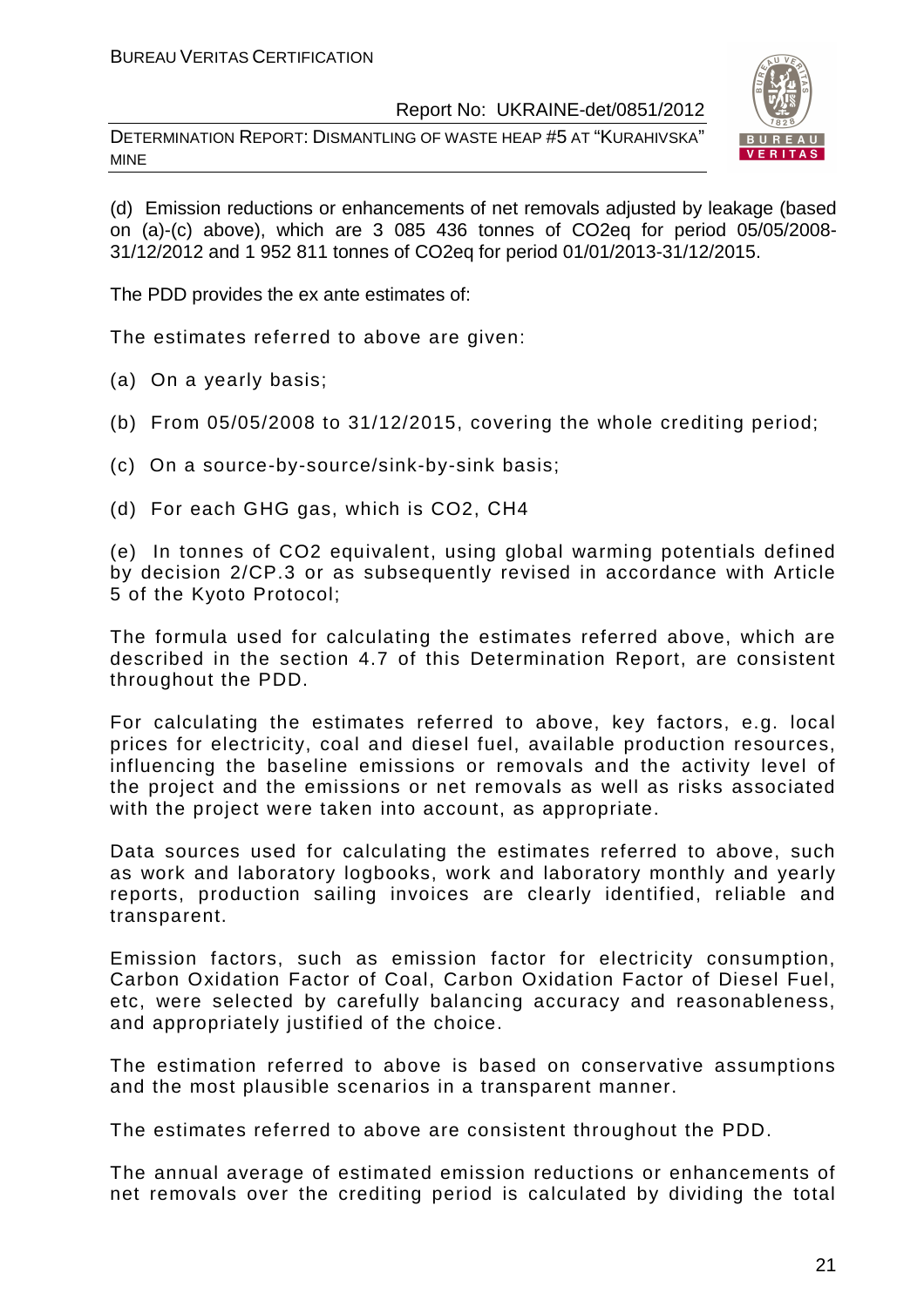(d) Emission reductions or enhancements of net removals adjusted by leakage (based on (a)-(c) above), which are 3 085 436 tonnes of CO2eq for period 05/05/2008-31/12/2012 and 1 952 811 tonnes of CO2eq for period 01/01/2013-31/12/2015.

The PDD provides the ex ante estimates of:

The estimates referred to above are given:

(a) On a yearly basis;

(b) From 05/05/2008 to 31/12/2015, covering the whole crediting period;

(c) On a source-by-source/sink-by-sink basis;

(d) For each GHG gas, which is CO2, CH4

(e) In tonnes of CO2 equivalent, using global warming potentials defined by decision 2/CP.3 or as subsequently revised in accordance with Article 5 of the Kyoto Protocol;

The formula used for calculating the estimates referred above, which are described in the section 4.7 of this Determination Report, are consistent throughout the PDD.

For calculating the estimates referred to above, key factors, e.g. local prices for electricity, coal and diesel fuel, available production resources, influencing the baseline emissions or removals and the activity level of the project and the emissions or net removals as well as risks associated with the project were taken into account, as appropriate.

Data sources used for calculating the estimates referred to above, such as work and laboratory logbooks, work and laboratory monthly and yearly reports, production sailing invoices are clearly identified, reliable and transparent.

Emission factors, such as emission factor for electricity consumption, Carbon Oxidation Factor of Coal, Carbon Oxidation Factor of Diesel Fuel, etc, were selected by carefully balancing accuracy and reasonableness, and appropriately justified of the choice.

The estimation referred to above is based on conservative assumptions and the most plausible scenarios in a transparent manner.

The estimates referred to above are consistent throughout the PDD.

The annual average of estimated emission reductions or enhancements of net removals over the crediting period is calculated by dividing the total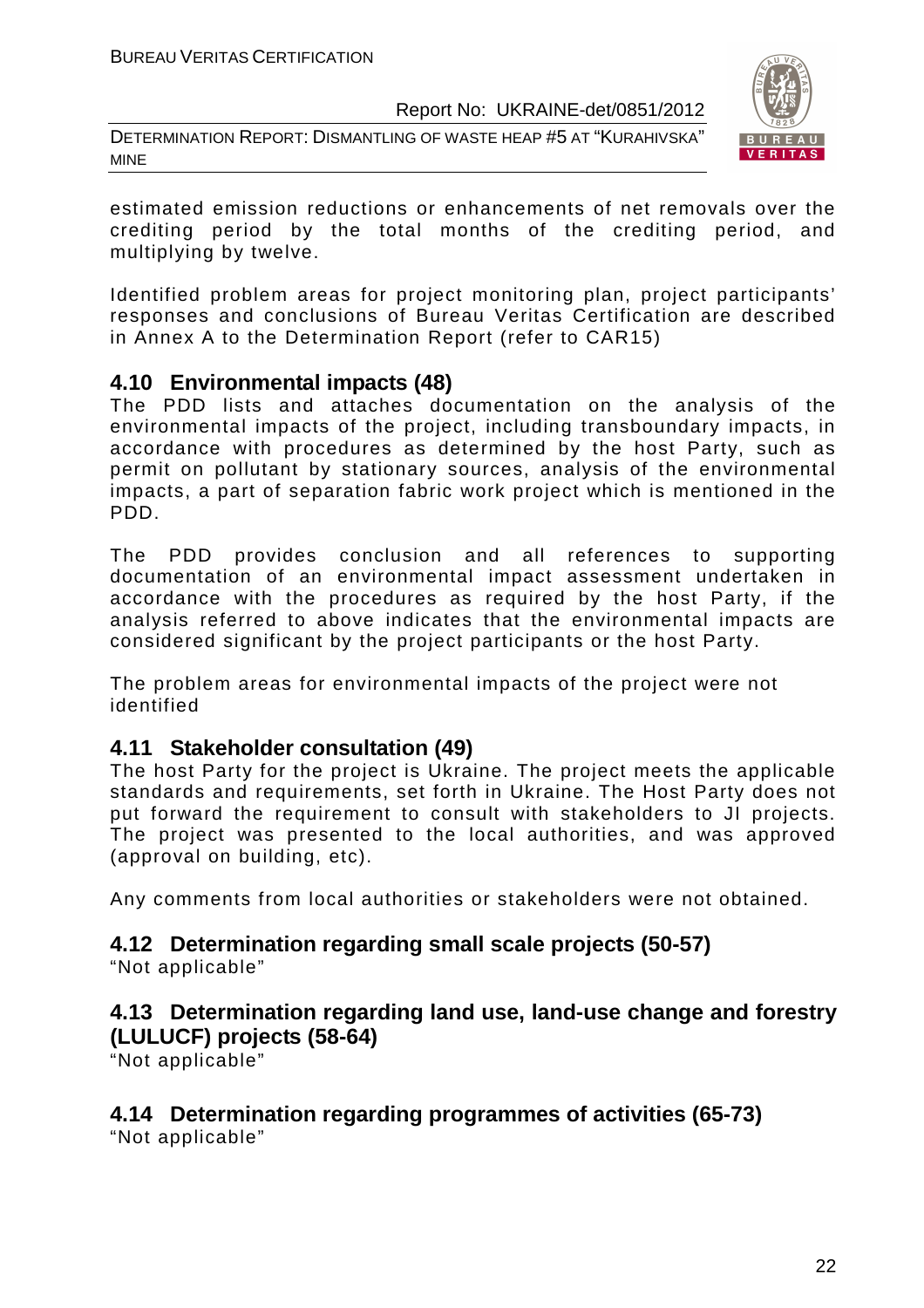estimated emission reductions or enhancements of net removals over the crediting period by the total months of the crediting period, and multiplying by twelve.

Identified problem areas for project monitoring plan, project participants' responses and conclusions of Bureau Veritas Certification are described in Annex A to the Determination Report (refer to CAR15)

## 4.10 Environmental impacts (48)

The PDD lists and attaches documentation on the analysis of the environmental impacts of the project, including transboundary impacts, in accordance with procedures as determined by the host Party, such as permit on pollutant by stationary sources, analysis of the environmental impacts, a part of separation fabric work project which is mentioned in the PDD.

The PDD provides conclusion and all references to supporting documentation of an environmental impact assessment undertaken in accordance with the procedures as required by the host Party, if the analysis referred to above indicates that the environmental impacts are considered significant by the project participants or the host Party.

The problem areas for environmental impacts of the project were not identified

## 4.11 Stakeholder consultation (49)

The host Party for the project is Ukraine. The project meets the applicable standards and requirements, set forth in Ukraine. The Host Party does not put forward the requirement to consult with stakeholders to JI projects. The project was presented to the local authorities, and was approved (approval on building, etc).

Any comments from local authorities or stakeholders were not obtained.

## 4.12 Determination regarding small scale projects (50-57)

"Not applicable"

## 4.13 Determination regarding land use, land-use change and forestry (LULUCF) projects (58-64)

"Not applicable"

## 4.14 Determination regarding programmes of activities (65-73)

"Not applicable"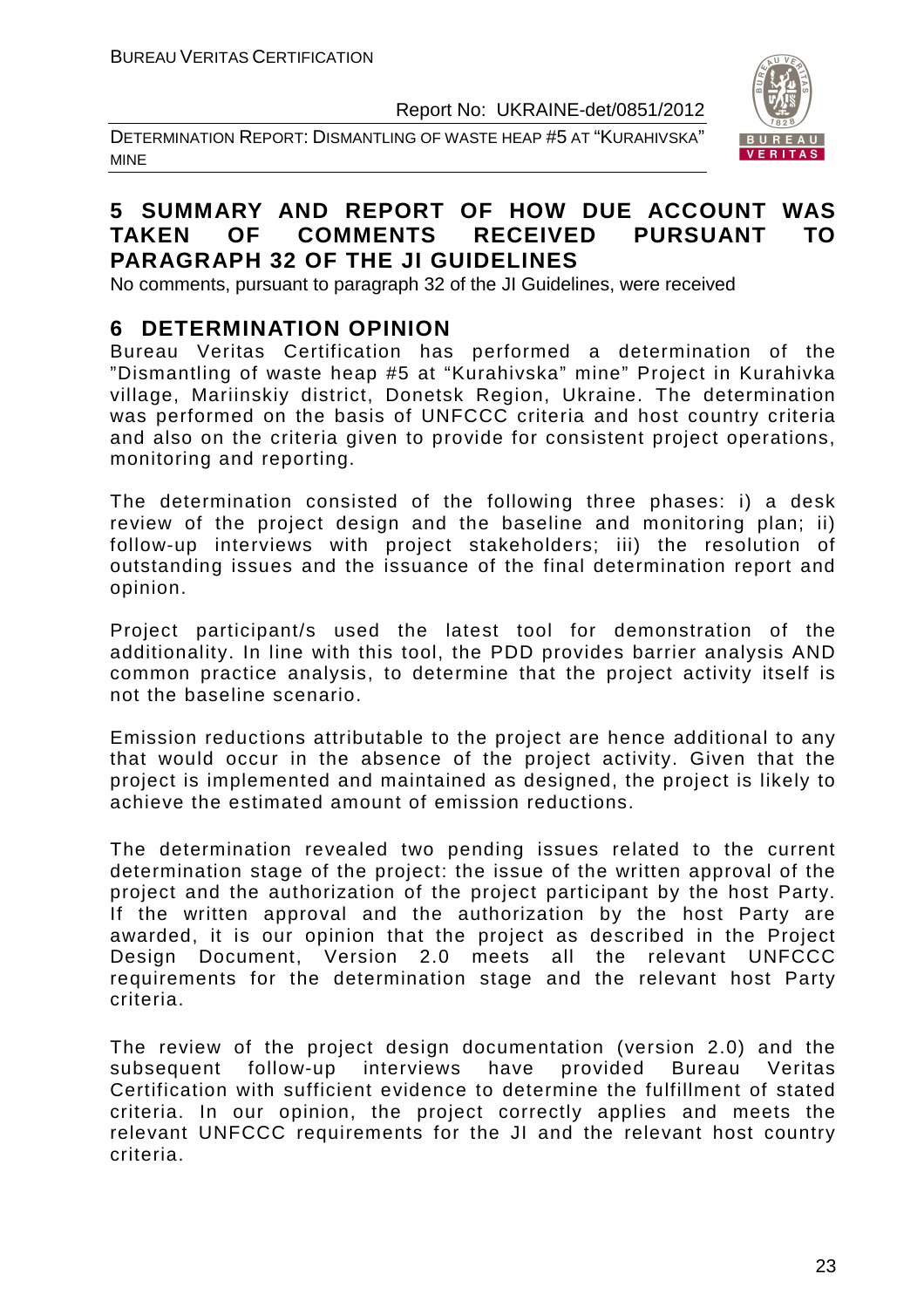## 5 SUMMARY AND REPORT OF HOW DUE ACCOUNT WAS TAKEN OF COMMENTS RECEIVED PURSUANT TO PARAGRAPH 32 OF THE JI GUIDELINES

No comments, pursuant to paragraph 32 of the JI Guidelines, were received

## 6 DETERMINATION OPINION

Bureau Veritas Certification has performed a determination of the "Dismantling of waste heap #5 at "Kurahivska" mine" Project in Kurahivka village, Mariinskiy district, Donetsk Region, Ukraine. The determination was performed on the basis of UNFCCC criteria and host country criteria and also on the criteria given to provide for consistent project operations, monitoring and reporting.

The determination consisted of the following three phases: i) a desk review of the project design and the baseline and monitoring plan; ii) follow-up interviews with project stakeholders; iii) the resolution of outstanding issues and the issuance of the final determination report and opinion.

Project participant/s used the latest tool for demonstration of the additionality. In line with this tool, the PDD provides barrier analysis AND common practice analysis, to determine that the project activity itself is not the baseline scenario.

Emission reductions attributable to the project are hence additional to any that would occur in the absence of the project activity. Given that the project is implemented and maintained as designed, the project is likely to achieve the estimated amount of emission reductions.

The determination revealed two pending issues related to the current determination stage of the project: the issue of the written approval of the project and the authorization of the project participant by the host Party. If the written approval and the authorization by the host Party are awarded, it is our opinion that the project as described in the Project Design Document, Version 2.0 meets all the relevant UNFCCC requirements for the determination stage and the relevant host Party criteria.

The review of the project design documentation (version 2.0) and the subsequent follow-up interviews have provided Bureau Veritas Certification with sufficient evidence to determine the fulfillment of stated criteria. In our opinion, the project correctly applies and meets the relevant UNFCCC requirements for the JI and the relevant host country criteria.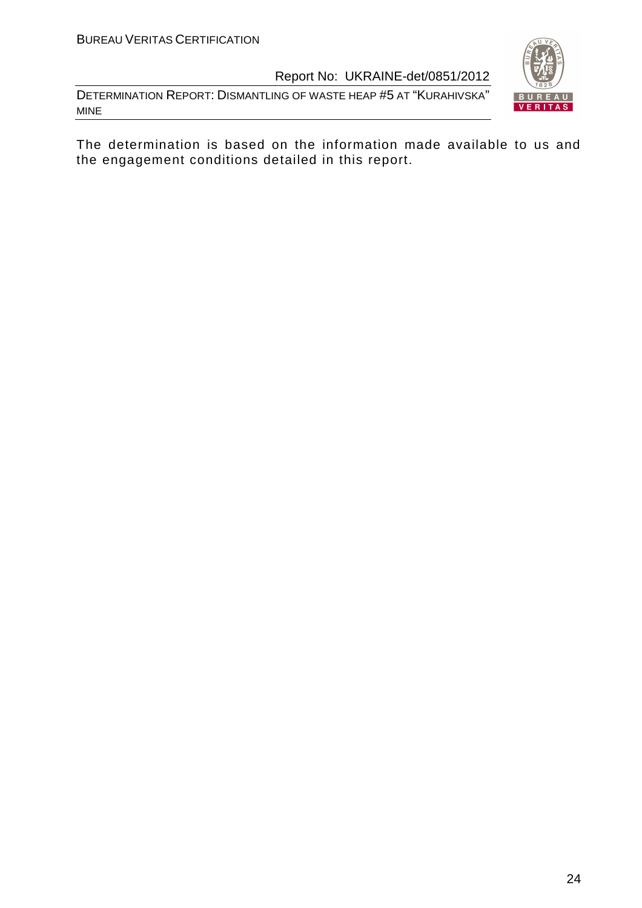The determination is based on the information made available to us and the engagement conditions detailed in this report.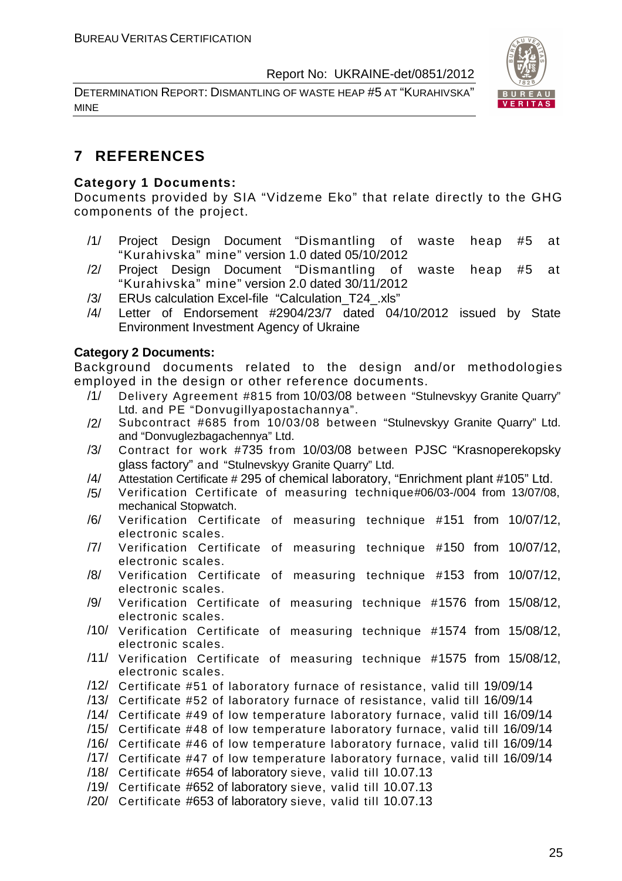# 7 REFERENCES

**Category 1 Documents:**

Documents provided by SIA "Vidzeme Eko" that relate directly to the GHG components of the project.

/1/ Project Design Document "Dismantling of waste heap #5 at "Kurahivska" mine" version 1.0 dated 05/10/2012

/2/ Project Design Document "Dismantling of waste heap #5 at "Kurahivska" mine" version 2.0 dated 30/11/2012

/3/ ERUs calculation Excel-file "Calculation_T24_.xls"

/4/ Letter of Endorsement #2904/23/7 dated 04/10/2012 issued by State Environment Investment Agency of Ukraine

**Category 2 Documents:**

Background documents related to the design and/or methodologies employed in the design or other reference documents.

/1/ Delivery Agreement #815 from 10/03/08 between "Stulnevskyy Granite Quarry" Ltd. and PE "Donvugillyapostachannya".

/2/ Subcontract #685 from 10/03/08 between "Stulnevskyy Granite Quarry" Ltd. and "Donvuglezbagachennya" Ltd.

/3/ Contract for work #735 from 10/03/08 between PJSC "Krasnoperekopsky glass factory" and "Stulnevskyy Granite Quarry" Ltd.

/4/ Attestation Certificate # 295 of chemical laboratory, "Enrichment plant #105" Ltd.

/5/ Verification Certificate of measuring technique#06/03-/004 from 13/07/08, mechanical Stopwatch.

/6/ Verification Certificate of measuring technique #151 from 10/07/12, electronic scales.

/7/ Verification Certificate of measuring technique #150 from 10/07/12, electronic scales.

/8/ Verification Certificate of measuring technique #153 from 10/07/12, electronic scales.

/9/ Verification Certificate of measuring technique #1576 from 15/08/12, electronic scales.

/10/ Verification Certificate of measuring technique #1574 from 15/08/12, electronic scales.

/11/ Verification Certificate of measuring technique #1575 from 15/08/12, electronic scales.

/12/ Certificate #51 of laboratory furnace of resistance, valid till 19/09/14

/13/ Certificate #52 of laboratory furnace of resistance, valid till 16/09/14

/14/ Certificate #49 of low temperature laboratory furnace, valid till 16/09/14

/15/ Certificate #48 of low temperature laboratory furnace, valid till 16/09/14

/16/ Certificate #46 of low temperature laboratory furnace, valid till 16/09/14

/17/ Certificate #47 of low temperature laboratory furnace, valid till 16/09/14

/18/ Certificate #654 of laboratory sieve, valid till 10.07.13

/19/ Certificate #652 of laboratory sieve, valid till 10.07.13

/20/ Certificate #653 of laboratory sieve, valid till 10.07.13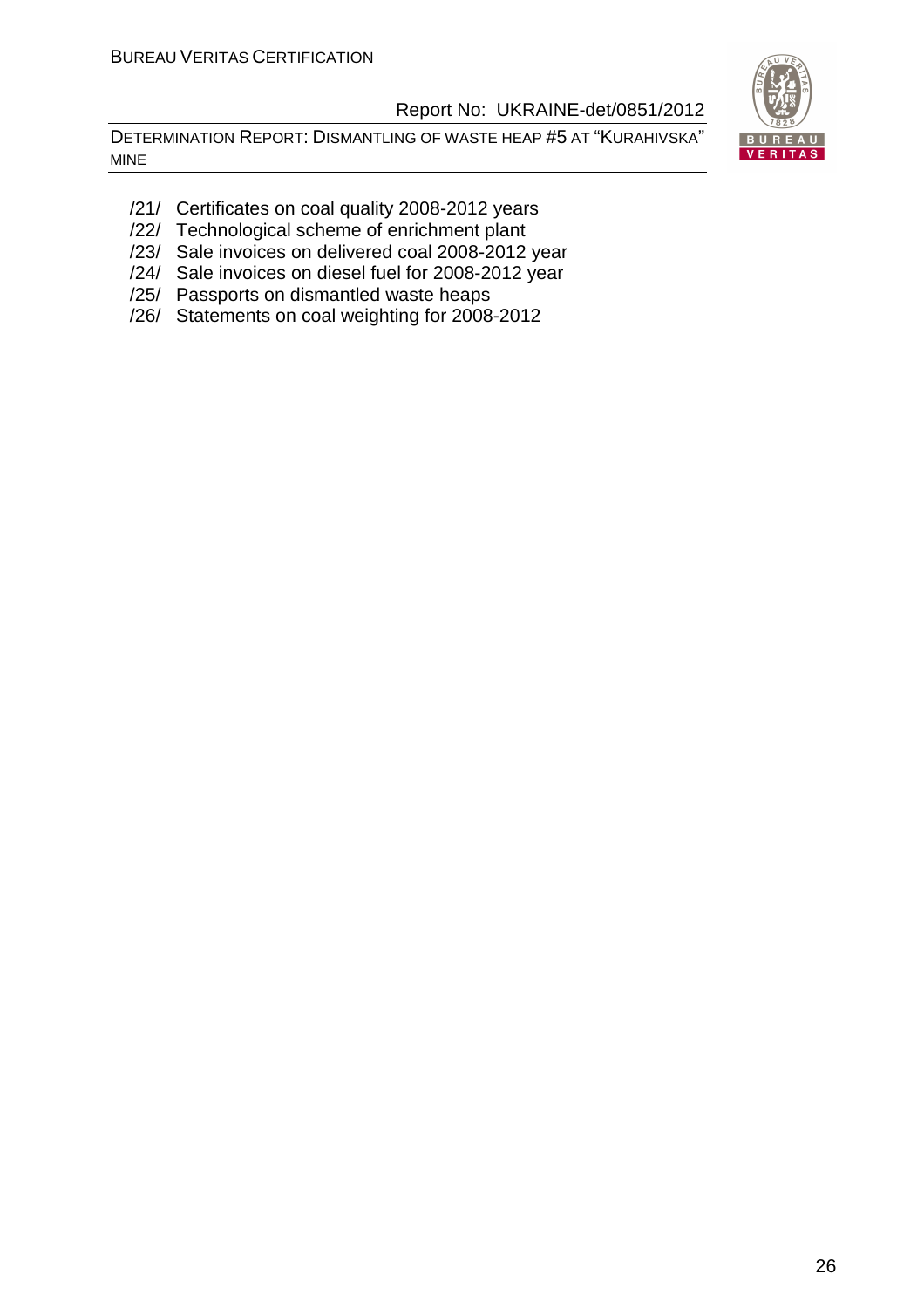/21/ Certificates on coal quality 2008-2012 years
/22/ Technological scheme of enrichment plant
/23/ Sale invoices on delivered coal 2008-2012 year
/24/ Sale invoices on diesel fuel for 2008-2012 year
/25/ Passports on dismantled waste heaps
/26/ Statements on coal weighting for 2008-2012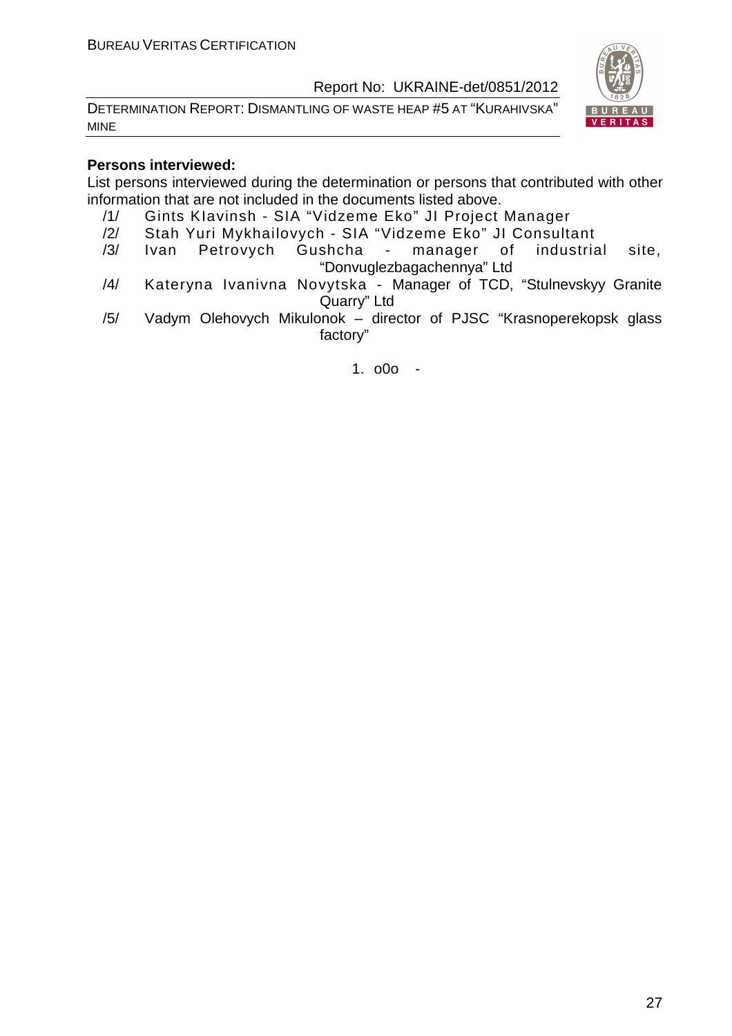**Persons interviewed:**

List persons interviewed during the determination or persons that contributed with other information that are not included in the documents listed above.

/1/ Gints Klavinsh - SIA "Vidzeme Eko" JI Project Manager

/2/ Stah Yuri Mykhailovych - SIA "Vidzeme Eko" JI Consultant

/3/ Ivan Petrovych Gushcha - manager of industrial site, "Donvuglezbagachennya" Ltd

/4/ Kateryna Ivanivna Novytska - Manager of TCD, "Stulnevskyy Granite Quarry" Ltd

/5/ Vadym Olehovych Mikulonok – director of PJSC "Krasnoperekopsk glass factory"

1. o0o -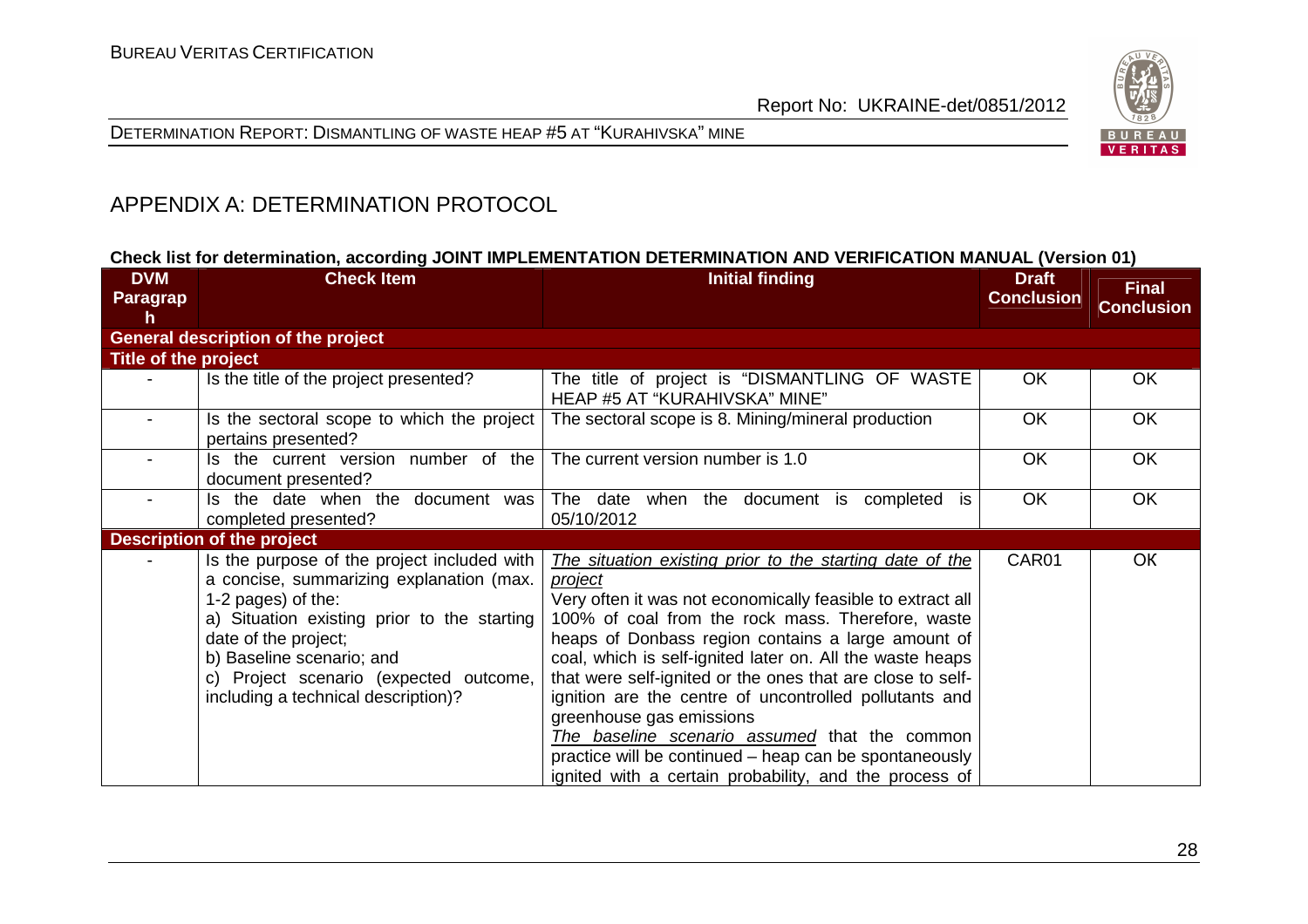# APPENDIX A: DETERMINATION PROTOCOL

**Check list for determination, according JOINT IMPLEMENTATION DETERMINATION AND VERIFICATION MANUAL (Version 01)**

| DVM Paragraph | Check Item | Initial finding | Draft Conclusion | Final Conclusion |
|---|---|---|---|---|
| **General description of the project** | | | | |
| **Title of the project** | | | | |
| - | Is the title of the project presented? | The title of project is "DISMANTLING OF WASTE HEAP #5 AT "KURAHIVSKA" MINE" | OK | OK |
| - | Is the sectoral scope to which the project pertains presented? | The sectoral scope is 8. Mining/mineral production | OK | OK |
| - | Is the current version number of the document presented? | The current version number is 1.0 | OK | OK |
| - | Is the date when the document was completed presented? | The date when the document is completed is 05/10/2012 | OK | OK |
| **Description of the project** | | | | |
| - | Is the purpose of the project included with a concise, summarizing explanation (max. 1-2 pages) of the:<br>a) Situation existing prior to the starting date of the project;<br>b) Baseline scenario; and<br>c) Project scenario (expected outcome, including a technical description)? | _The situation existing prior to the starting date of the project_<br>Very often it was not economically feasible to extract all 100% of coal from the rock mass. Therefore, waste heaps of Donbass region contains a large amount of coal, which is self-ignited later on. All the waste heaps that were self-ignited or the ones that are close to self-ignition are the centre of uncontrolled pollutants and greenhouse gas emissions<br>_The baseline scenario assumed_ that the common practice will be continued – heap can be spontaneously ignited with a certain probability, and the process of | CAR01 | OK |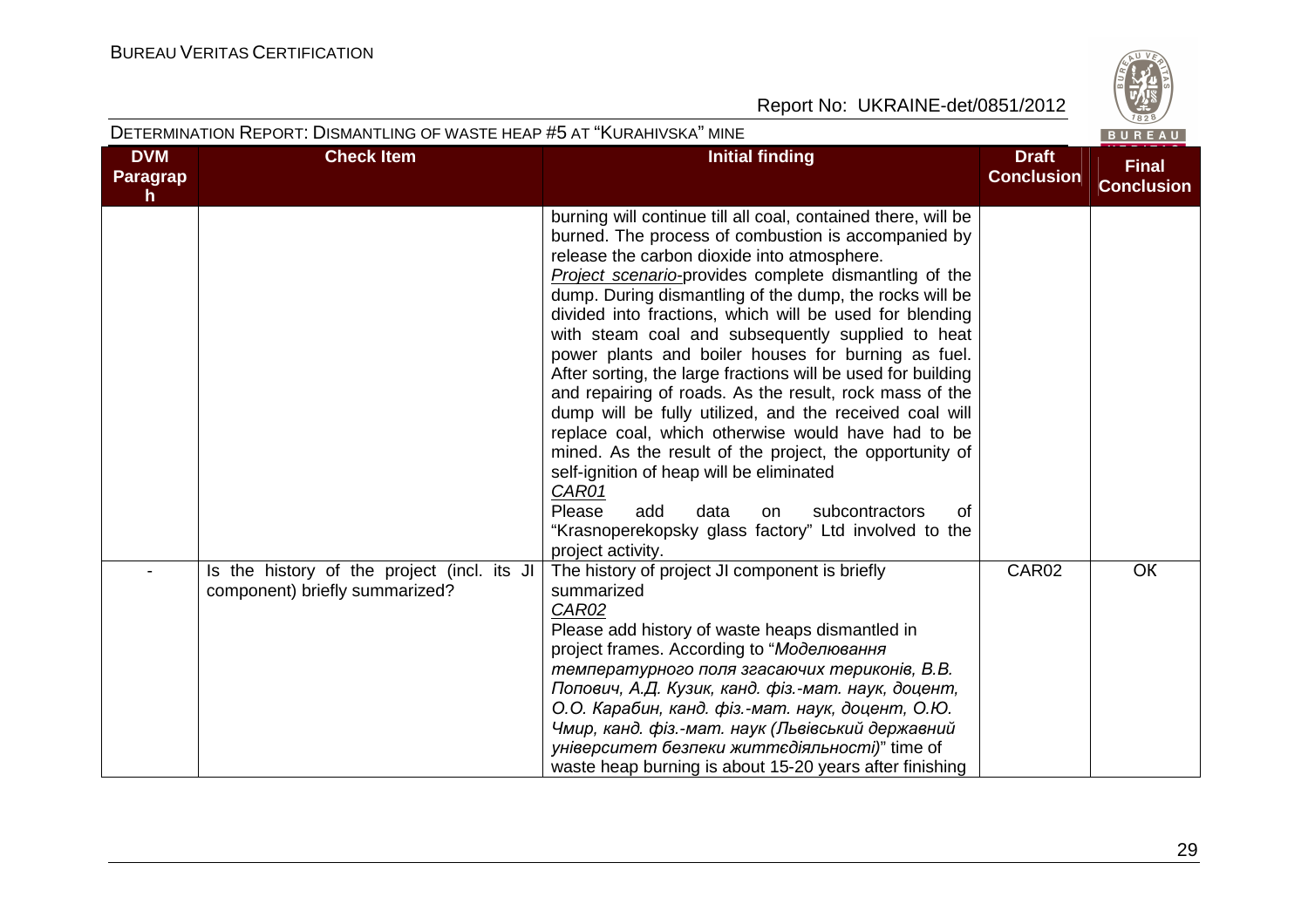| DVM Paragraph | Check Item | Initial finding | Draft Conclusion | Final Conclusion |
|---|---|---|---|---|
| | | burning will continue till all coal, contained there, will be burned. The process of combustion is accompanied by release the carbon dioxide into atmosphere.<br>*Project scenario*-provides complete dismantling of the dump. During dismantling of the dump, the rocks will be divided into fractions, which will be used for blending with steam coal and subsequently supplied to heat power plants and boiler houses for burning as fuel. After sorting, the large fractions will be used for building and repairing of roads. As the result, rock mass of the dump will be fully utilized, and the received coal will replace coal, which otherwise would have had to be mined. As the result of the project, the opportunity of self-ignition of heap will be eliminated<br>*CAR01*<br>Please add data on subcontractors of "Krasnoperekopsky glass factory" Ltd involved to the project activity. | | |
| - | Is the history of the project (incl. its JI component) briefly summarized? | The history of project JI component is briefly summarized<br>*CAR02*<br>Please add history of waste heaps dismantled in project frames. According to "*Моделювання температурного поля згасаючих териконів, В.В. Попович, А.Д. Кузик, канд. фіз.-мат. наук, доцент, О.О. Карабин, канд. фіз.-мат. наук, доцент, О.Ю. Чмир, канд. фіз.-мат. наук (Львівський державний університет безпеки життєдіяльності)*" time of waste heap burning is about 15-20 years after finishing | CAR02 | OK |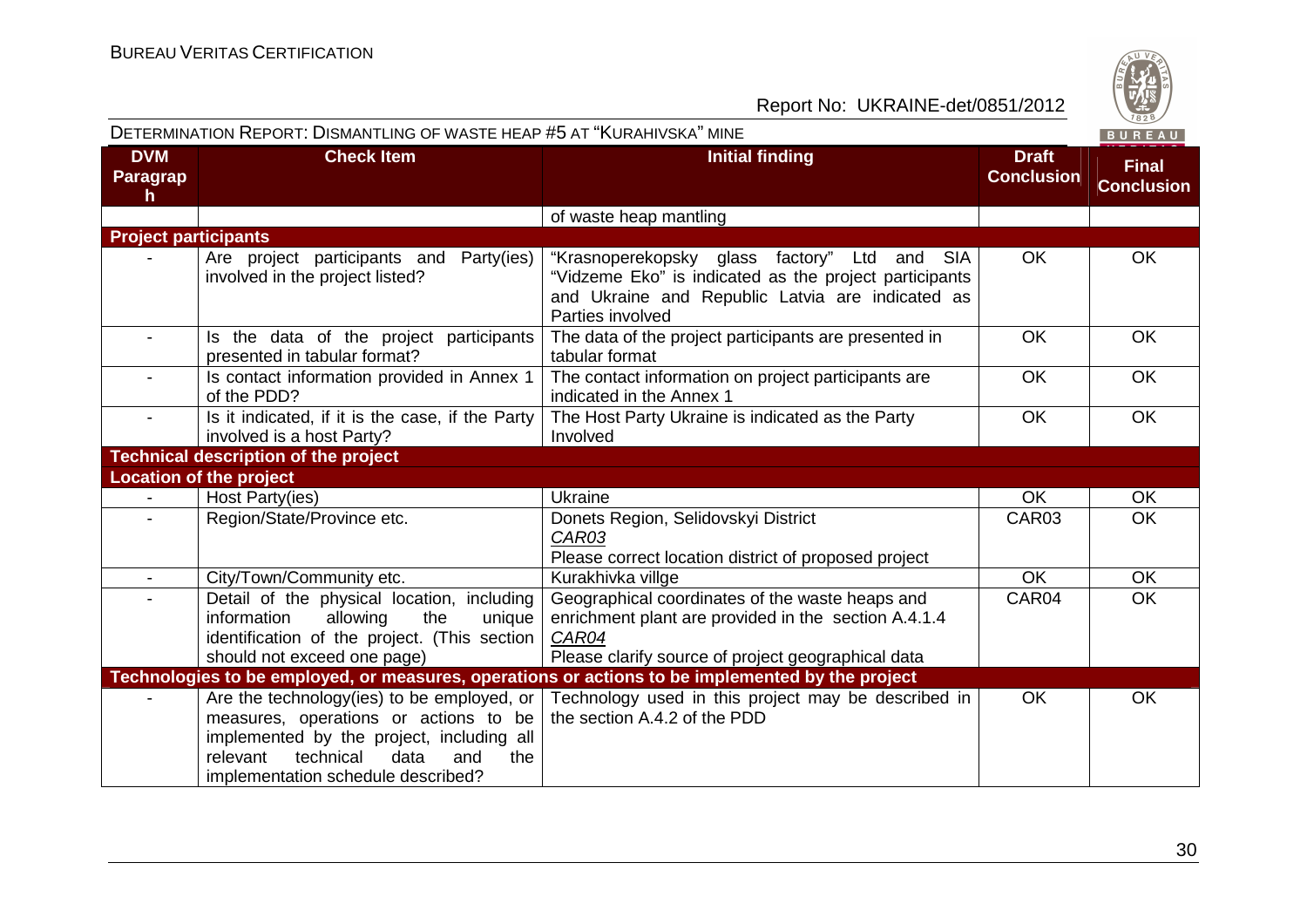DETERMINATION REPORT: DISMANTLING OF WASTE HEAP #5 AT "KURAHIVSKA" MINE

| DVM Paragraph | Check Item | Initial finding | Draft Conclusion | Final Conclusion |
|---|---|---|---|---|
| | | of waste heap mantling | | |
| **Project participants** | | | | |
| - | Are project participants and Party(ies) involved in the project listed? | "Krasnoperekopsky glass factory" Ltd and SIA "Vidzeme Eko" is indicated as the project participants and Ukraine and Republic Latvia are indicated as Parties involved | OK | OK |
| - | Is the data of the project participants presented in tabular format? | The data of the project participants are presented in tabular format | OK | OK |
| - | Is contact information provided in Annex 1 of the PDD? | The contact information on project participants are indicated in the Annex 1 | OK | OK |
| - | Is it indicated, if it is the case, if the Party involved is a host Party? | The Host Party Ukraine is indicated as the Party Involved | OK | OK |
| **Technical description of the project** | | | | |
| **Location of the project** | | | | |
| - | Host Party(ies) | Ukraine | OK | OK |
| - | Region/State/Province etc. | Donets Region, Selidovskyi District <br> *CAR03* <br> Please correct location district of proposed project | CAR03 | OK |
| - | City/Town/Community etc. | Kurakhivka villge | OK | OK |
| - | Detail of the physical location, including information allowing the unique identification of the project. (This section should not exceed one page) | Geographical coordinates of the waste heaps and enrichment plant are provided in the section A.4.1.4 <br> *CAR04* <br> Please clarify source of project geographical data | CAR04 | OK |
| **Technologies to be employed, or measures, operations or actions to be implemented by the project** | | | | |
| - | Are the technology(ies) to be employed, or measures, operations or actions to be implemented by the project, including all relevant technical data and the implementation schedule described? | Technology used in this project may be described in the section A.4.2 of the PDD | OK | OK |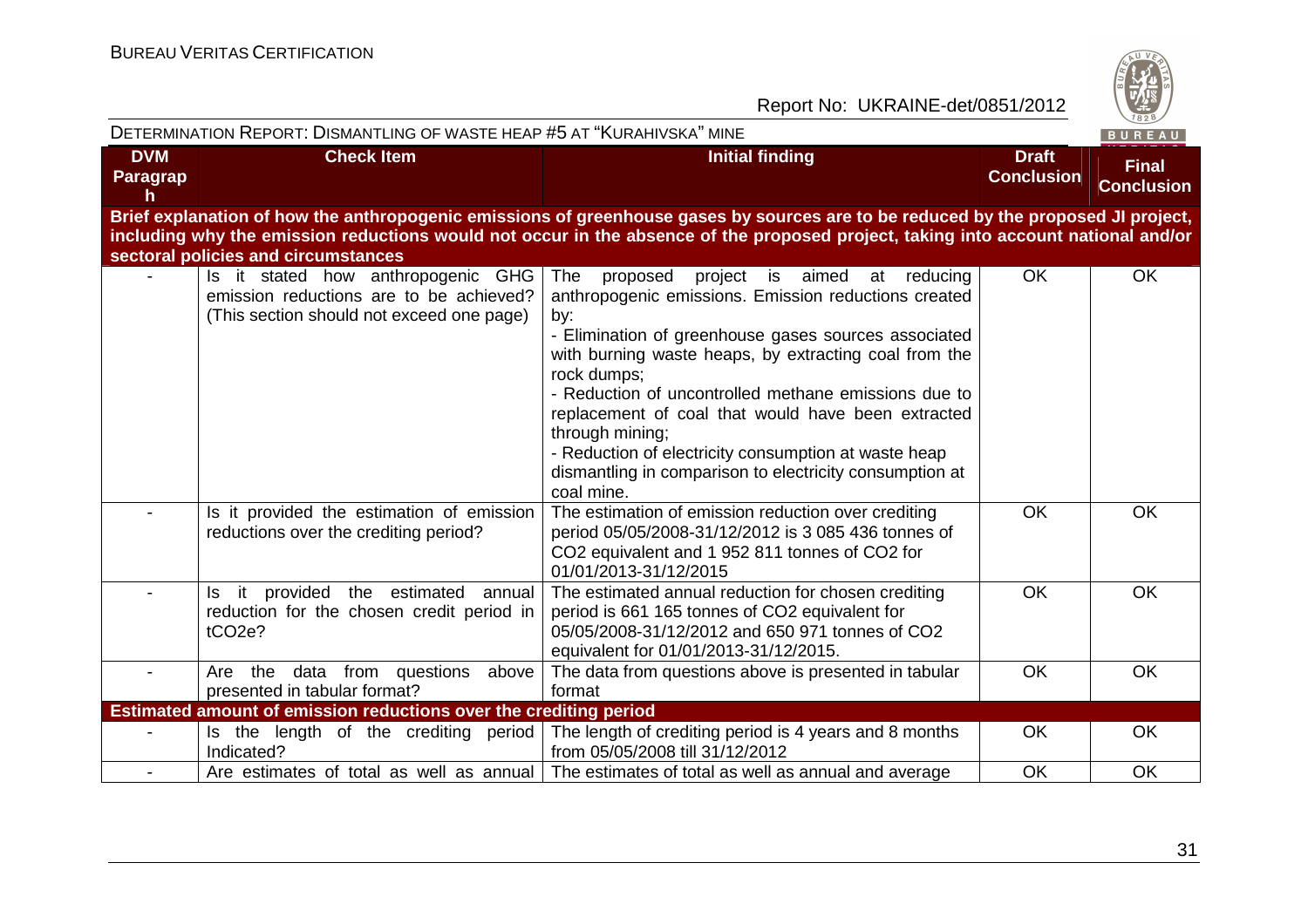| DVM Paragraph | Check Item | Initial finding | Draft Conclusion | Final Conclusion |
|---|---|---|---|---|
| **Brief explanation of how the anthropogenic emissions of greenhouse gases by sources are to be reduced by the proposed JI project, including why the emission reductions would not occur in the absence of the proposed project, taking into account national and/or sectoral policies and circumstances** | | | | |
| - | Is it stated how anthropogenic GHG emission reductions are to be achieved? (This section should not exceed one page) | The proposed project is aimed at reducing anthropogenic emissions. Emission reductions created by:<br>- Elimination of greenhouse gases sources associated with burning waste heaps, by extracting coal from the rock dumps;<br>- Reduction of uncontrolled methane emissions due to replacement of coal that would have been extracted through mining;<br>- Reduction of electricity consumption at waste heap dismantling in comparison to electricity consumption at coal mine. | OK | OK |
| - | Is it provided the estimation of emission reductions over the crediting period? | The estimation of emission reduction over crediting period 05/05/2008-31/12/2012 is 3 085 436 tonnes of $CO_2$ equivalent and 1 952 811 tonnes of $CO_2$ for 01/01/2013-31/12/2015 | OK | OK |
| - | Is it provided the estimated annual reduction for the chosen credit period in $tCO_2e$? | The estimated annual reduction for chosen crediting period is 661 165 tonnes of $CO_2$ equivalent for 05/05/2008-31/12/2012 and 650 971 tonnes of $CO_2$ equivalent for 01/01/2013-31/12/2015. | OK | OK |
| - | Are the data from questions above presented in tabular format? | The data from questions above is presented in tabular format | OK | OK |
| **Estimated amount of emission reductions over the crediting period** | | | | |
| - | Is the length of the crediting period Indicated? | The length of crediting period is 4 years and 8 months from 05/05/2008 till 31/12/2012 | OK | OK |
| - | Are estimates of total as well as annual | The estimates of total as well as annual and average | OK | OK |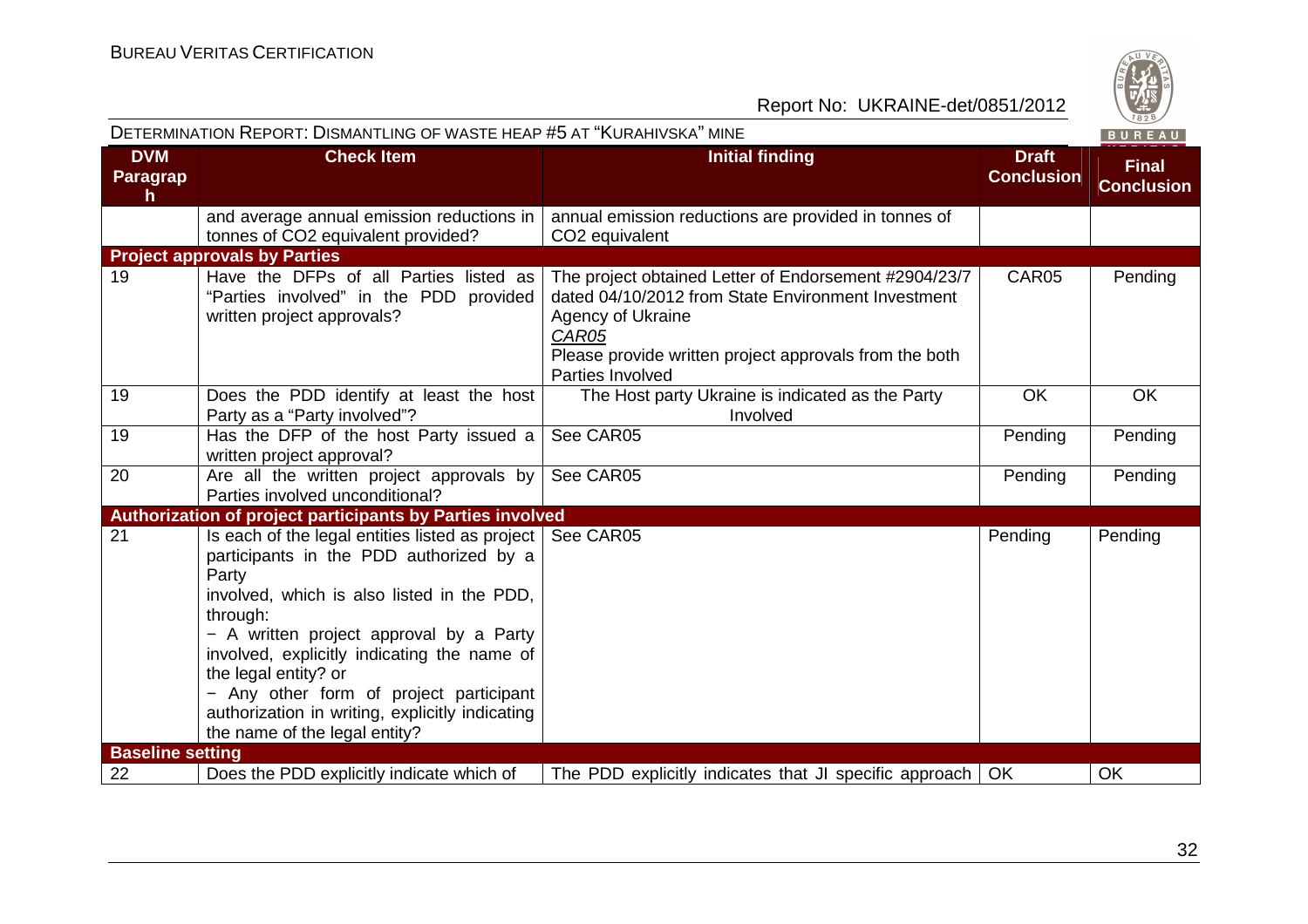| DVM Paragraph | Check Item | Initial finding | Draft Conclusion | Final Conclusion |
|---|---|---|---|---|
| | and average annual emission reductions in tonnes of CO2 equivalent provided? | annual emission reductions are provided in tonnes of CO2 equivalent | | |
| **Project approvals by Parties** | | | | |
| 19 | Have the DFPs of all Parties listed as "Parties involved" in the PDD provided written project approvals? | The project obtained Letter of Endorsement #2904/23/7 dated 04/10/2012 from State Environment Investment Agency of Ukraine<br>*CAR05*<br>Please provide written project approvals from the both Parties Involved | CAR05 | Pending |
| 19 | Does the PDD identify at least the host Party as a "Party involved"? | The Host party Ukraine is indicated as the Party Involved | OK | OK |
| 19 | Has the DFP of the host Party issued a written project approval? | See CAR05 | Pending | Pending |
| 20 | Are all the written project approvals by Parties involved unconditional? | See CAR05 | Pending | Pending |
| **Authorization of project participants by Parties involved** | | | | |
| 21 | Is each of the legal entities listed as project participants in the PDD authorized by a Party involved, which is also listed in the PDD, through:<br>− A written project approval by a Party involved, explicitly indicating the name of the legal entity? or<br>− Any other form of project participant authorization in writing, explicitly indicating the name of the legal entity? | See CAR05 | Pending | Pending |
| **Baseline setting** | | | | |
| 22 | Does the PDD explicitly indicate which of | The PDD explicitly indicates that JI specific approach | OK | OK |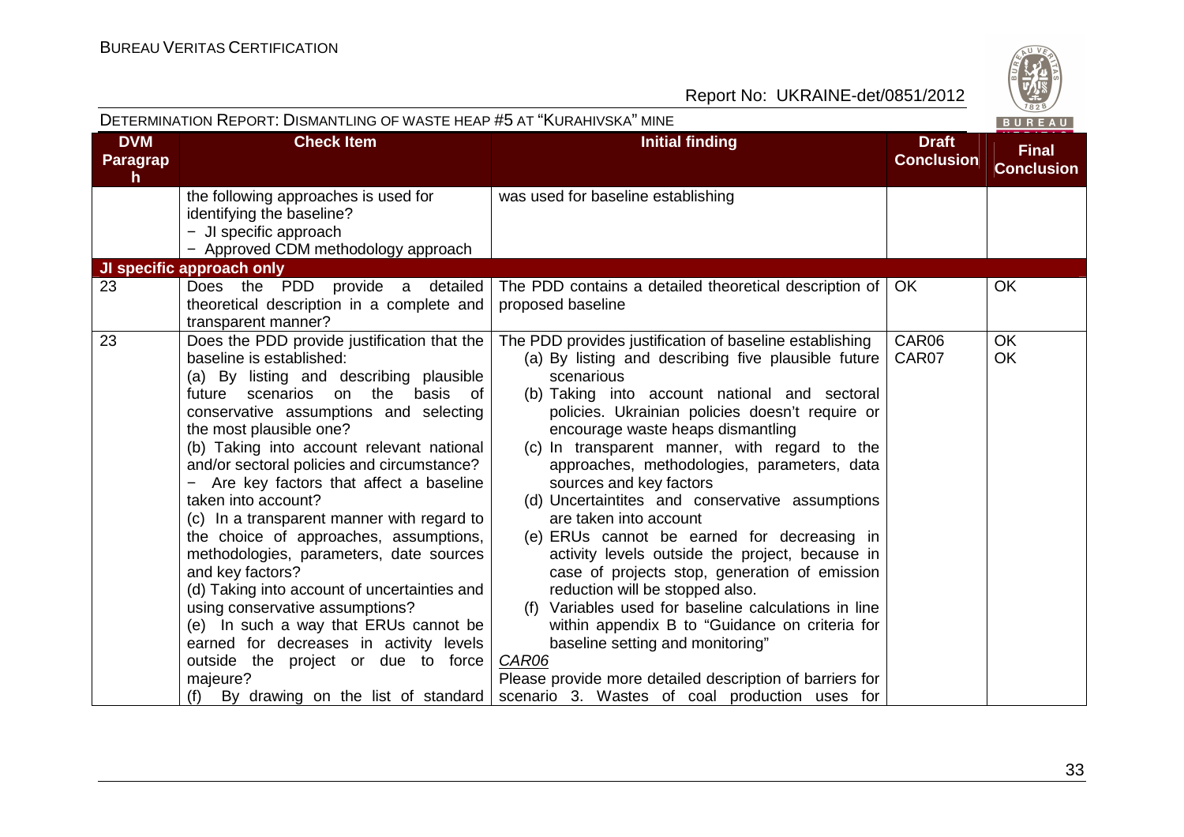| DVM Paragraph | Check Item | Initial finding | Draft Conclusion | Final Conclusion |
|---|---|---|---|---|
| | the following approaches is used for identifying the baseline?<br>− JI specific approach<br>− Approved CDM methodology approach | was used for baseline establishing | | |
| **JI specific approach only** | | | | |
| 23 | Does the PDD provide a detailed theoretical description in a complete and transparent manner? | The PDD contains a detailed theoretical description of proposed baseline | OK | OK |
| 23 | Does the PDD provide justification that the baseline is established:<br>(a) By listing and describing plausible future scenarios on the basis of conservative assumptions and selecting the most plausible one?<br>(b) Taking into account relevant national and/or sectoral policies and circumstance?<br>− Are key factors that affect a baseline taken into account?<br>(c) In a transparent manner with regard to the choice of approaches, assumptions, methodologies, parameters, date sources and key factors?<br>(d) Taking into account of uncertainties and using conservative assumptions?<br>(e) In such a way that ERUs cannot be earned for decreases in activity levels outside the project or due to force majeure?<br>(f) By drawing on the list of standard | The PDD provides justification of baseline establishing<br>(a) By listing and describing five plausible future scenarious<br>(b) Taking into account national and sectoral policies. Ukrainian policies doesn't require or encourage waste heaps dismantling<br>(c) In transparent manner, with regard to the approaches, methodologies, parameters, data sources and key factors<br>(d) Uncertaintites and conservative assumptions are taken into account<br>(e) ERUs cannot be earned for decreasing in activity levels outside the project, because in case of projects stop, generation of emission reduction will be stopped also.<br>(f) Variables used for baseline calculations in line within appendix B to "Guidance on criteria for baseline setting and monitoring"<br>*CAR06*<br>Please provide more detailed description of barriers for scenario 3. Wastes of coal production uses for | CAR06<br>CAR07 | OK<br>OK |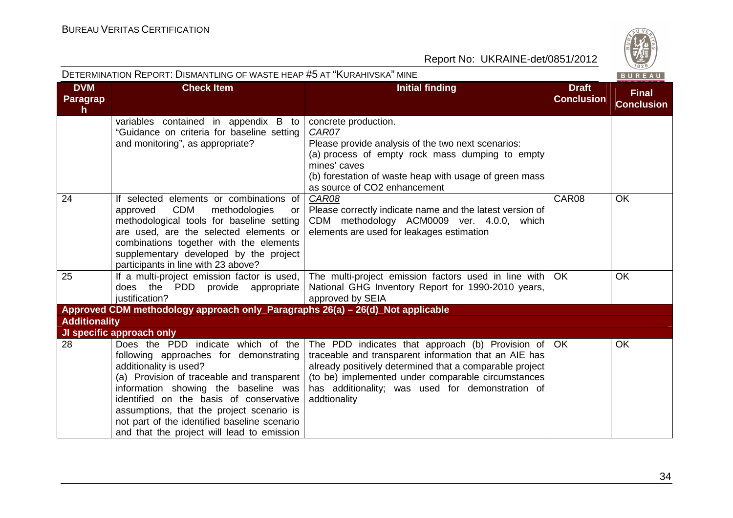| DVM Paragraph | Check Item | Initial finding | Draft Conclusion | Final Conclusion |
|---|---|---|---|---|
| | variables contained in appendix B to "Guidance on criteria for baseline setting and monitoring", as appropriate? | concrete production.<br>*CAR07*<br>Please provide analysis of the two next scenarios:<br>(a) process of empty rock mass dumping to empty mines' caves<br>(b) forestation of waste heap with usage of green mass as source of $CO_2$ enhancement | | |
| 24 | If selected elements or combinations of approved CDM methodologies or methodological tools for baseline setting are used, are the selected elements or combinations together with the elements supplementary developed by the project participants in line with 23 above? | *CAR08*<br>Please correctly indicate name and the latest version of CDM methodology ACM0009 ver. 4.0.0, which elements are used for leakages estimation | CAR08 | OK |
| 25 | If a multi-project emission factor is used, does the PDD provide appropriate justification? | The multi-project emission factors used in line with National GHG Inventory Report for 1990-2010 years, approved by SEIA | OK | OK |
| **Approved CDM methodology approach only_Paragraphs 26(a) – 26(d)_Not applicable** | | | | |
| **Additionality** | | | | |
| **JI specific approach only** | | | | |
| 28 | Does the PDD indicate which of the following approaches for demonstrating additionality is used?<br>(a) Provision of traceable and transparent information showing the baseline was identified on the basis of conservative assumptions, that the project scenario is not part of the identified baseline scenario and that the project will lead to emission | The PDD indicates that approach (b) Provision of traceable and transparent information that an AIE has already positively determined that a comparable project (to be) implemented under comparable circumstances has additionality; was used for demonstration of addtionality | OK | OK |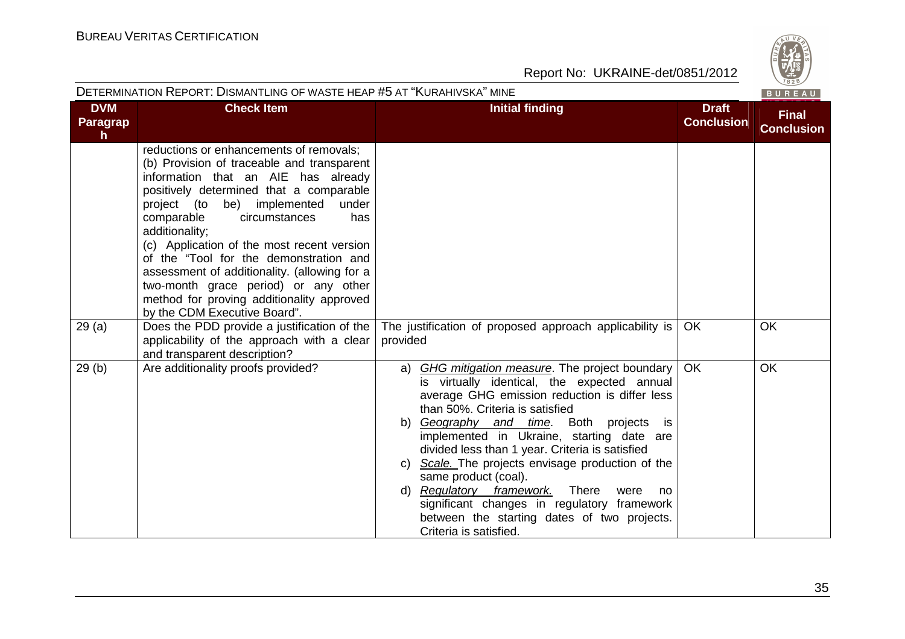| DVM Paragraph | Check Item | Initial finding | Draft Conclusion | Final Conclusion |
|---|---|---|---|---|
| | reductions or enhancements of removals;<br>(b) Provision of traceable and transparent information that an AIE has already positively determined that a comparable project (to be) implemented under comparable circumstances has additionality;<br>(c) Application of the most recent version of the "Tool for the demonstration and assessment of additionality. (allowing for a two-month grace period) or any other method for proving additionality approved by the CDM Executive Board". | | | |
| 29 (a) | Does the PDD provide a justification of the applicability of the approach with a clear and transparent description? | The justification of proposed approach applicability is provided | OK | OK |
| 29 (b) | Are additionality proofs provided? | a) *GHG mitigation measure*. The project boundary is virtually identical, the expected annual average GHG emission reduction is differ less than 50%. Criteria is satisfied<br>b) *Geography and time*. Both projects is implemented in Ukraine, starting date are divided less than 1 year. Criteria is satisfied<br>c) *Scale.* The projects envisage production of the same product (coal).<br>d) *Regulatory framework.* There were no significant changes in regulatory framework between the starting dates of two projects. Criteria is satisfied. | OK | OK |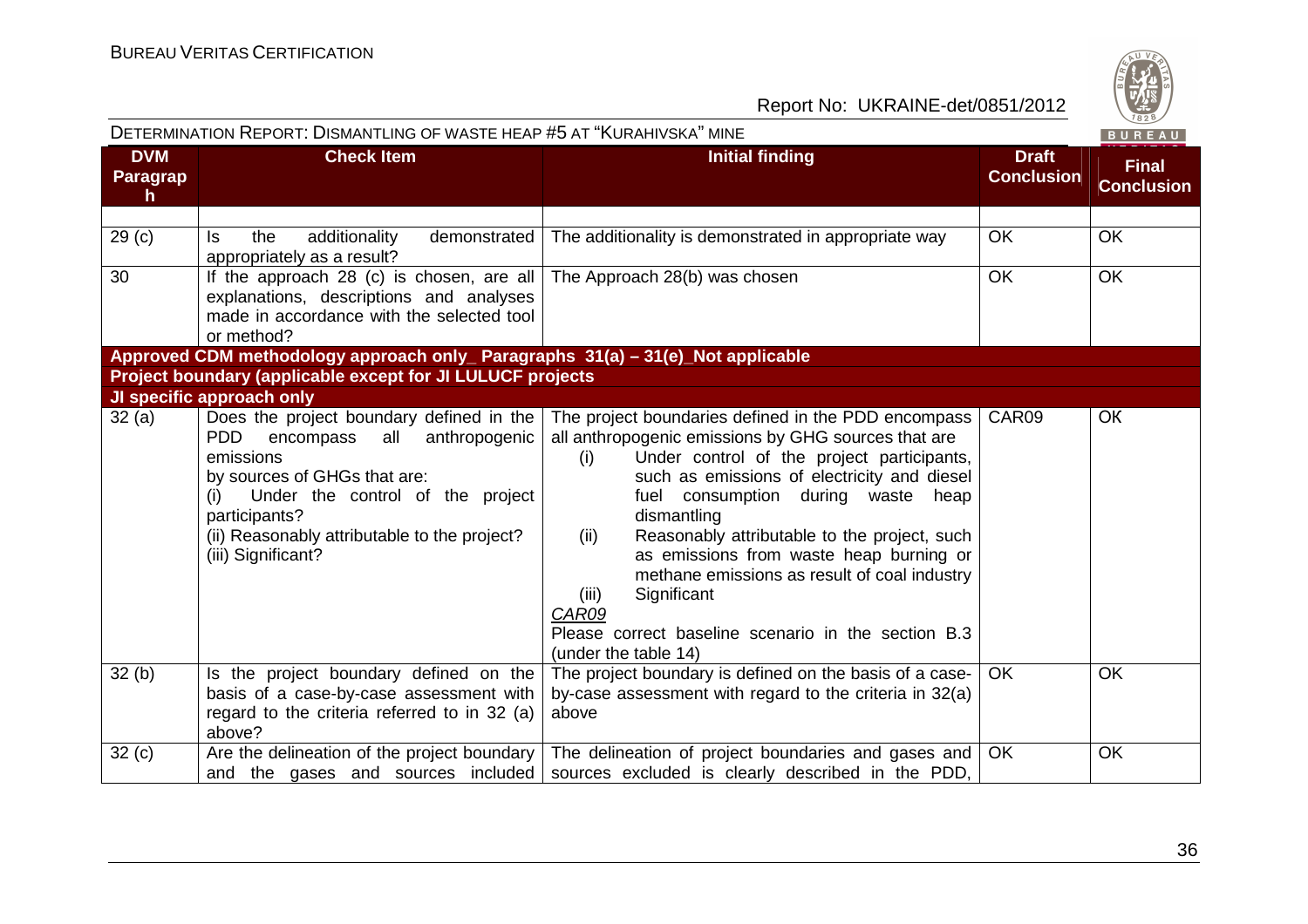| DVM Paragraph | Check Item | Initial finding | Draft Conclusion | Final Conclusion |
|---|---|---|---|---|
| 29 (c) | Is the additionality demonstrated appropriately as a result? | The additionality is demonstrated in appropriate way | OK | OK |
| 30 | If the approach 28 (c) is chosen, are all explanations, descriptions and analyses made in accordance with the selected tool or method? | The Approach 28(b) was chosen | OK | OK |
| **Approved CDM methodology approach only_ Paragraphs 31(a) – 31(e)_Not applicable** | | | | |
| **Project boundary (applicable except for JI LULUCF projects** | | | | |
| **JI specific approach only** | | | | |
| 32 (a) | Does the project boundary defined in the PDD encompass all anthropogenic emissions by sources of GHGs that are:<br>(i) Under the control of the project participants?<br>(ii) Reasonably attributable to the project?<br>(iii) Significant? | The project boundaries defined in the PDD encompass all anthropogenic emissions by GHG sources that are<br>(i) Under control of the project participants, such as emissions of electricity and diesel fuel consumption during waste heap dismantling<br>(ii) Reasonably attributable to the project, such as emissions from waste heap burning or methane emissions as result of coal industry<br>(iii) Significant<br>*CAR09*<br>Please correct baseline scenario in the section B.3 (under the table 14) | CAR09 | OK |
| 32 (b) | Is the project boundary defined on the basis of a case-by-case assessment with regard to the criteria referred to in 32 (a) above? | The project boundary is defined on the basis of a case-by-case assessment with regard to the criteria in 32(a) above | OK | OK |
| 32 (c) | Are the delineation of the project boundary and the gases and sources included | The delineation of project boundaries and gases and sources excluded is clearly described in the PDD, | OK | OK |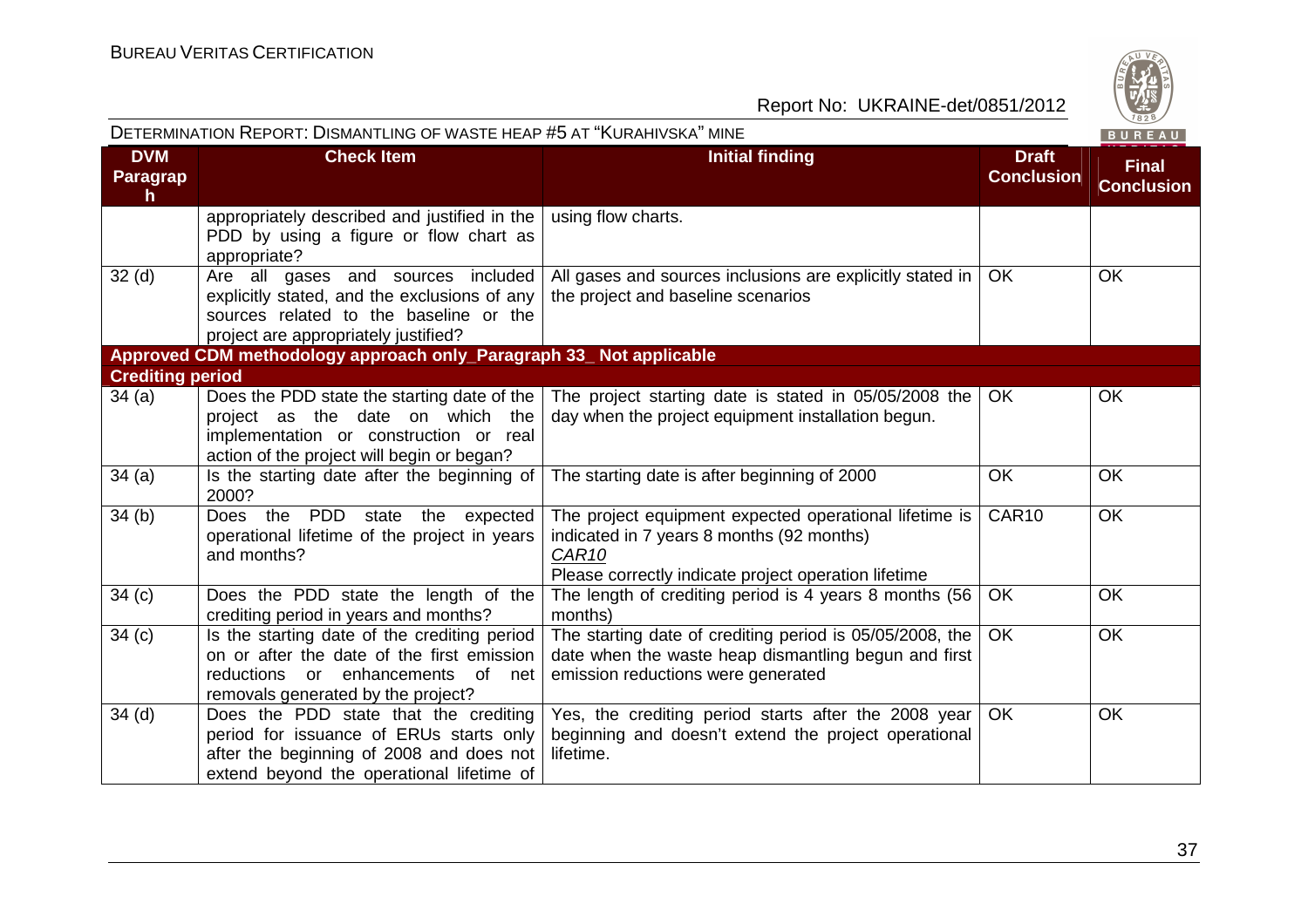| DVM Paragraph | Check Item | Initial finding | Draft Conclusion | Final Conclusion |
|---|---|---|---|---|
| | appropriately described and justified in the PDD by using a figure or flow chart as appropriate? | using flow charts. | | |
| 32 (d) | Are all gases and sources included explicitly stated, and the exclusions of any sources related to the baseline or the project are appropriately justified? | All gases and sources inclusions are explicitly stated in the project and baseline scenarios | OK | OK |
| **Approved CDM methodology approach only_Paragraph 33_ Not applicable** | | | | |
| **Crediting period** | | | | |
| 34 (a) | Does the PDD state the starting date of the project as the date on which the implementation or construction or real action of the project will begin or began? | The project starting date is stated in 05/05/2008 the day when the project equipment installation begun. | OK | OK |
| 34 (a) | Is the starting date after the beginning of 2000? | The starting date is after beginning of 2000 | OK | OK |
| 34 (b) | Does the PDD state the expected operational lifetime of the project in years and months? | The project equipment expected operational lifetime is indicated in 7 years 8 months (92 months)<br>*CAR10*<br>Please correctly indicate project operation lifetime | CAR10 | OK |
| 34 (c) | Does the PDD state the length of the crediting period in years and months? | The length of crediting period is 4 years 8 months (56 months) | OK | OK |
| 34 (c) | Is the starting date of the crediting period on or after the date of the first emission reductions or enhancements of net removals generated by the project? | The starting date of crediting period is 05/05/2008, the date when the waste heap dismantling begun and first emission reductions were generated | OK | OK |
| 34 (d) | Does the PDD state that the crediting period for issuance of ERUs starts only after the beginning of 2008 and does not extend beyond the operational lifetime of | Yes, the crediting period starts after the 2008 year beginning and doesn't extend the project operational lifetime. | OK | OK |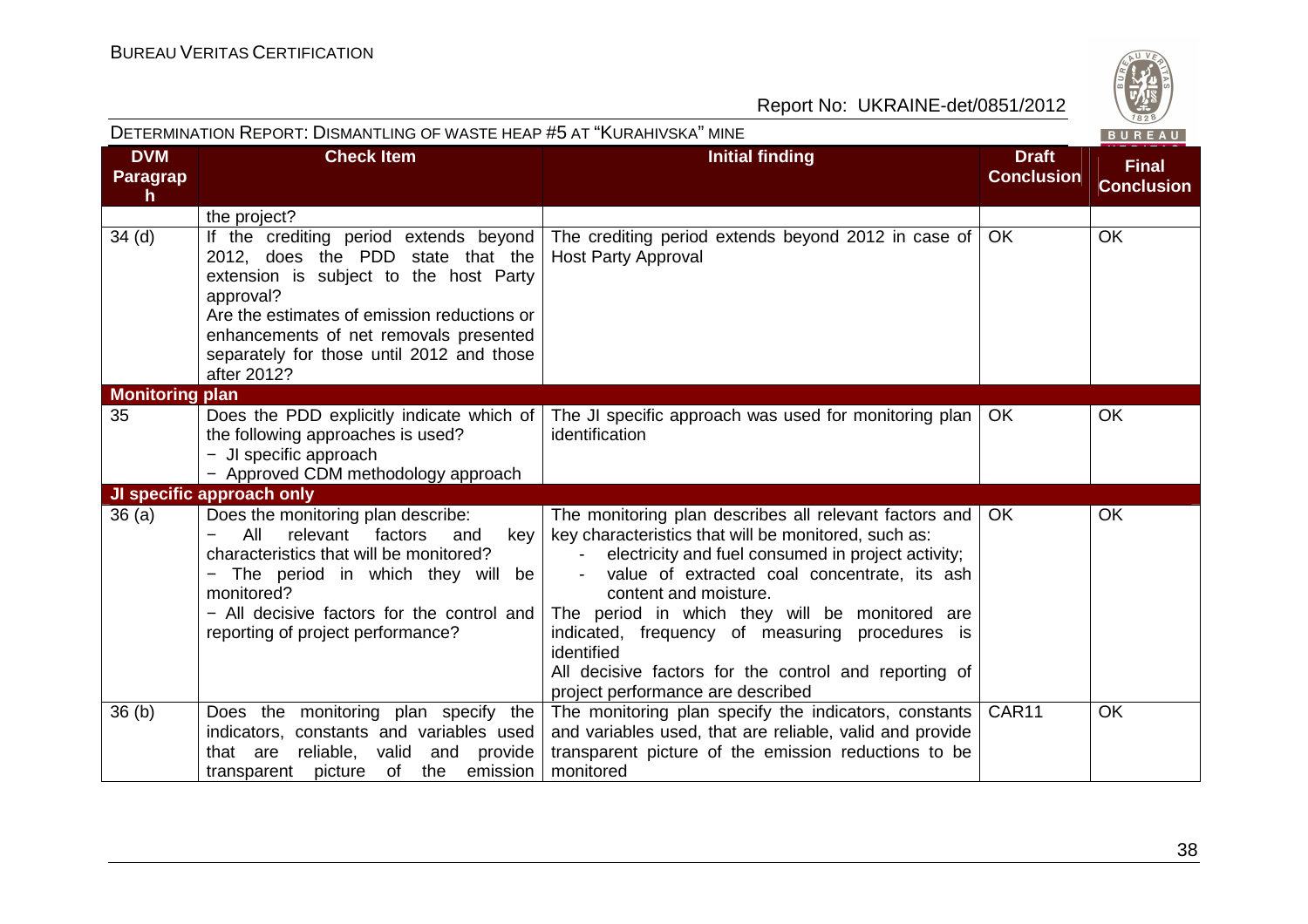DETERMINATION REPORT: DISMANTLING OF WASTE HEAP #5 AT "KURAHIVSKA" MINE

| DVM Paragraph | Check Item | Initial finding | Draft Conclusion | Final Conclusion |
|---|---|---|---|---|
| | the project? | | | |
| 34 (d) | If the crediting period extends beyond 2012, does the PDD state that the extension is subject to the host Party approval?<br>Are the estimates of emission reductions or enhancements of net removals presented separately for those until 2012 and those after 2012? | The crediting period extends beyond 2012 in case of Host Party Approval | OK | OK |
| **Monitoring plan** | | | | |
| 35 | Does the PDD explicitly indicate which of the following approaches is used?<br>− JI specific approach<br>− Approved CDM methodology approach | The JI specific approach was used for monitoring plan identification | OK | OK |
| **JI specific approach only** | | | | |
| 36 (a) | Does the monitoring plan describe:<br>− All relevant factors and key characteristics that will be monitored?<br>− The period in which they will be monitored?<br>− All decisive factors for the control and reporting of project performance? | The monitoring plan describes all relevant factors and key characteristics that will be monitored, such as:<br>- electricity and fuel consumed in project activity;<br>- value of extracted coal concentrate, its ash content and moisture.<br>The period in which they will be monitored are indicated, frequency of measuring procedures is identified<br>All decisive factors for the control and reporting of project performance are described | OK | OK |
| 36 (b) | Does the monitoring plan specify the indicators, constants and variables used that are reliable, valid and provide transparent picture of the emission | The monitoring plan specify the indicators, constants and variables used, that are reliable, valid and provide transparent picture of the emission reductions to be monitored | CAR11 | OK |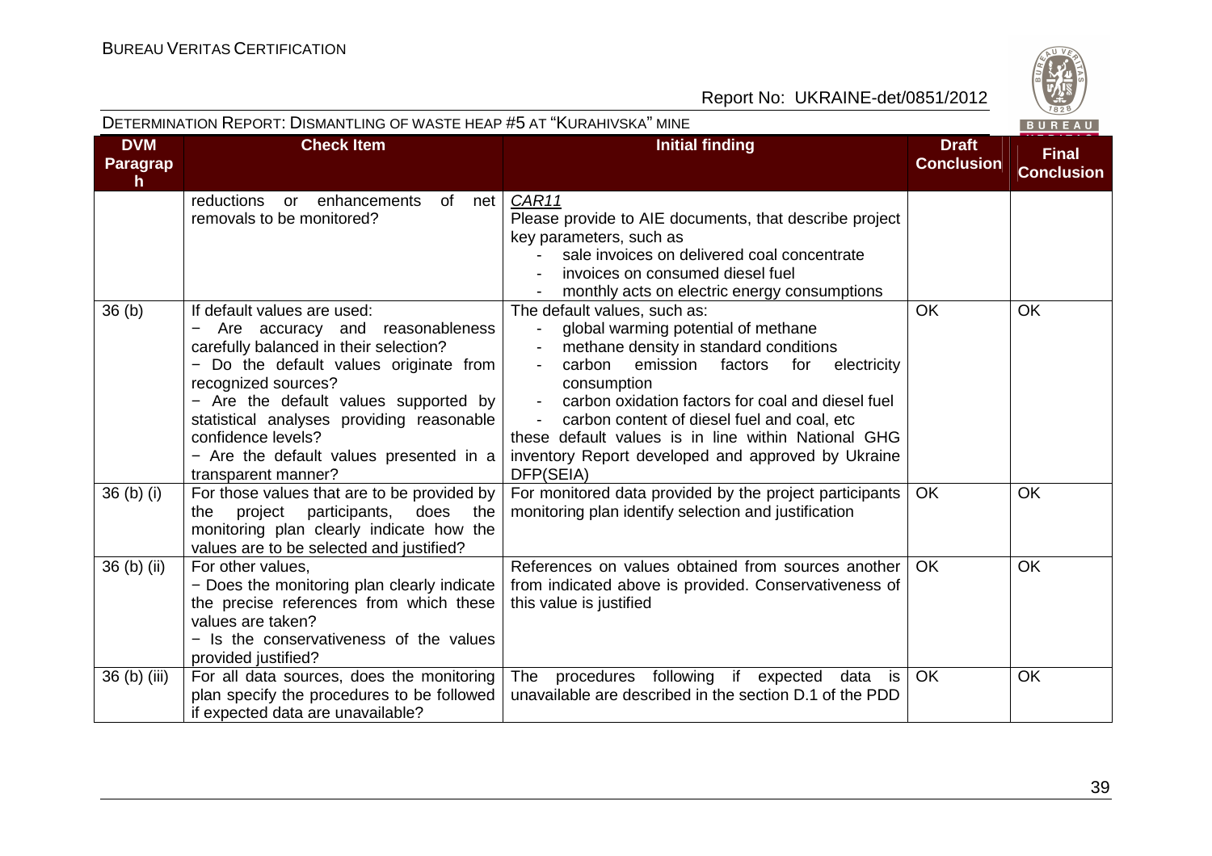| DVM Paragraph | Check Item | Initial finding | Draft Conclusion | Final Conclusion |
|---|---|---|---|---|
| | reductions or enhancements of net removals to be monitored? | *CAR11*<br>Please provide to AIE documents, that describe project key parameters, such as<br>- sale invoices on delivered coal concentrate<br>- invoices on consumed diesel fuel<br>- monthly acts on electric energy consumptions | | |
| 36 (b) | If default values are used:<br>− Are accuracy and reasonableness carefully balanced in their selection?<br>− Do the default values originate from recognized sources?<br>− Are the default values supported by statistical analyses providing reasonable confidence levels?<br>− Are the default values presented in a transparent manner? | The default values, such as:<br>- global warming potential of methane<br>- methane density in standard conditions<br>- carbon emission factors for electricity consumption<br>- carbon oxidation factors for coal and diesel fuel<br>- carbon content of diesel fuel and coal, etc<br>these default values is in line within National GHG inventory Report developed and approved by Ukraine DFP(SEIA) | OK | OK |
| 36 (b) (i) | For those values that are to be provided by the project participants, does the monitoring plan clearly indicate how the values are to be selected and justified? | For monitored data provided by the project participants monitoring plan identify selection and justification | OK | OK |
| 36 (b) (ii) | For other values,<br>− Does the monitoring plan clearly indicate the precise references from which these values are taken?<br>− Is the conservativeness of the values provided justified? | References on values obtained from sources another from indicated above is provided. Conservativeness of this value is justified | OK | OK |
| 36 (b) (iii) | For all data sources, does the monitoring plan specify the procedures to be followed if expected data are unavailable? | The procedures following if expected data is unavailable are described in the section D.1 of the PDD | OK | OK |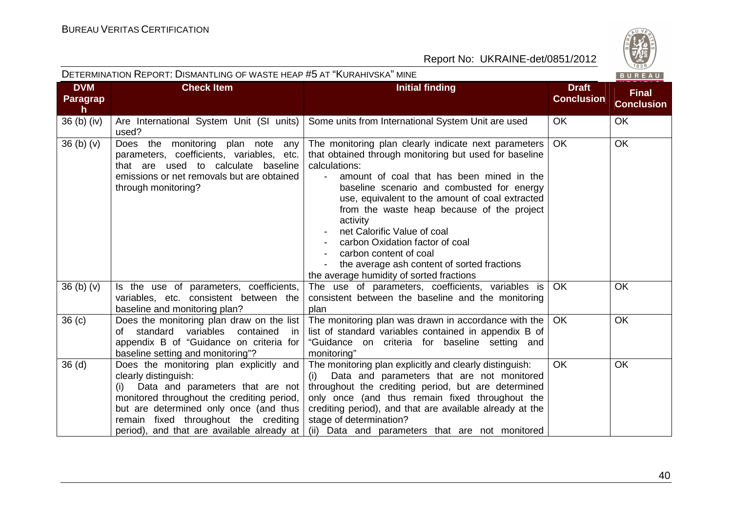| DVM Paragraph | Check Item | Initial finding | Draft Conclusion | Final Conclusion |
|---|---|---|---|---|
| 36 (b) (iv) | Are International System Unit (SI units) used? | Some units from International System Unit are used | OK | OK |
| 36 (b) (v) | Does the monitoring plan note any parameters, coefficients, variables, etc. that are used to calculate baseline emissions or net removals but are obtained through monitoring? | The monitoring plan clearly indicate next parameters that obtained through monitoring but used for baseline calculations:<br>- amount of coal that has been mined in the baseline scenario and combusted for energy use, equivalent to the amount of coal extracted from the waste heap because of the project activity<br>- net Calorific Value of coal<br>- carbon Oxidation factor of coal<br>- carbon content of coal<br>- the average ash content of sorted fractions<br>the average humidity of sorted fractions | OK | OK |
| 36 (b) (v) | Is the use of parameters, coefficients, variables, etc. consistent between the baseline and monitoring plan? | The use of parameters, coefficients, variables is consistent between the baseline and the monitoring plan | OK | OK |
| 36 (c) | Does the monitoring plan draw on the list of standard variables contained in appendix B of "Guidance on criteria for baseline setting and monitoring"? | The monitoring plan was drawn in accordance with the list of standard variables contained in appendix B of "Guidance on criteria for baseline setting and monitoring" | OK | OK |
| 36 (d) | Does the monitoring plan explicitly and clearly distinguish:<br>(i) Data and parameters that are not monitored throughout the crediting period, but are determined only once (and thus remain fixed throughout the crediting period), and that are available already at | The monitoring plan explicitly and clearly distinguish:<br>(i) Data and parameters that are not monitored throughout the crediting period, but are determined only once (and thus remain fixed throughout the crediting period), and that are available already at the stage of determination?<br>(ii) Data and parameters that are not monitored | OK | OK |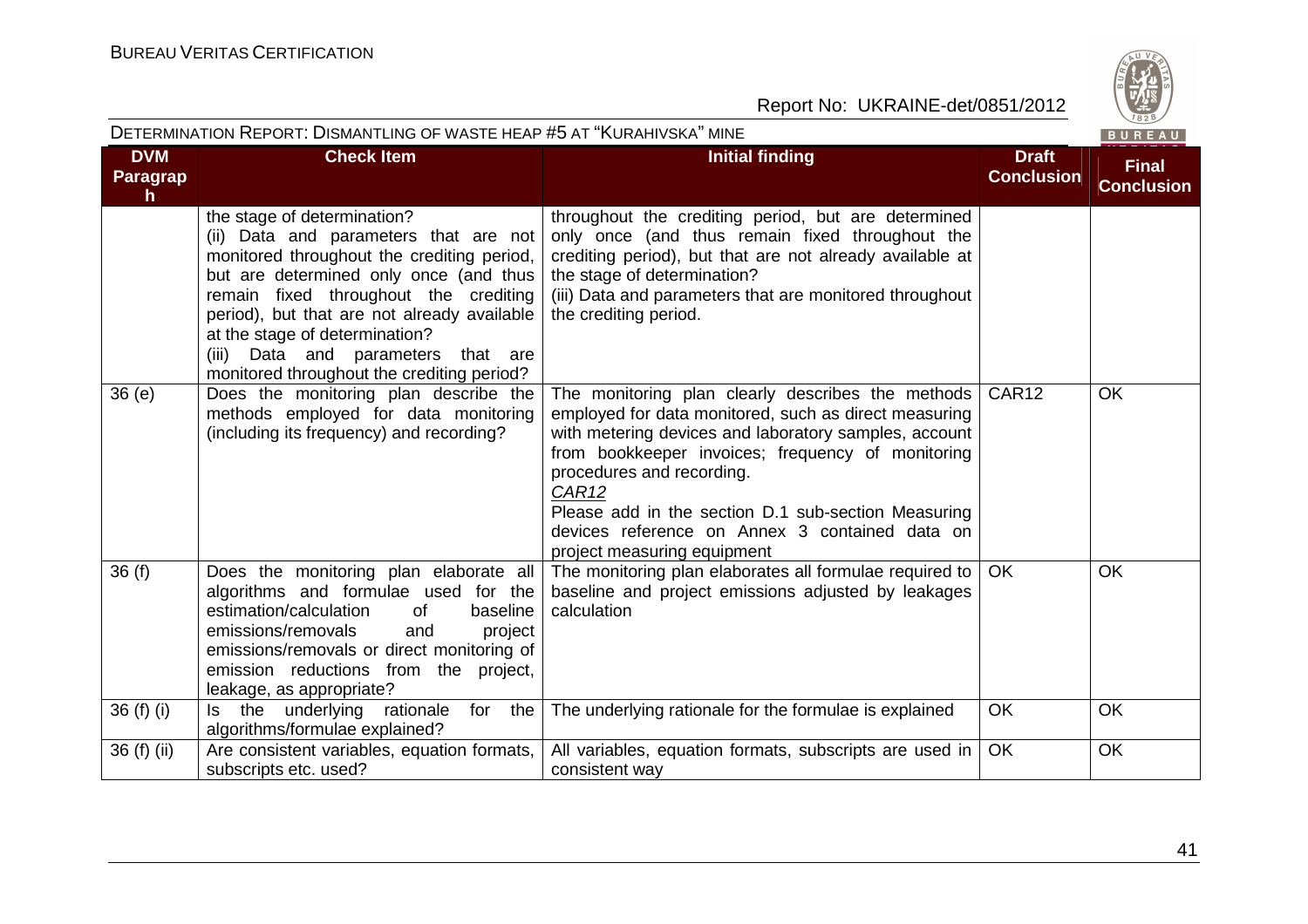| DVM Paragraph | Check Item | Initial finding | Draft Conclusion | Final Conclusion |
|---|---|---|---|---|
| | the stage of determination?<br>(ii) Data and parameters that are not monitored throughout the crediting period, but are determined only once (and thus remain fixed throughout the crediting period), but that are not already available at the stage of determination?<br>(iii) Data and parameters that are monitored throughout the crediting period? | throughout the crediting period, but are determined only once (and thus remain fixed throughout the crediting period), but that are not already available at the stage of determination?<br>(iii) Data and parameters that are monitored throughout the crediting period. | | |
| 36 (e) | Does the monitoring plan describe the methods employed for data monitoring (including its frequency) and recording? | The monitoring plan clearly describes the methods employed for data monitored, such as direct measuring with metering devices and laboratory samples, account from bookkeeper invoices; frequency of monitoring procedures and recording.<br>*CAR12*<br>Please add in the section D.1 sub-section Measuring devices reference on Annex 3 contained data on project measuring equipment | CAR12 | OK |
| 36 (f) | Does the monitoring plan elaborate all algorithms and formulae used for the estimation/calculation of baseline emissions/removals and project emissions/removals or direct monitoring of emission reductions from the project, leakage, as appropriate? | The monitoring plan elaborates all formulae required to baseline and project emissions adjusted by leakages calculation | OK | OK |
| 36 (f) (i) | Is the underlying rationale for the algorithms/formulae explained? | The underlying rationale for the formulae is explained | OK | OK |
| 36 (f) (ii) | Are consistent variables, equation formats, subscripts etc. used? | All variables, equation formats, subscripts are used in consistent way | OK | OK |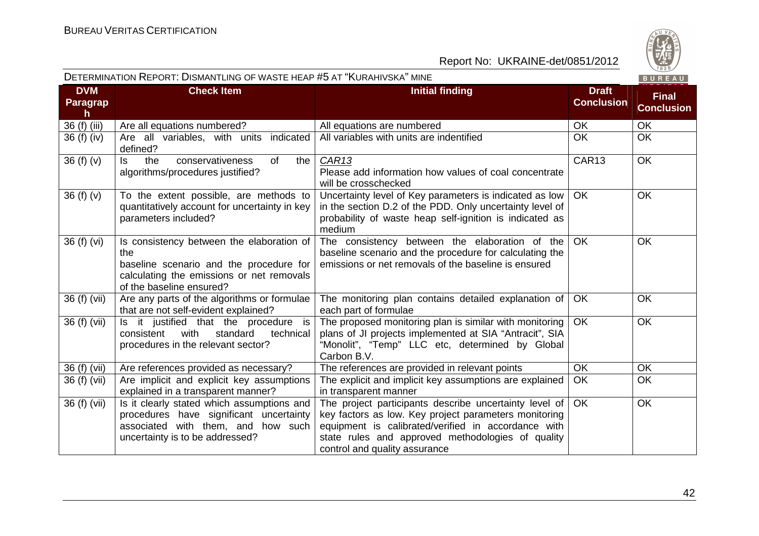| DVM Paragraph | Check Item | Initial finding | Draft Conclusion | Final Conclusion |
|---|---|---|---|---|
| 36 (f) (iii) | Are all equations numbered? | All equations are numbered | OK | OK |
| 36 (f) (iv) | Are all variables, with units indicated defined? | All variables with units are indentified | OK | OK |
| 36 (f) (v) | Is the conservativeness of the algorithms/procedures justified? | *CAR13*<br>Please add information how values of coal concentrate will be crosschecked | CAR13 | OK |
| 36 (f) (v) | To the extent possible, are methods to quantitatively account for uncertainty in key parameters included? | Uncertainty level of Key parameters is indicated as low in the section D.2 of the PDD. Only uncertainty level of probability of waste heap self-ignition is indicated as medium | OK | OK |
| 36 (f) (vi) | Is consistency between the elaboration of the baseline scenario and the procedure for calculating the emissions or net removals of the baseline ensured? | The consistency between the elaboration of the baseline scenario and the procedure for calculating the emissions or net removals of the baseline is ensured | OK | OK |
| 36 (f) (vii) | Are any parts of the algorithms or formulae that are not self-evident explained? | The monitoring plan contains detailed explanation of each part of formulae | OK | OK |
| 36 (f) (vii) | Is it justified that the procedure is consistent with standard technical procedures in the relevant sector? | The proposed monitoring plan is similar with monitoring plans of JI projects implemented at SIA "Antracit", SIA "Monolit", "Temp" LLC etc, determined by Global Carbon B.V. | OK | OK |
| 36 (f) (vii) | Are references provided as necessary? | The references are provided in relevant points | OK | OK |
| 36 (f) (vii) | Are implicit and explicit key assumptions explained in a transparent manner? | The explicit and implicit key assumptions are explained in transparent manner | OK | OK |
| 36 (f) (vii) | Is it clearly stated which assumptions and procedures have significant uncertainty associated with them, and how such uncertainty is to be addressed? | The project participants describe uncertainty level of key factors as low. Key project parameters monitoring equipment is calibrated/verified in accordance with state rules and approved methodologies of quality control and quality assurance | OK | OK |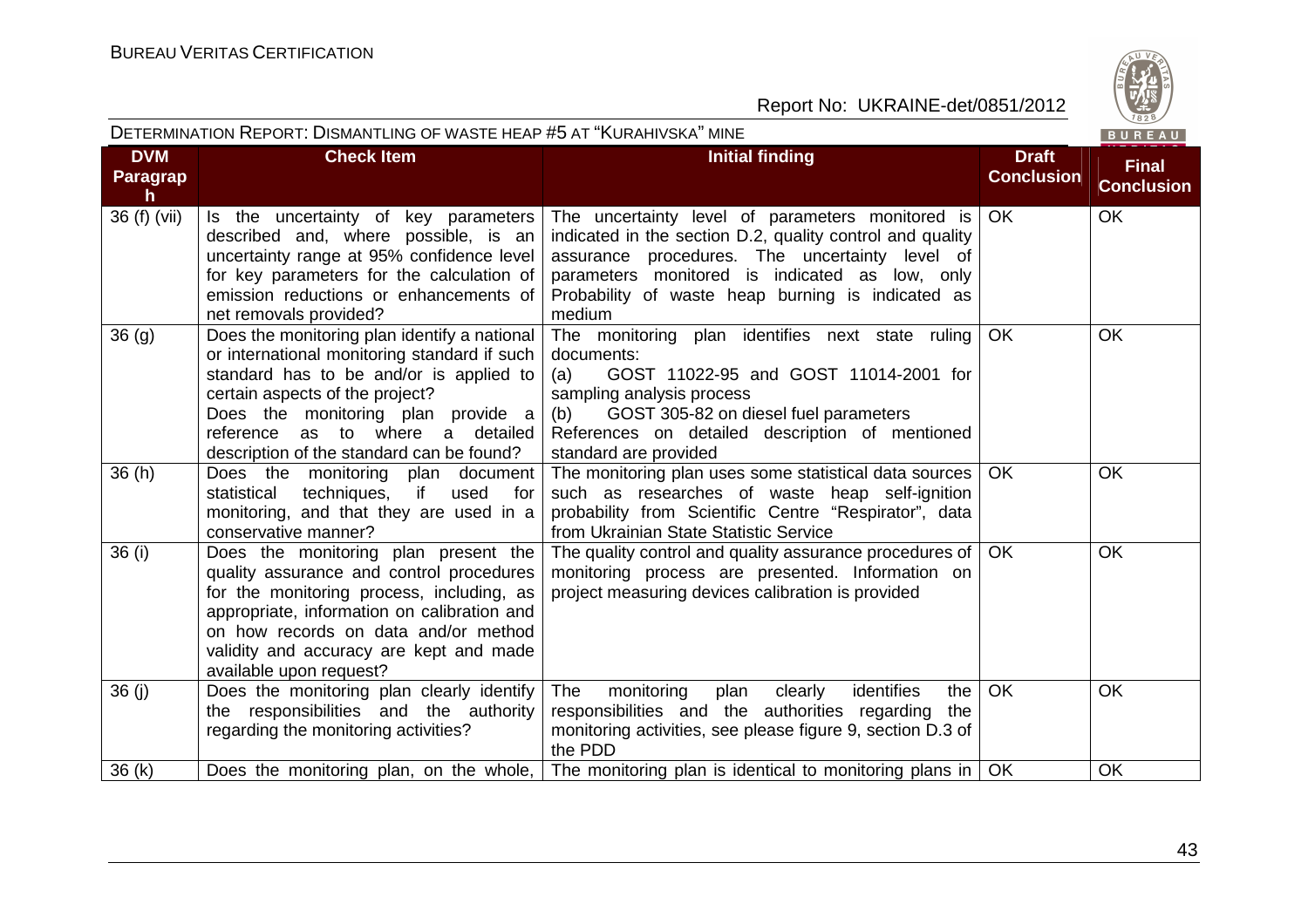| DVM Paragraph | Check Item | Initial finding | Draft Conclusion | Final Conclusion |
|---|---|---|---|---|
| 36 (f) (vii) | Is the uncertainty of key parameters described and, where possible, is an uncertainty range at 95% confidence level for key parameters for the calculation of emission reductions or enhancements of net removals provided? | The uncertainty level of parameters monitored is indicated in the section D.2, quality control and quality assurance procedures. The uncertainty level of parameters monitored is indicated as low, only Probability of waste heap burning is indicated as medium | OK | OK |
| 36 (g) | Does the monitoring plan identify a national or international monitoring standard if such standard has to be and/or is applied to certain aspects of the project? Does the monitoring plan provide a reference as to where a detailed description of the standard can be found? | The monitoring plan identifies next state ruling documents: (a) GOST 11022-95 and GOST 11014-2001 for sampling analysis process (b) GOST 305-82 on diesel fuel parameters References on detailed description of mentioned standard are provided | OK | OK |
| 36 (h) | Does the monitoring plan document statistical techniques, if used for monitoring, and that they are used in a conservative manner? | The monitoring plan uses some statistical data sources such as researches of waste heap self-ignition probability from Scientific Centre "Respirator", data from Ukrainian State Statistic Service | OK | OK |
| 36 (i) | Does the monitoring plan present the quality assurance and control procedures for the monitoring process, including, as appropriate, information on calibration and on how records on data and/or method validity and accuracy are kept and made available upon request? | The quality control and quality assurance procedures of monitoring process are presented. Information on project measuring devices calibration is provided | OK | OK |
| 36 (j) | Does the monitoring plan clearly identify the responsibilities and the authority regarding the monitoring activities? | The monitoring plan clearly identifies the responsibilities and the authorities regarding the monitoring activities, see please figure 9, section D.3 of the PDD | OK | OK |
| 36 (k) | Does the monitoring plan, on the whole, | The monitoring plan is identical to monitoring plans in | OK | OK |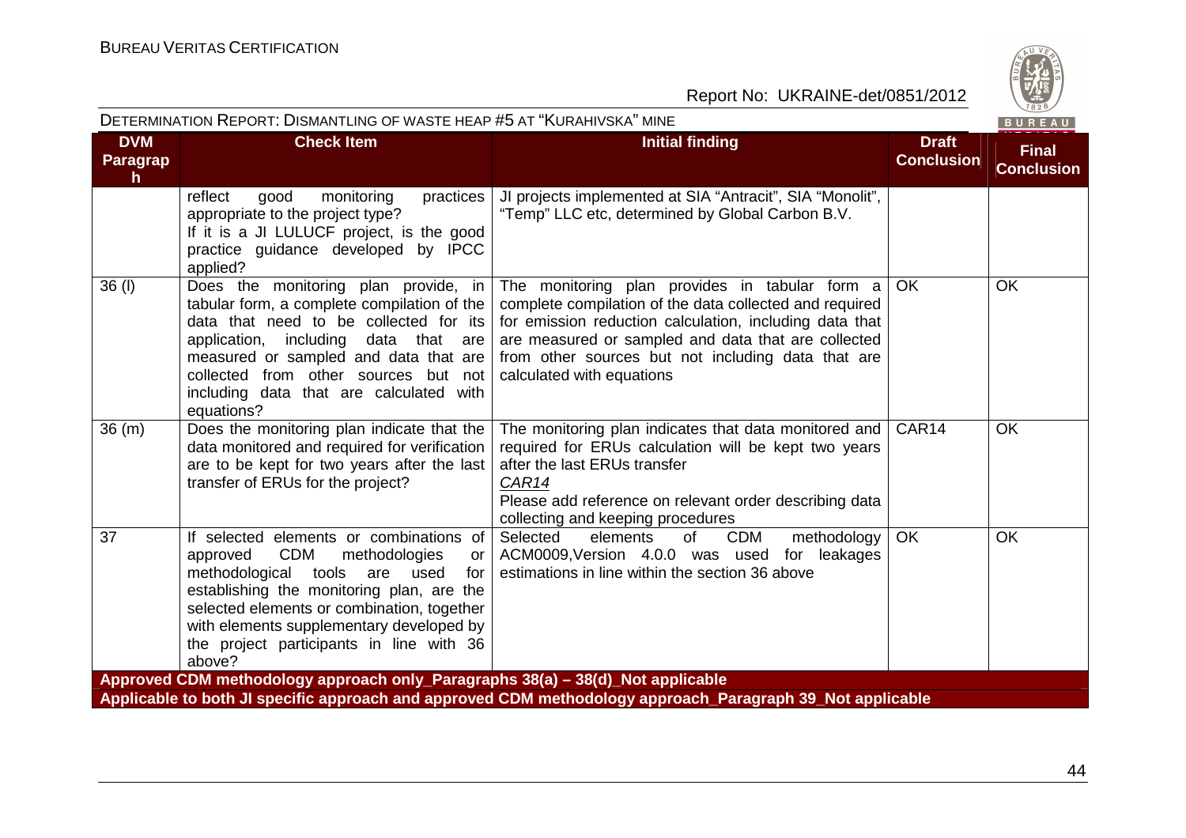| DVM Paragraph | Check Item | Initial finding | Draft Conclusion | Final Conclusion |
|---|---|---|---|---|
| | reflect good monitoring practices appropriate to the project type? If it is a JI LULUCF project, is the good practice guidance developed by IPCC applied? | JI projects implemented at SIA "Antracit", SIA "Monolit", "Temp" LLC etc, determined by Global Carbon B.V. | | |
| 36 (l) | Does the monitoring plan provide, in tabular form, a complete compilation of the data that need to be collected for its application, including data that are measured or sampled and data that are collected from other sources but not including data that are calculated with equations? | The monitoring plan provides in tabular form a complete compilation of the data collected and required for emission reduction calculation, including data that are measured or sampled and data that are collected from other sources but not including data that are calculated with equations | OK | OK |
| 36 (m) | Does the monitoring plan indicate that the data monitored and required for verification are to be kept for two years after the last transfer of ERUs for the project? | The monitoring plan indicates that data monitored and required for ERUs calculation will be kept two years after the last ERUs transfer<br>*CAR14*<br>Please add reference on relevant order describing data collecting and keeping procedures | CAR14 | OK |
| 37 | If selected elements or combinations of approved CDM methodologies or methodological tools are used for establishing the monitoring plan, are the selected elements or combination, together with elements supplementary developed by the project participants in line with 36 above? | Selected elements of CDM methodology ACM0009,Version 4.0.0 was used for leakages estimations in line within the section 36 above | OK | OK |
| **Approved CDM methodology approach only_Paragraphs 38(a) – 38(d)_Not applicable** | | | | |
| **Applicable to both JI specific approach and approved CDM methodology approach_Paragraph 39_Not applicable** | | | | |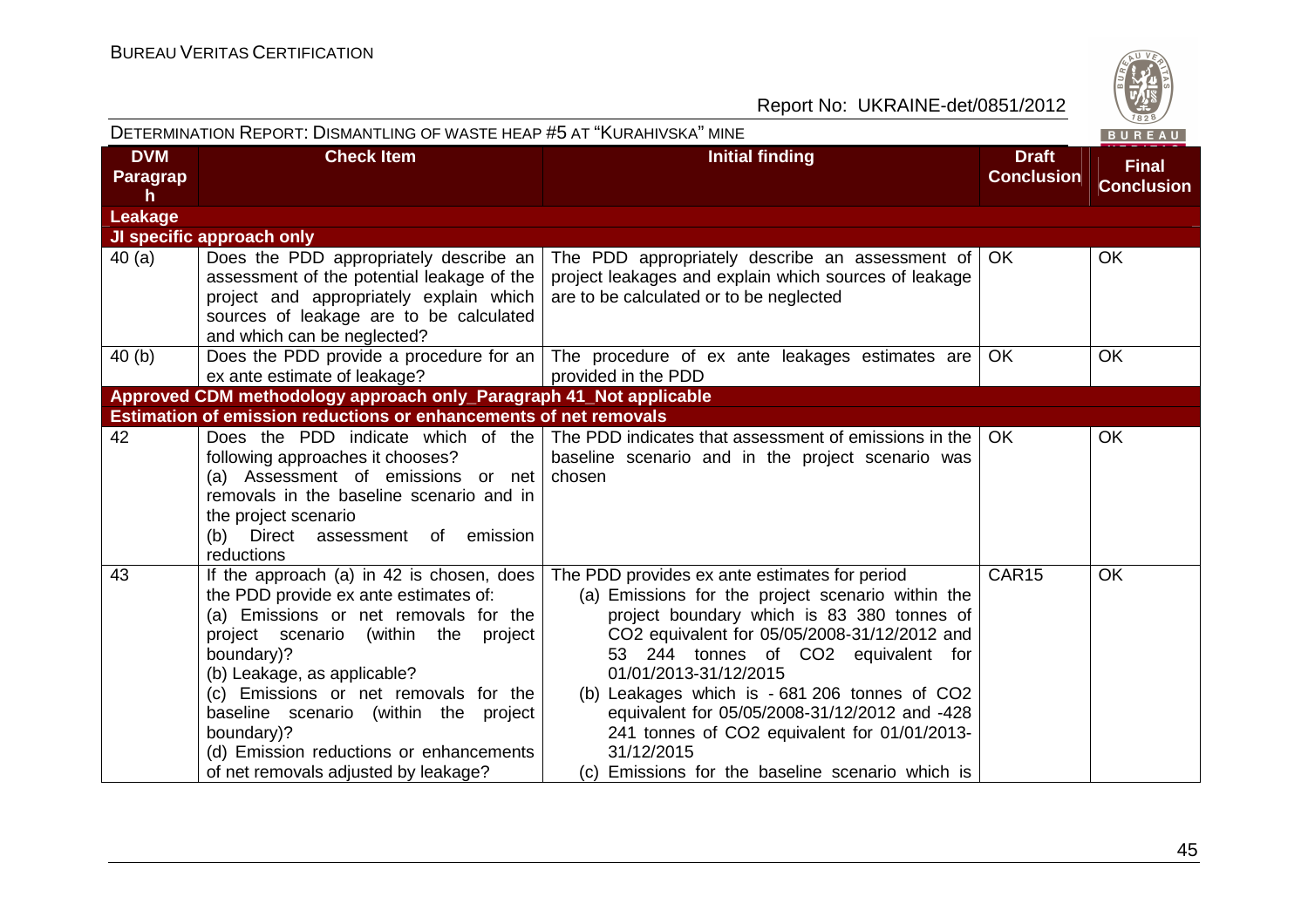DETERMINATION REPORT: DISMANTLING OF WASTE HEAP #5 AT "KURAHIVSKA" MINE

| DVM Paragraph | Check Item | Initial finding | Draft Conclusion | Final Conclusion |
|---|---|---|---|---|
| **Leakage** | | | | |
| **JI specific approach only** | | | | |
| 40 (a) | Does the PDD appropriately describe an assessment of the potential leakage of the project and appropriately explain which sources of leakage are to be calculated and which can be neglected? | The PDD appropriately describe an assessment of project leakages and explain which sources of leakage are to be calculated or to be neglected | OK | OK |
| 40 (b) | Does the PDD provide a procedure for an ex ante estimate of leakage? | The procedure of ex ante leakages estimates are provided in the PDD | OK | OK |
| **Approved CDM methodology approach only_Paragraph 41_Not applicable** | | | | |
| **Estimation of emission reductions or enhancements of net removals** | | | | |
| 42 | Does the PDD indicate which of the following approaches it chooses?<br>(a) Assessment of emissions or net removals in the baseline scenario and in the project scenario<br>(b) Direct assessment of emission reductions | The PDD indicates that assessment of emissions in the baseline scenario and in the project scenario was chosen | OK | OK |
| 43 | If the approach (a) in 42 is chosen, does the PDD provide ex ante estimates of:<br>(a) Emissions or net removals for the project scenario (within the project boundary)?<br>(b) Leakage, as applicable?<br>(c) Emissions or net removals for the baseline scenario (within the project boundary)?<br>(d) Emission reductions or enhancements of net removals adjusted by leakage? | The PDD provides ex ante estimates for period<br>(a) Emissions for the project scenario within the project boundary which is 83 380 tonnes of CO2 equivalent for 05/05/2008-31/12/2012 and 53 244 tonnes of CO2 equivalent for 01/01/2013-31/12/2015<br>(b) Leakages which is - 681 206 tonnes of CO2 equivalent for 05/05/2008-31/12/2012 and -428 241 tonnes of CO2 equivalent for 01/01/2013-31/12/2015<br>(c) Emissions for the baseline scenario which is | CAR15 | OK |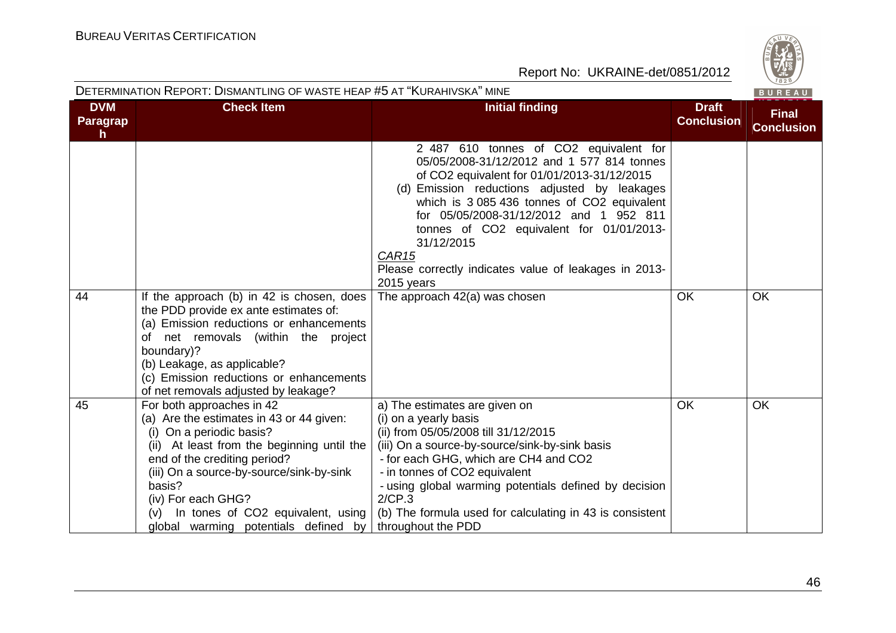| DVM Paragraph | Check Item | Initial finding | Draft Conclusion | Final Conclusion |
|---|---|---|---|---|
| | | 2 487 610 tonnes of $CO_2$ equivalent for 05/05/2008-31/12/2012 and 1 577 814 tonnes of $CO_2$ equivalent for 01/01/2013-31/12/2015<br>(d) Emission reductions adjusted by leakages which is 3 085 436 tonnes of $CO_2$ equivalent for 05/05/2008-31/12/2012 and 1 952 811 tonnes of $CO_2$ equivalent for 01/01/2013-31/12/2015<br>*CAR15*<br>Please correctly indicates value of leakages in 2013-2015 years | | |
| 44 | If the approach (b) in 42 is chosen, does the PDD provide ex ante estimates of:<br>(a) Emission reductions or enhancements of net removals (within the project boundary)?<br>(b) Leakage, as applicable?<br>(c) Emission reductions or enhancements of net removals adjusted by leakage? | The approach 42(a) was chosen | OK | OK |
| 45 | For both approaches in 42<br>(a) Are the estimates in 43 or 44 given:<br>(i) On a periodic basis?<br>(ii) At least from the beginning until the end of the crediting period?<br>(iii) On a source-by-source/sink-by-sink basis?<br>(iv) For each GHG?<br>(v) In tones of $CO_2$ equivalent, using global warming potentials defined by | a) The estimates are given on<br>(i) on a yearly basis<br>(ii) from 05/05/2008 till 31/12/2015<br>(iii) On a source-by-source/sink-by-sink basis<br>- for each GHG, which are $CH_4$ and $CO_2$<br>- in tonnes of $CO_2$ equivalent<br>- using global warming potentials defined by decision 2/CP.3<br>(b) The formula used for calculating in 43 is consistent throughout the PDD | OK | OK |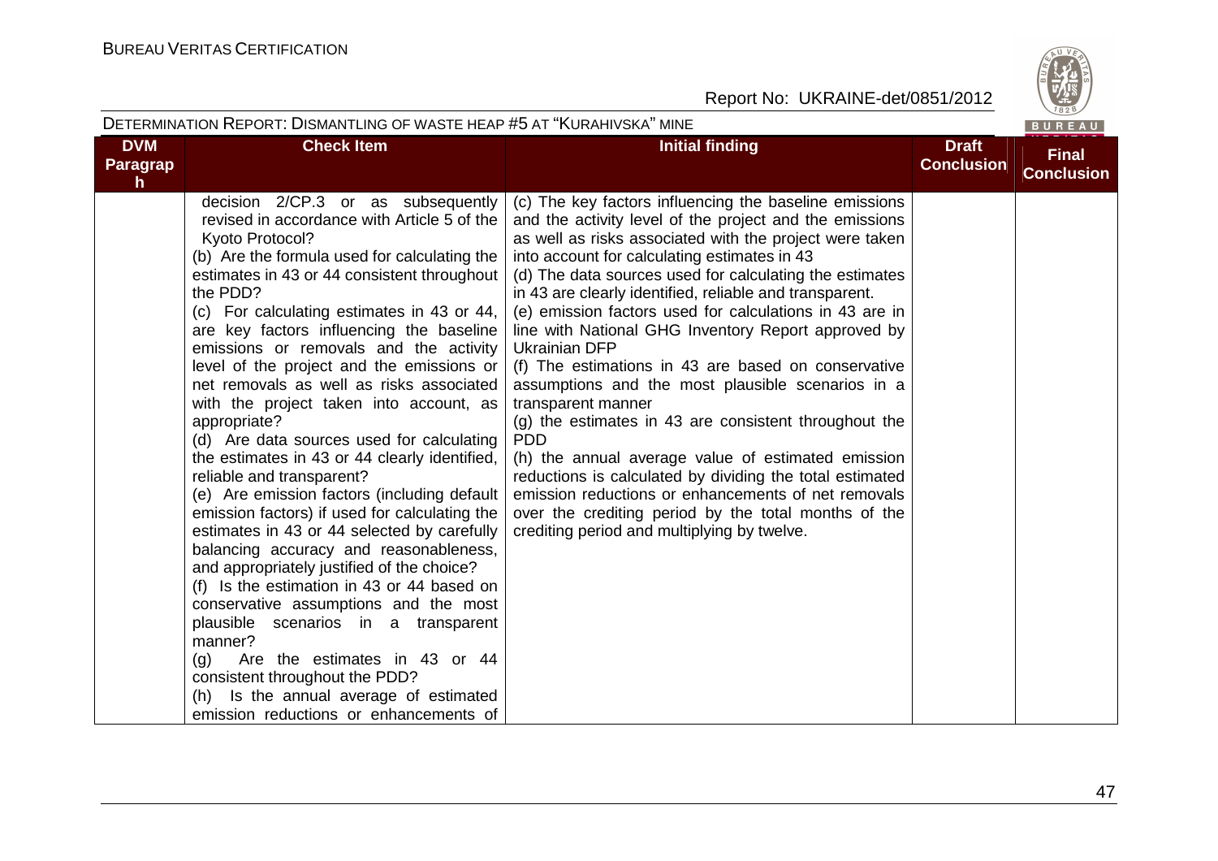| DVM Paragraph | Check Item | Initial finding | Draft Conclusion | Final Conclusion |
|---|---|---|---|---|
| | decision 2/CP.3 or as subsequently revised in accordance with Article 5 of the Kyoto Protocol?<br>(b) Are the formula used for calculating the estimates in 43 or 44 consistent throughout the PDD?<br>(c) For calculating estimates in 43 or 44, are key factors influencing the baseline emissions or removals and the activity level of the project and the emissions or net removals as well as risks associated with the project taken into account, as appropriate?<br>(d) Are data sources used for calculating the estimates in 43 or 44 clearly identified, reliable and transparent?<br>(e) Are emission factors (including default emission factors) if used for calculating the estimates in 43 or 44 selected by carefully balancing accuracy and reasonableness, and appropriately justified of the choice?<br>(f) Is the estimation in 43 or 44 based on conservative assumptions and the most plausible scenarios in a transparent manner?<br>(g) Are the estimates in 43 or 44 consistent throughout the PDD?<br>(h) Is the annual average of estimated emission reductions or enhancements of | (c) The key factors influencing the baseline emissions and the activity level of the project and the emissions as well as risks associated with the project were taken into account for calculating estimates in 43<br>(d) The data sources used for calculating the estimates in 43 are clearly identified, reliable and transparent.<br>(e) emission factors used for calculations in 43 are in line with National GHG Inventory Report approved by Ukrainian DFP<br>(f) The estimations in 43 are based on conservative assumptions and the most plausible scenarios in a transparent manner<br>(g) the estimates in 43 are consistent throughout the PDD<br>(h) the annual average value of estimated emission reductions is calculated by dividing the total estimated emission reductions or enhancements of net removals over the crediting period by the total months of the crediting period and multiplying by twelve. | | |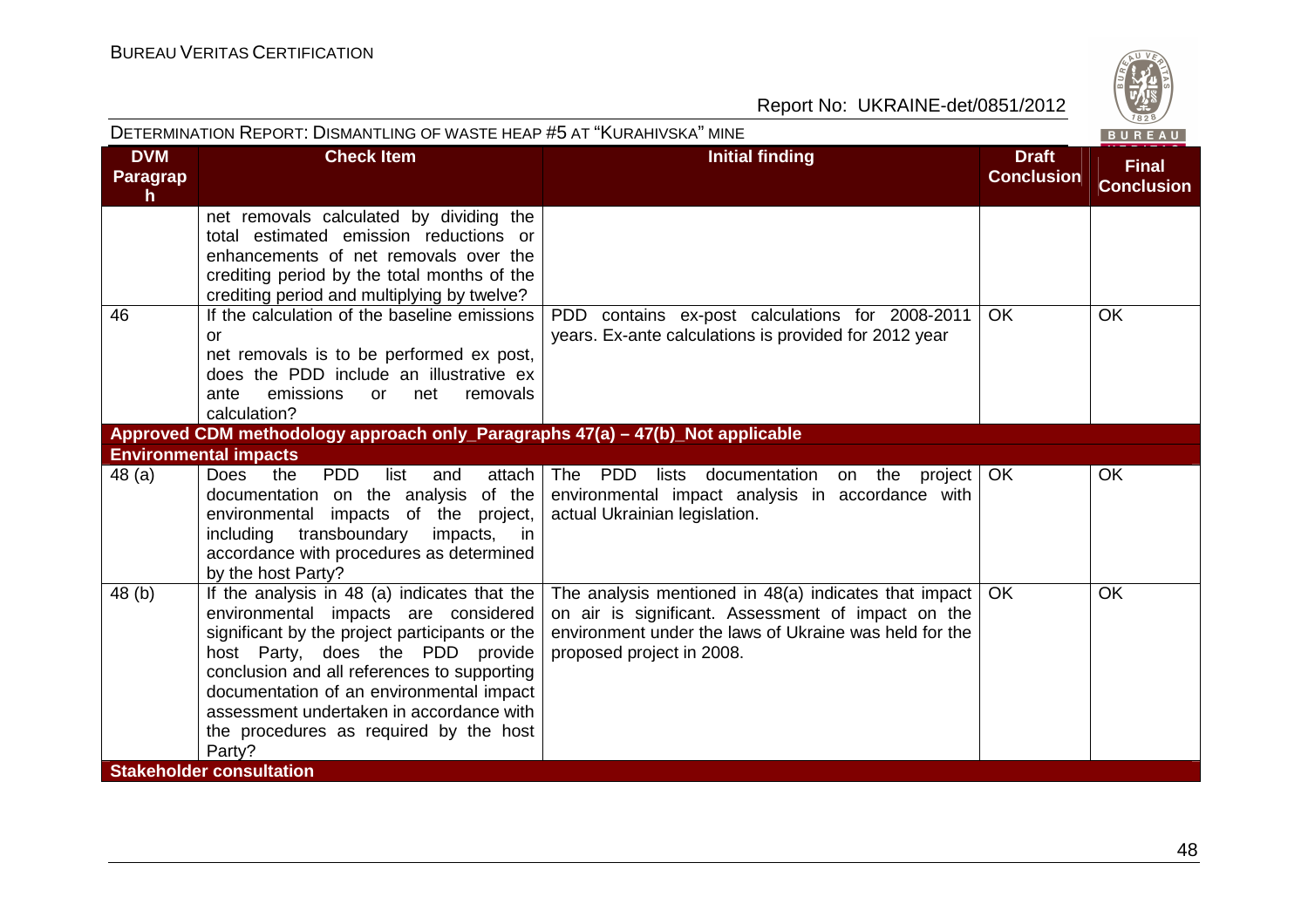| DVM Paragraph | Check Item | Initial finding | Draft Conclusion | Final Conclusion |
|---|---|---|---|---|
| | net removals calculated by dividing the total estimated emission reductions or enhancements of net removals over the crediting period by the total months of the crediting period and multiplying by twelve? | | | |
| 46 | If the calculation of the baseline emissions or net removals is to be performed ex post, does the PDD include an illustrative ex ante emissions or net removals calculation? | PDD contains ex-post calculations for 2008-2011 years. Ex-ante calculations is provided for 2012 year | OK | OK |
| **Approved CDM methodology approach only_Paragraphs 47(a) – 47(b)_Not applicable** | | | | |
| **Environmental impacts** | | | | |
| 48 (a) | Does the PDD list and attach documentation on the analysis of the environmental impacts of the project, including transboundary impacts, in accordance with procedures as determined by the host Party? | The PDD lists documentation on the project environmental impact analysis in accordance with actual Ukrainian legislation. | OK | OK |
| 48 (b) | If the analysis in 48 (a) indicates that the environmental impacts are considered significant by the project participants or the host Party, does the PDD provide conclusion and all references to supporting documentation of an environmental impact assessment undertaken in accordance with the procedures as required by the host Party? | The analysis mentioned in 48(a) indicates that impact on air is significant. Assessment of impact on the environment under the laws of Ukraine was held for the proposed project in 2008. | OK | OK |
| **Stakeholder consultation** | | | | |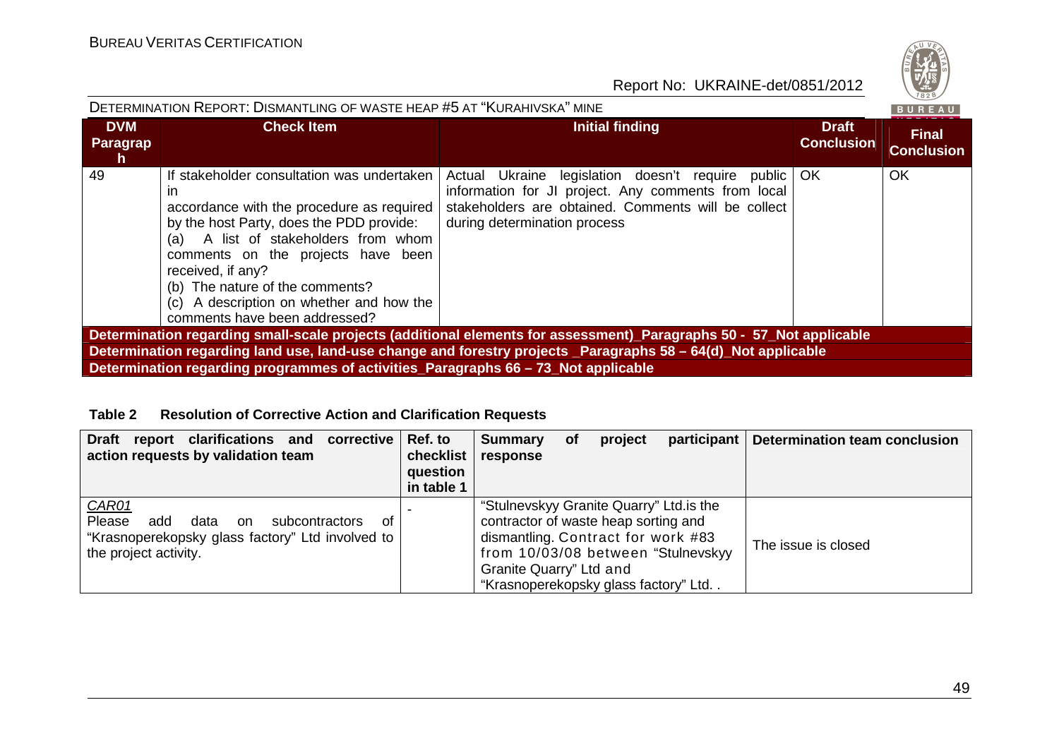| DVM Paragraph | Check Item | Initial finding | Draft Conclusion | Final Conclusion |
|---|---|---|---|---|
| 49 | If stakeholder consultation was undertaken in accordance with the procedure as required by the host Party, does the PDD provide: (a) A list of stakeholders from whom comments on the projects have been received, if any? (b) The nature of the comments? (c) A description on whether and how the comments have been addressed? | Actual Ukraine legislation doesn't require public information for JI project. Any comments from local stakeholders are obtained. Comments will be collect during determination process | OK | OK |
| **Determination regarding small-scale projects (additional elements for assessment)_Paragraphs 50 - 57_Not applicable** | | | | |
| **Determination regarding land use, land-use change and forestry projects _Paragraphs 58 – 64(d)_Not applicable** | | | | |
| **Determination regarding programmes of activities_Paragraphs 66 – 73_Not applicable** | | | | |

**Table 2 Resolution of Corrective Action and Clarification Requests**

| Draft report clarifications and corrective action requests by validation team | Ref. to checklist question in table 1 | Summary of project participant response | Determination team conclusion |
|---|---|---|---|
| *CAR01* Please add data on subcontractors of "Krasnoperekopsky glass factory" Ltd involved to the project activity. | - | "Stulnevskyy Granite Quarry" Ltd.is the contractor of waste heap sorting and dismantling. Contract for work #83 from 10/03/08 between "Stulnevskyy Granite Quarry" Ltd and "Krasnoperekopsky glass factory" Ltd. . | The issue is closed |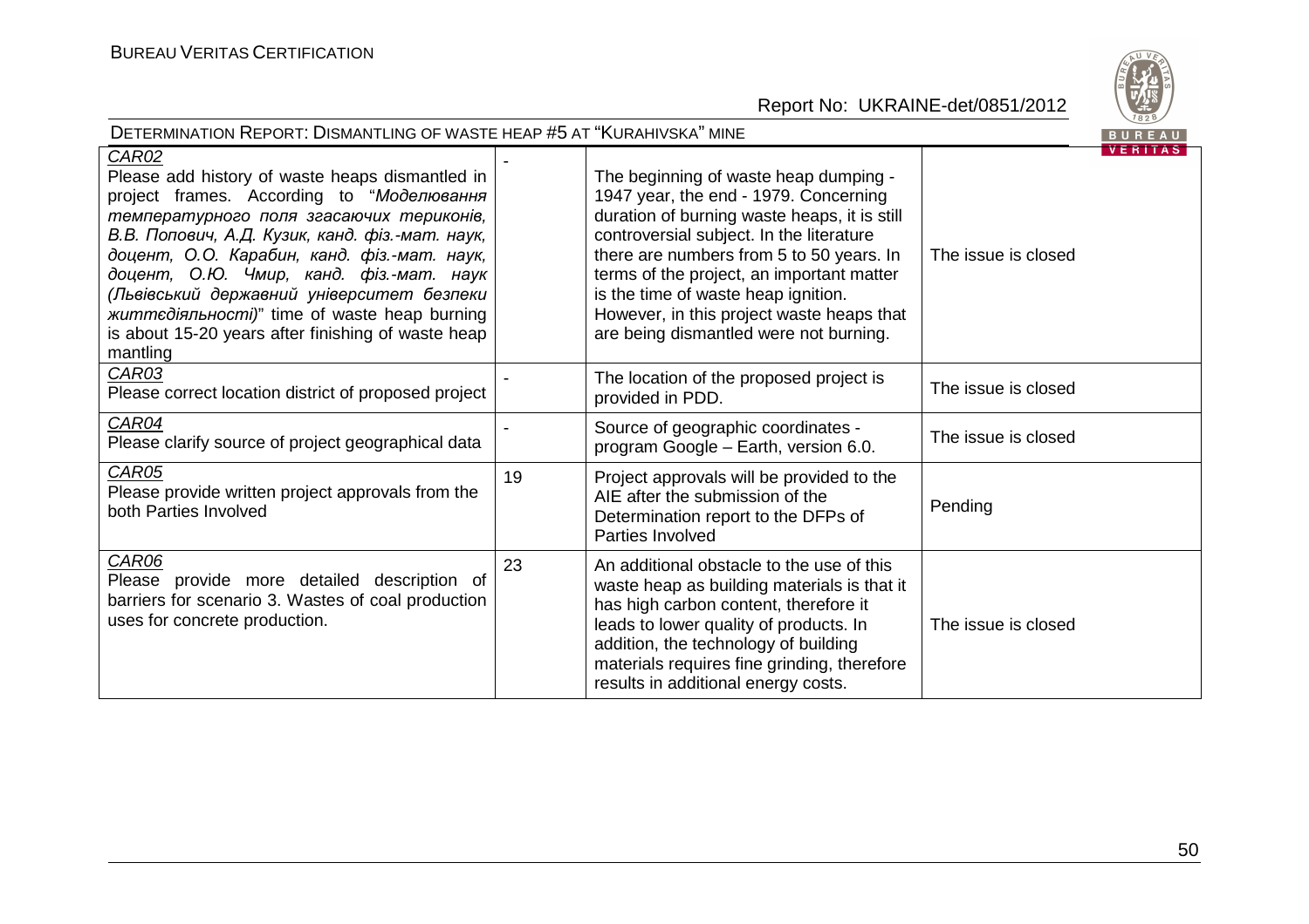| | | | |
|---|---|---|---|
| *CAR02*<br>Please add history of waste heaps dismantled in project frames. According to "*Моделювання температурного поля згасаючих териконів, В.В. Попович, А.Д. Кузик, канд. фіз.-мат. наук, доцент, О.О. Карабин, канд. фіз.-мат. наук, доцент, О.Ю. Чмир, канд. фіз.-мат. наук (Львівський державний університет безпеки життєдіяльності)*" time of waste heap burning is about 15-20 years after finishing of waste heap mantling | - | The beginning of waste heap dumping - 1947 year, the end - 1979. Concerning duration of burning waste heaps, it is still controversial subject. In the literature there are numbers from 5 to 50 years. In terms of the project, an important matter is the time of waste heap ignition. However, in this project waste heaps that are being dismantled were not burning. | The issue is closed |
| *CAR03*<br>Please correct location district of proposed project | - | The location of the proposed project is provided in PDD. | The issue is closed |
| *CAR04*<br>Please clarify source of project geographical data | - | Source of geographic coordinates - program Google – Earth, version 6.0. | The issue is closed |
| *CAR05*<br>Please provide written project approvals from the both Parties Involved | 19 | Project approvals will be provided to the AIE after the submission of the Determination report to the DFPs of Parties Involved | Pending |
| *CAR06*<br>Please provide more detailed description of barriers for scenario 3. Wastes of coal production uses for concrete production. | 23 | An additional obstacle to the use of this waste heap as building materials is that it has high carbon content, therefore it leads to lower quality of products. In addition, the technology of building materials requires fine grinding, therefore results in additional energy costs. | The issue is closed |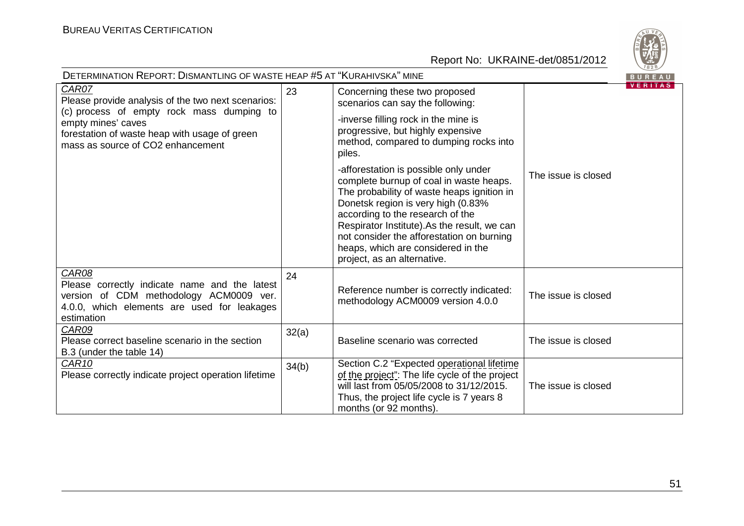| | | | |
|---|---|---|---|
| CAR07<br>Please provide analysis of the two next scenarios:<br>(c) process of empty rock mass dumping to empty mines' caves<br>forestation of waste heap with usage of green mass as source of CO2 enhancement | 23 | Concerning these two proposed scenarios can say the following:<br>-inverse filling rock in the mine is progressive, but highly expensive method, compared to dumping rocks into piles.<br>-afforestation is possible only under complete burnup of coal in waste heaps. The probability of waste heaps ignition in Donetsk region is very high (0.83% according to the research of the Respirator Institute).As the result, we can not consider the afforestation on burning heaps, which are considered in the project, as an alternative. | The issue is closed |
| CAR08<br>Please correctly indicate name and the latest version of CDM methodology ACM0009 ver. 4.0.0, which elements are used for leakages estimation | 24 | Reference number is correctly indicated: methodology ACM0009 version 4.0.0 | The issue is closed |
| CAR09<br>Please correct baseline scenario in the section B.3 (under the table 14) | 32(a) | Baseline scenario was corrected | The issue is closed |
| CAR10<br>Please correctly indicate project operation lifetime | 34(b) | Section C.2 "Expected operational lifetime of the project": The life cycle of the project will last from 05/05/2008 to 31/12/2015. Thus, the project life cycle is 7 years 8 months (or 92 months). | The issue is closed |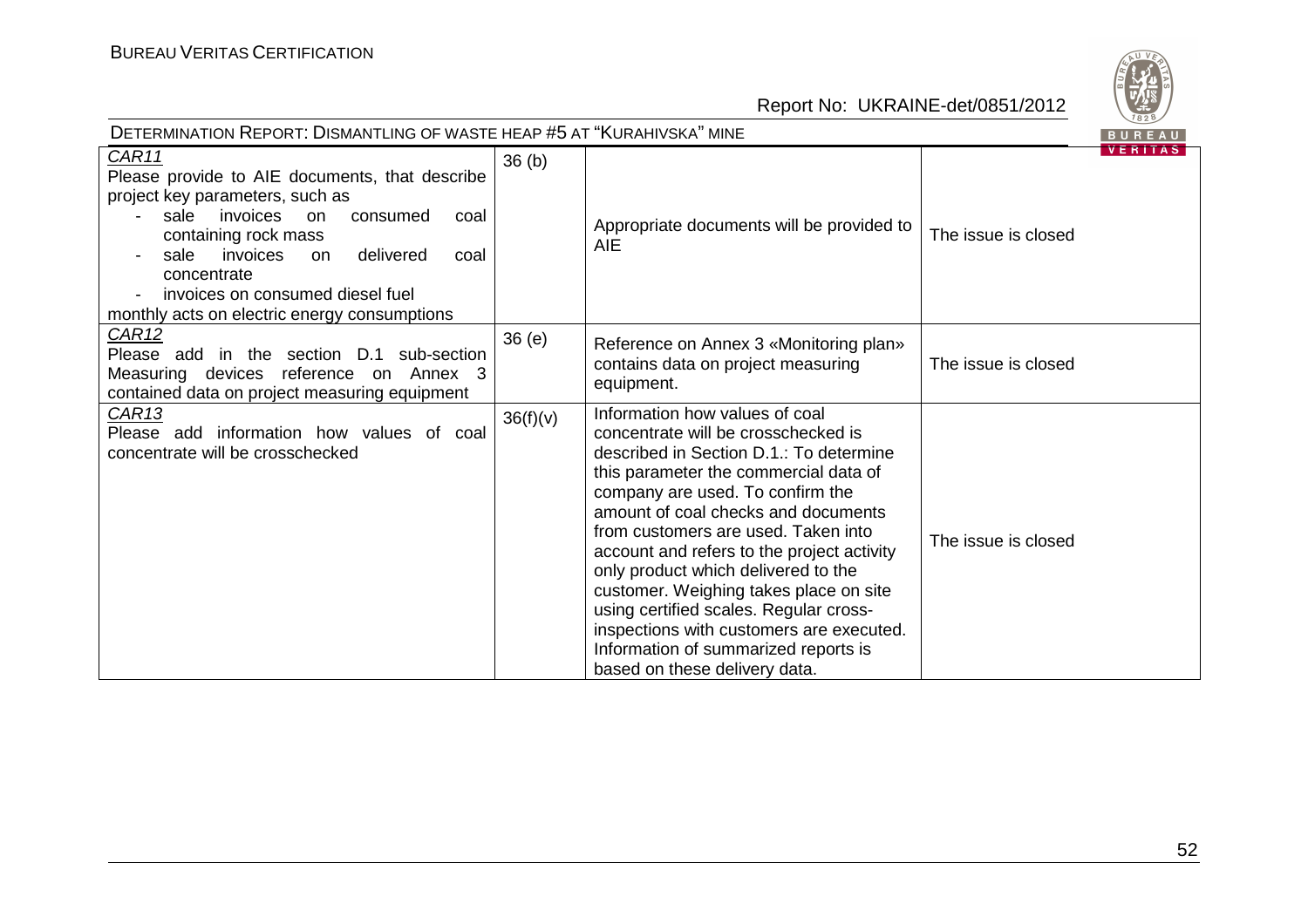| | | | |
|---|---|---|---|
| *CAR11*<br>Please provide to AIE documents, that describe project key parameters, such as<br>- sale invoices on consumed coal containing rock mass<br>- sale invoices on delivered coal concentrate<br>- invoices on consumed diesel fuel<br>monthly acts on electric energy consumptions | 36 (b) | Appropriate documents will be provided to AIE | The issue is closed |
| *CAR12*<br>Please add in the section D.1 sub-section Measuring devices reference on Annex 3 contained data on project measuring equipment | 36 (e) | Reference on Annex 3 «Monitoring plan» contains data on project measuring equipment. | The issue is closed |
| *CAR13*<br>Please add information how values of coal concentrate will be crosschecked | 36(f)(v) | Information how values of coal concentrate will be crosschecked is described in Section D.1.: To determine this parameter the commercial data of company are used. To confirm the amount of coal checks and documents from customers are used. Taken into account and refers to the project activity only product which delivered to the customer. Weighing takes place on site using certified scales. Regular cross-inspections with customers are executed. Information of summarized reports is based on these delivery data. | The issue is closed |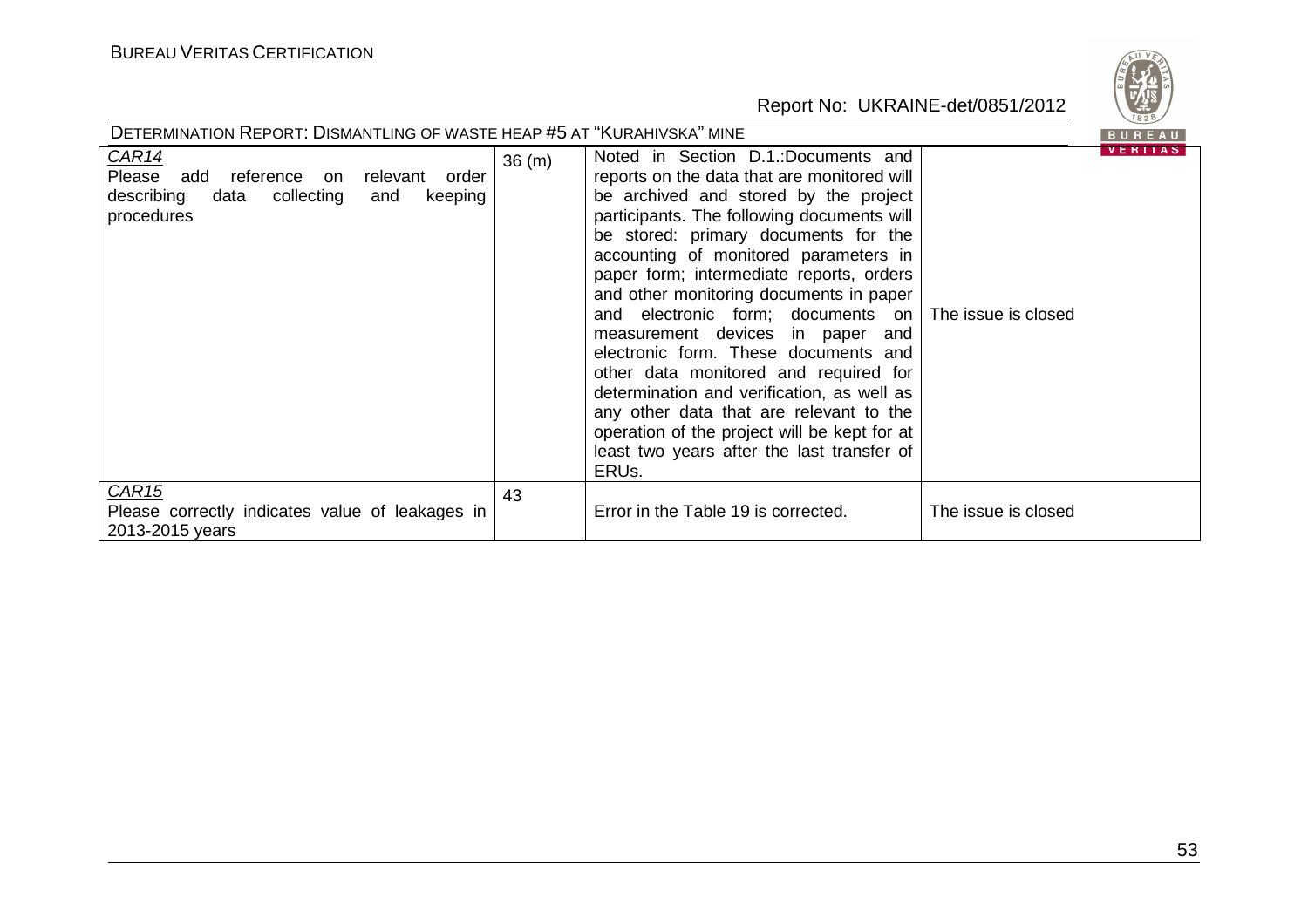| | | | |
|---|---|---|---|
| *CAR14*<br>Please add reference on relevant order describing data collecting and keeping procedures | 36 (m) | Noted in Section D.1.:Documents and reports on the data that are monitored will be archived and stored by the project participants. The following documents will be stored: primary documents for the accounting of monitored parameters in paper form; intermediate reports, orders and other monitoring documents in paper and electronic form; documents on measurement devices in paper and electronic form. These documents and other data monitored and required for determination and verification, as well as any other data that are relevant to the operation of the project will be kept for at least two years after the last transfer of ERUs. | The issue is closed |
| *CAR15*<br>Please correctly indicates value of leakages in 2013-2015 years | 43 | Error in the Table 19 is corrected. | The issue is closed |